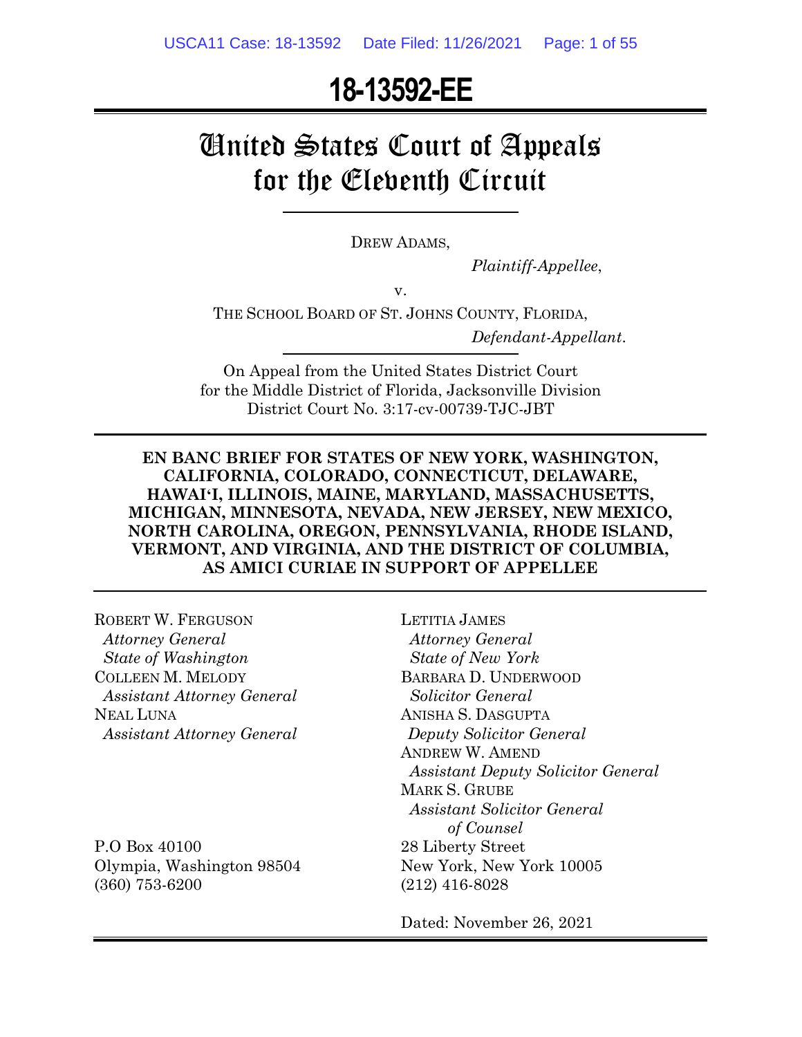# 18-13592-EE

# United States Court of Appeals for the Eleventh Circuit

DREW ADAMS,

*Plaintiff-Appellee*,

v.

THE SCHOOL BOARD OF ST. JOHNS COUNTY, FLORIDA,

*Defendant-Appellant*.

On Appeal from the United States District Court for the Middle District of Florida, Jacksonville Division
District Court No. 3:17-cv-00739-TJC-JBT

**EN BANC BRIEF FOR STATES OF NEW YORK, WASHINGTON, CALIFORNIA, COLORADO, CONNECTICUT, DELAWARE, HAWAI'I, ILLINOIS, MAINE, MARYLAND, MASSACHUSETTS, MICHIGAN, MINNESOTA, NEVADA, NEW JERSEY, NEW MEXICO, NORTH CAROLINA, OREGON, PENNSYLVANIA, RHODE ISLAND, VERMONT, AND VIRGINIA, AND THE DISTRICT OF COLUMBIA, AS AMICI CURIAE IN SUPPORT OF APPELLEE**

ROBERT W. FERGUSON
*Attorney General*
*State of Washington*
COLLEEN M. MELODY
*Assistant Attorney General*
NEAL LUNA
*Assistant Attorney General*

P.O Box 40100
Olympia, Washington 98504
(360) 753-6200

LETITIA JAMES
*Attorney General*
*State of New York*
BARBARA D. UNDERWOOD
*Solicitor General*
ANISHA S. DASGUPTA
*Deputy Solicitor General*
ANDREW W. AMEND
*Assistant Deputy Solicitor General*
MARK S. GRUBE
*Assistant Solicitor General*
*of Counsel*

28 Liberty Street
New York, New York 10005
(212) 416-8028

Dated: November 26, 2021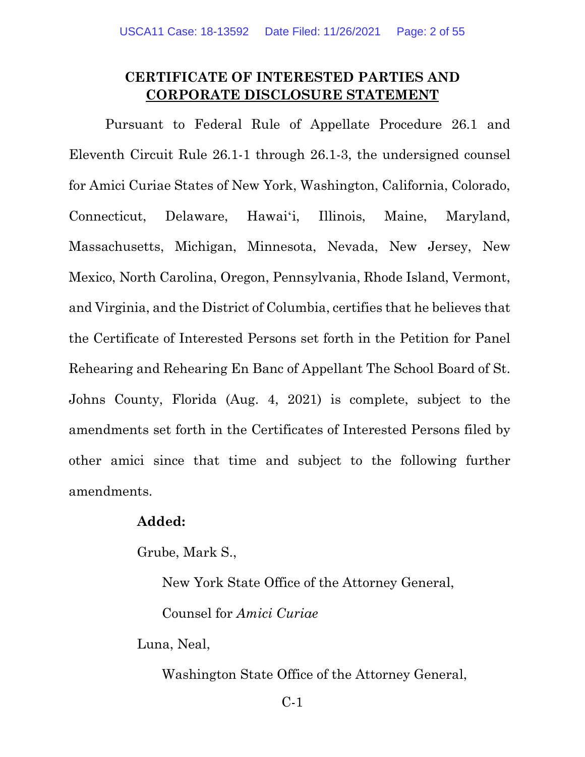## CERTIFICATE OF INTERESTED PARTIES AND CORPORATE DISCLOSURE STATEMENT

Pursuant to Federal Rule of Appellate Procedure 26.1 and Eleventh Circuit Rule 26.1-1 through 26.1-3, the undersigned counsel for Amici Curiae States of New York, Washington, California, Colorado, Connecticut, Delaware, Hawaiʻi, Illinois, Maine, Maryland, Massachusetts, Michigan, Minnesota, Nevada, New Jersey, New Mexico, North Carolina, Oregon, Pennsylvania, Rhode Island, Vermont, and Virginia, and the District of Columbia, certifies that he believes that the Certificate of Interested Persons set forth in the Petition for Panel Rehearing and Rehearing En Banc of Appellant The School Board of St. Johns County, Florida (Aug. 4, 2021) is complete, subject to the amendments set forth in the Certificates of Interested Persons filed by other amici since that time and subject to the following further amendments.

**Added:**

Grube, Mark S.,

New York State Office of the Attorney General,

Counsel for *Amici Curiae*

Luna, Neal,

Washington State Office of the Attorney General,

C-1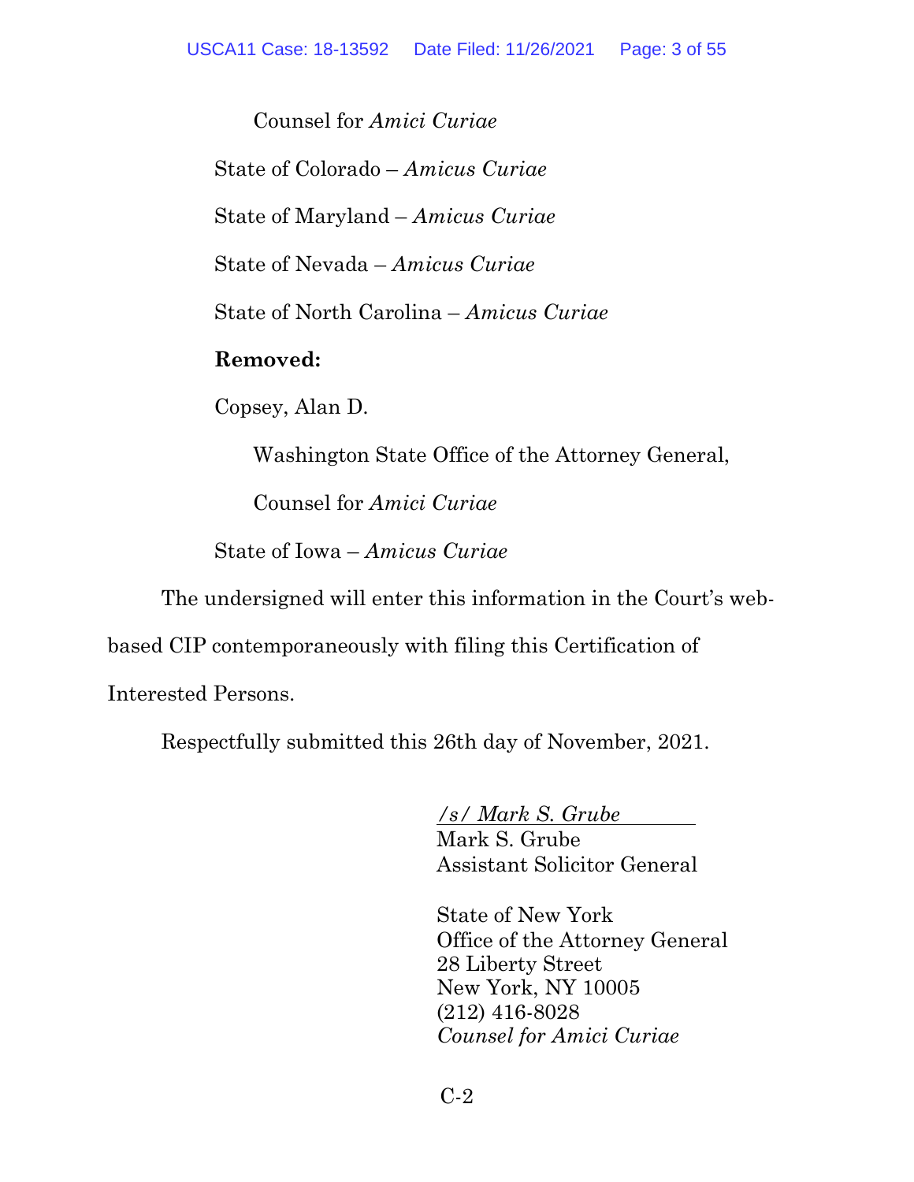Counsel for *Amici Curiae*

State of Colorado – *Amicus Curiae*

State of Maryland – *Amicus Curiae*

State of Nevada – *Amicus Curiae*

State of North Carolina – *Amicus Curiae*

**Removed:**

Copsey, Alan D.

Washington State Office of the Attorney General,

Counsel for *Amici Curiae*

State of Iowa – *Amicus Curiae*

The undersigned will enter this information in the Court's web-based CIP contemporaneously with filing this Certification of Interested Persons.

Respectfully submitted this 26th day of November, 2021.

*/s/ Mark S. Grube*
Mark S. Grube
Assistant Solicitor General

State of New York
Office of the Attorney General
28 Liberty Street
New York, NY 10005
(212) 416-8028
*Counsel for Amici Curiae*

C-2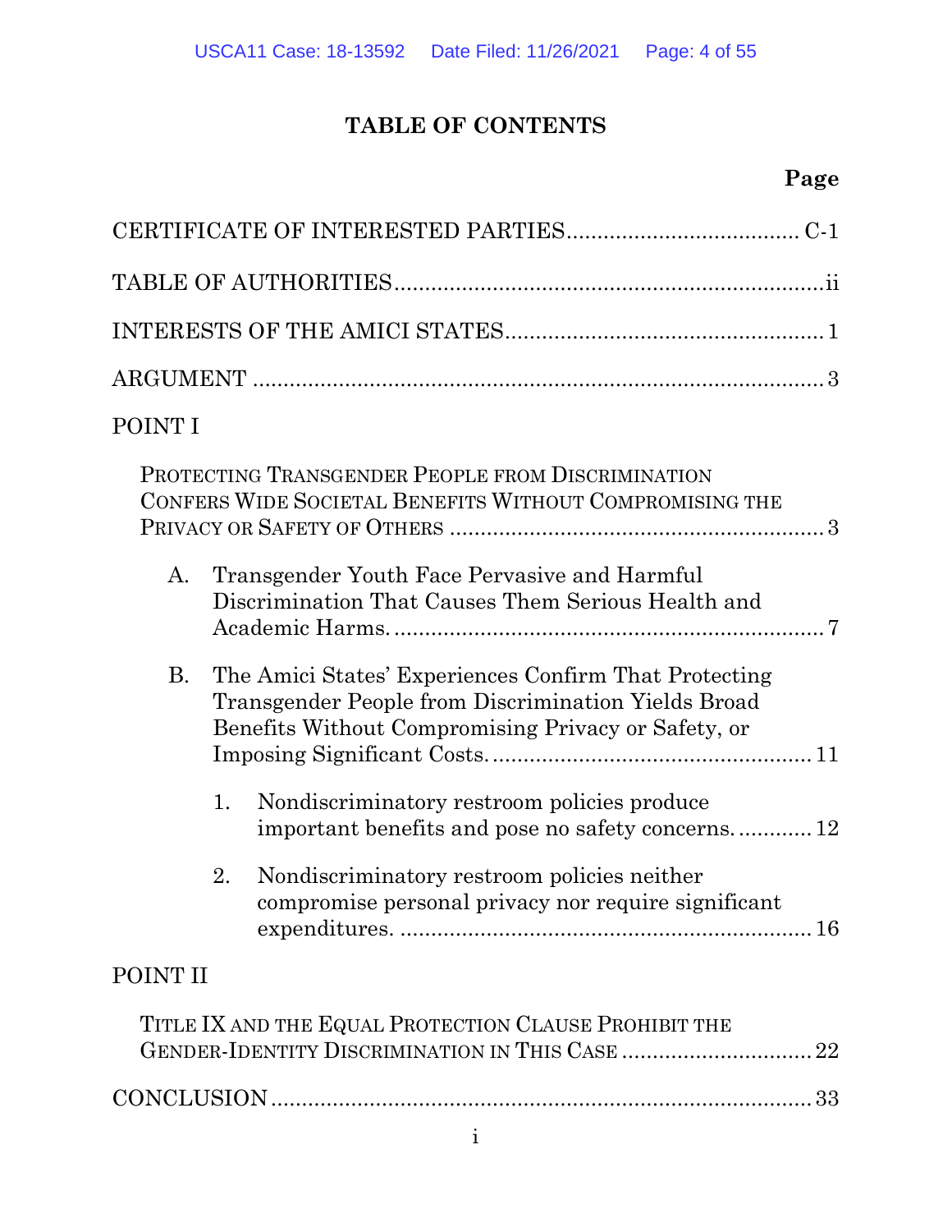# TABLE OF CONTENTS

| | Page |
|---|---|
| CERTIFICATE OF INTERESTED PARTIES | C-1 |
| TABLE OF AUTHORITIES | ii |
| INTERESTS OF THE AMICI STATES | 1 |
| ARGUMENT | 3 |
| POINT I | |
| PROTECTING TRANSGENDER PEOPLE FROM DISCRIMINATION CONFERS WIDE SOCIETAL BENEFITS WITHOUT COMPROMISING THE PRIVACY OR SAFETY OF OTHERS | 3 |
| A. Transgender Youth Face Pervasive and Harmful Discrimination That Causes Them Serious Health and Academic Harms. | 7 |
| B. The Amici States' Experiences Confirm That Protecting Transgender People from Discrimination Yields Broad Benefits Without Compromising Privacy or Safety, or Imposing Significant Costs. | 11 |
| 1. Nondiscriminatory restroom policies produce important benefits and pose no safety concerns. | 12 |
| 2. Nondiscriminatory restroom policies neither compromise personal privacy nor require significant expenditures. | 16 |
| POINT II | |
| TITLE IX AND THE EQUAL PROTECTION CLAUSE PROHIBIT THE GENDER-IDENTITY DISCRIMINATION IN THIS CASE | 22 |
| CONCLUSION | 33 |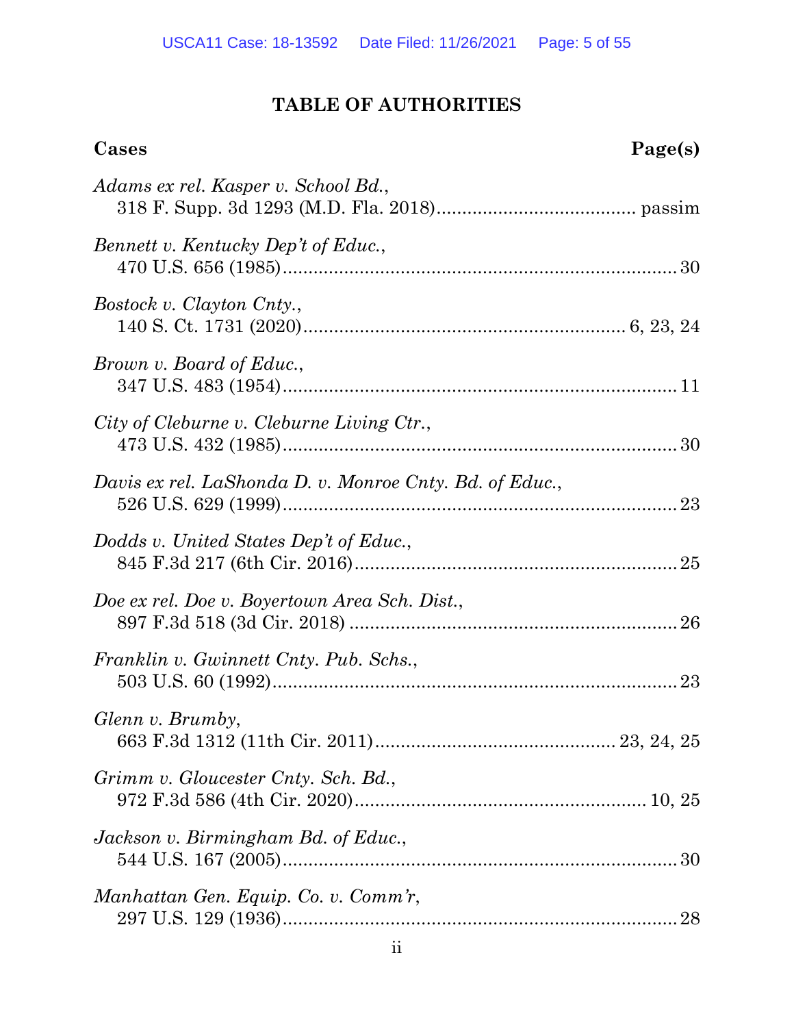# TABLE OF AUTHORITIES

| Cases | Page(s) |
|---|---|
| *Adams ex rel. Kasper v. School Bd.*, 318 F. Supp. 3d 1293 (M.D. Fla. 2018) | passim |
| *Bennett v. Kentucky Dep't of Educ.*, 470 U.S. 656 (1985) | 30 |
| *Bostock v. Clayton Cnty.*, 140 S. Ct. 1731 (2020) | 6, 23, 24 |
| *Brown v. Board of Educ.*, 347 U.S. 483 (1954) | 11 |
| *City of Cleburne v. Cleburne Living Ctr.*, 473 U.S. 432 (1985) | 30 |
| *Davis ex rel. LaShonda D. v. Monroe Cnty. Bd. of Educ.*, 526 U.S. 629 (1999) | 23 |
| *Dodds v. United States Dep't of Educ.*, 845 F.3d 217 (6th Cir. 2016) | 25 |
| *Doe ex rel. Doe v. Boyertown Area Sch. Dist.*, 897 F.3d 518 (3d Cir. 2018) | 26 |
| *Franklin v. Gwinnett Cnty. Pub. Schs.*, 503 U.S. 60 (1992) | 23 |
| *Glenn v. Brumby*, 663 F.3d 1312 (11th Cir. 2011) | 23, 24, 25 |
| *Grimm v. Gloucester Cnty. Sch. Bd.*, 972 F.3d 586 (4th Cir. 2020) | 10, 25 |
| *Jackson v. Birmingham Bd. of Educ.*, 544 U.S. 167 (2005) | 30 |
| *Manhattan Gen. Equip. Co. v. Comm'r*, 297 U.S. 129 (1936) | 28 |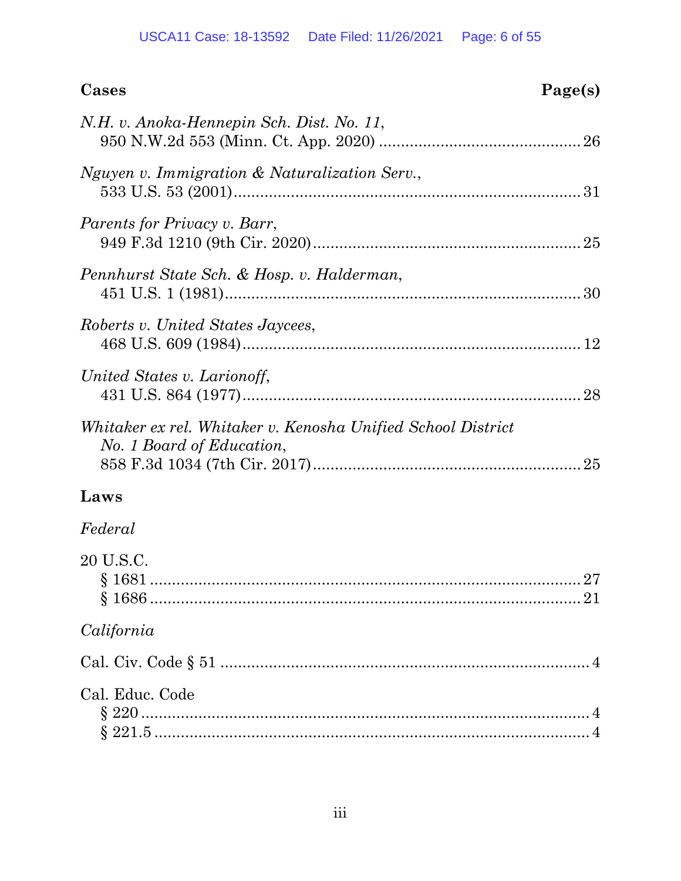**Cases** **Page(s)**

*N.H. v. Anoka-Hennepin Sch. Dist. No. 11*,
950 N.W.2d 553 (Minn. Ct. App. 2020) ............................................ 26

*Nguyen v. Immigration & Naturalization Serv.*,
533 U.S. 53 (2001) ............................................................................ 31

*Parents for Privacy v. Barr*,
949 F.3d 1210 (9th Cir. 2020) .......................................................... 25

*Pennhurst State Sch. & Hosp. v. Halderman*,
451 U.S. 1 (1981) .............................................................................. 30

*Roberts v. United States Jaycees*,
468 U.S. 609 (1984) .......................................................................... 12

*United States v. Larionoff*,
431 U.S. 864 (1977) .......................................................................... 28

*Whitaker ex rel. Whitaker v. Kenosha Unified School District No. 1 Board of Education*,
858 F.3d 1034 (7th Cir. 2017) .......................................................... 25

**Laws**

*Federal*

20 U.S.C.
§ 1681 ................................................................................................ 27
§ 1686 ................................................................................................ 21

*California*

Cal. Civ. Code § 51 ................................................................................ 4

Cal. Educ. Code
§ 220 .................................................................................................... 4
§ 221.5 ................................................................................................. 4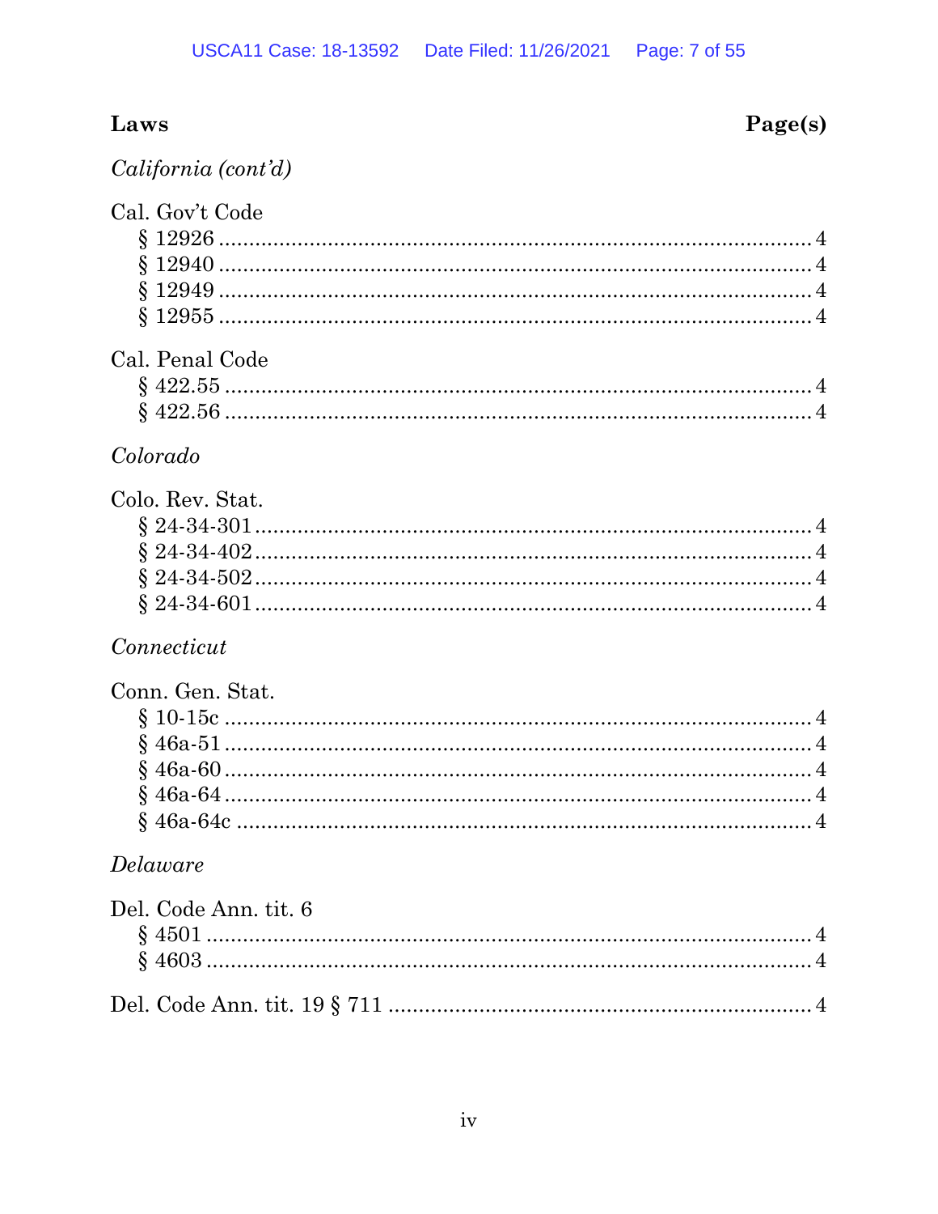**Laws** **Page(s)**

*California (cont'd)*

Cal. Gov't Code
§ 12926 .......... 4
§ 12940 .......... 4
§ 12949 .......... 4
§ 12955 .......... 4

Cal. Penal Code
§ 422.55 .......... 4
§ 422.56 .......... 4

*Colorado*

Colo. Rev. Stat.
§ 24-34-301 .......... 4
§ 24-34-402 .......... 4
§ 24-34-502 .......... 4
§ 24-34-601 .......... 4

*Connecticut*

Conn. Gen. Stat.
§ 10-15c .......... 4
§ 46a-51 .......... 4
§ 46a-60 .......... 4
§ 46a-64 .......... 4
§ 46a-64c .......... 4

*Delaware*

Del. Code Ann. tit. 6
§ 4501 .......... 4
§ 4603 .......... 4

Del. Code Ann. tit. 19 § 711 .......... 4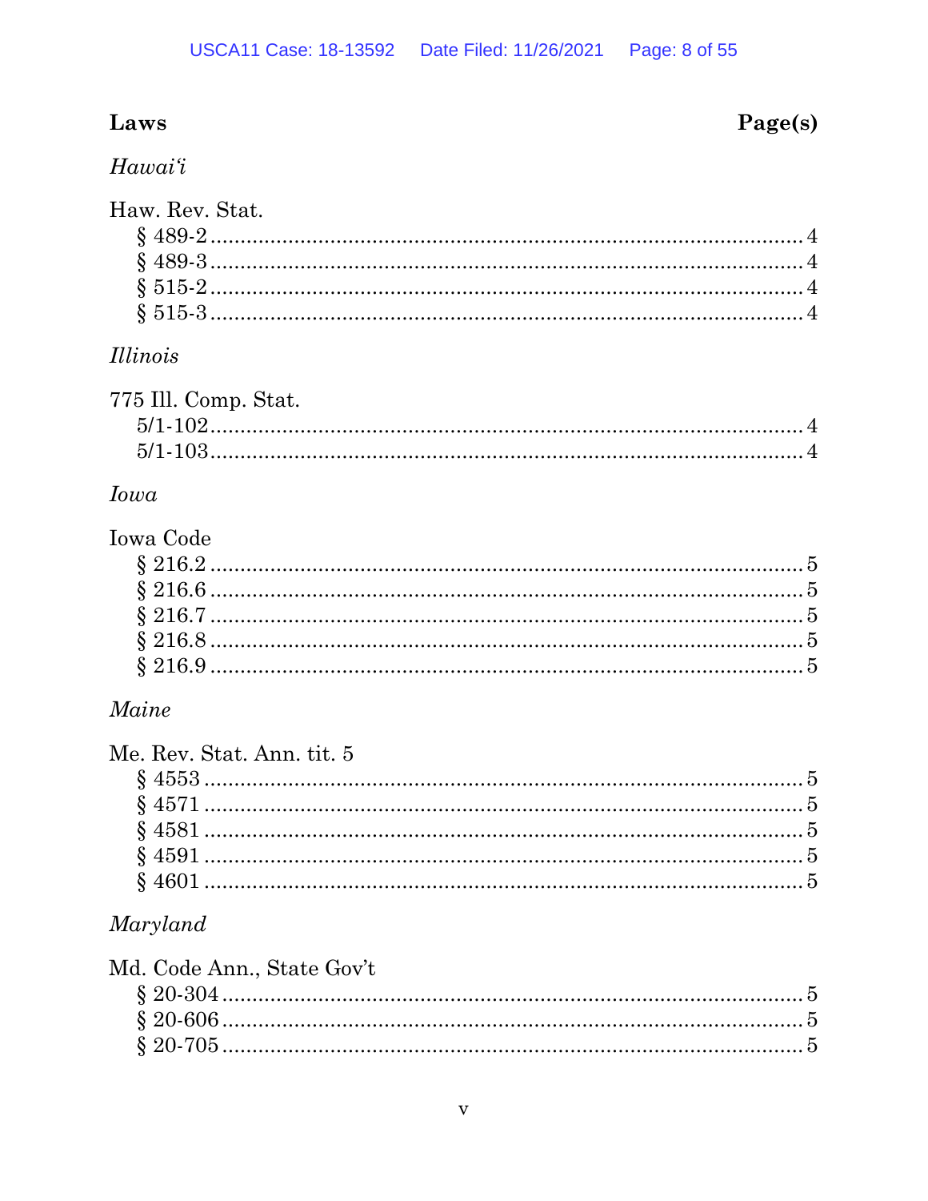**Laws** **Page(s)**

*Hawaiʻi*

Haw. Rev. Stat.
§ 489-2 .......... 4
§ 489-3 .......... 4
§ 515-2 .......... 4
§ 515-3 .......... 4

*Illinois*

775 Ill. Comp. Stat.
5/1-102 .......... 4
5/1-103 .......... 4

*Iowa*

Iowa Code
§ 216.2 .......... 5
§ 216.6 .......... 5
§ 216.7 .......... 5
§ 216.8 .......... 5
§ 216.9 .......... 5

*Maine*

Me. Rev. Stat. Ann. tit. 5
§ 4553 .......... 5
§ 4571 .......... 5
§ 4581 .......... 5
§ 4591 .......... 5
§ 4601 .......... 5

*Maryland*

Md. Code Ann., State Gov't
§ 20-304 .......... 5
§ 20-606 .......... 5
§ 20-705 .......... 5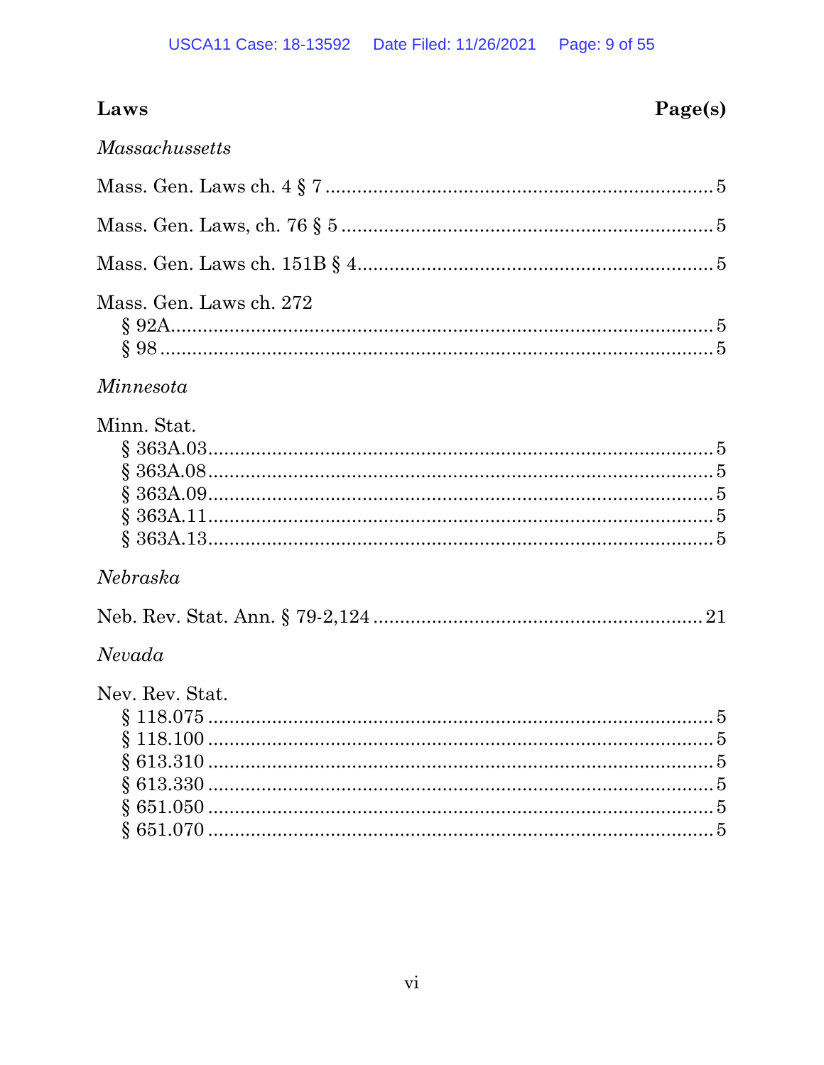| Laws | Page(s) |
|---|---|
| *Massachussetts* | |
| Mass. Gen. Laws ch. 4 § 7 | 5 |
| Mass. Gen. Laws, ch. 76 § 5 | 5 |
| Mass. Gen. Laws ch. 151B § 4 | 5 |
| Mass. Gen. Laws ch. 272 | |
| § 92A | 5 |
| § 98 | 5 |
| *Minnesota* | |
| Minn. Stat. | |
| § 363A.03 | 5 |
| § 363A.08 | 5 |
| § 363A.09 | 5 |
| § 363A.11 | 5 |
| § 363A.13 | 5 |
| *Nebraska* | |
| Neb. Rev. Stat. Ann. § 79-2,124 | 21 |
| *Nevada* | |
| Nev. Rev. Stat. | |
| § 118.075 | 5 |
| § 118.100 | 5 |
| § 613.310 | 5 |
| § 613.330 | 5 |
| § 651.050 | 5 |
| § 651.070 | 5 |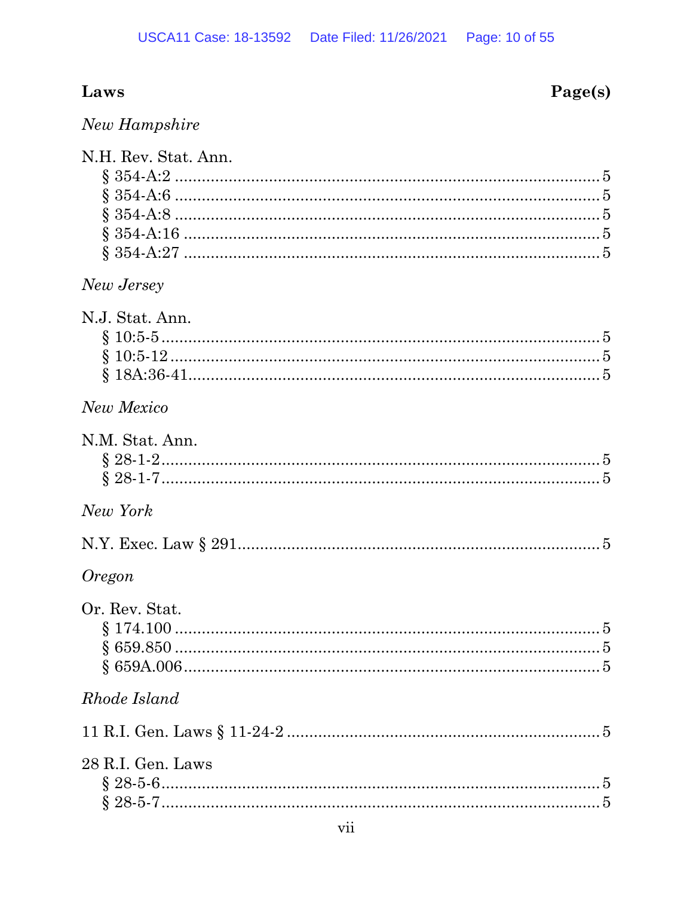**Laws** **Page(s)**

*New Hampshire*

N.H. Rev. Stat. Ann.
- § 354-A:2 .......... 5
- § 354-A:6 .......... 5
- § 354-A:8 .......... 5
- § 354-A:16 .......... 5
- § 354-A:27 .......... 5

*New Jersey*

N.J. Stat. Ann.
- § 10:5-5 .......... 5
- § 10:5-12 .......... 5
- § 18A:36-41 .......... 5

*New Mexico*

N.M. Stat. Ann.
- § 28-1-2 .......... 5
- § 28-1-7 .......... 5

*New York*

N.Y. Exec. Law § 291 .......... 5

*Oregon*

Or. Rev. Stat.
- § 174.100 .......... 5
- § 659.850 .......... 5
- § 659A.006 .......... 5

*Rhode Island*

11 R.I. Gen. Laws § 11-24-2 .......... 5

28 R.I. Gen. Laws
- § 28-5-6 .......... 5
- § 28-5-7 .......... 5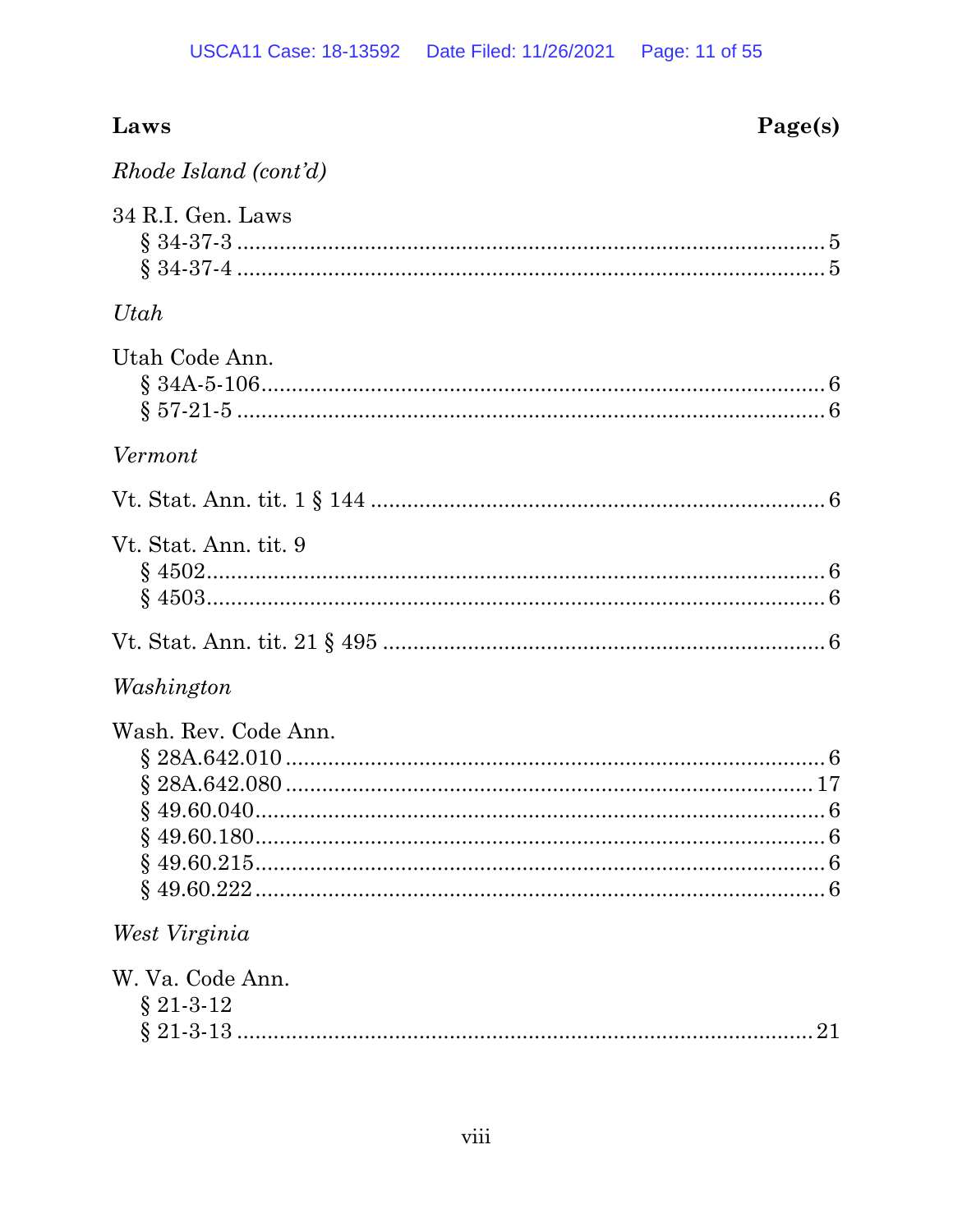**Laws** **Page(s)**

*Rhode Island (cont'd)*

34 R.I. Gen. Laws
§ 34-37-3 .................................................................................... 5
§ 34-37-4 .................................................................................... 5

*Utah*

Utah Code Ann.
§ 34A-5-106.................................................................................. 6
§ 57-21-5 .................................................................................... 6

*Vermont*

Vt. Stat. Ann. tit. 1 § 144 .............................................................. 6

Vt. Stat. Ann. tit. 9
§ 4502.......................................................................................... 6
§ 4503.......................................................................................... 6

Vt. Stat. Ann. tit. 21 § 495 ............................................................ 6

*Washington*

Wash. Rev. Code Ann.
§ 28A.642.010 .............................................................................. 6
§ 28A.642.080 ............................................................................ 17
§ 49.60.040.................................................................................. 6
§ 49.60.180.................................................................................. 6
§ 49.60.215.................................................................................. 6
§ 49.60.222 .................................................................................. 6

*West Virginia*

W. Va. Code Ann.
§ 21-3-12
§ 21-3-13 .................................................................................. 21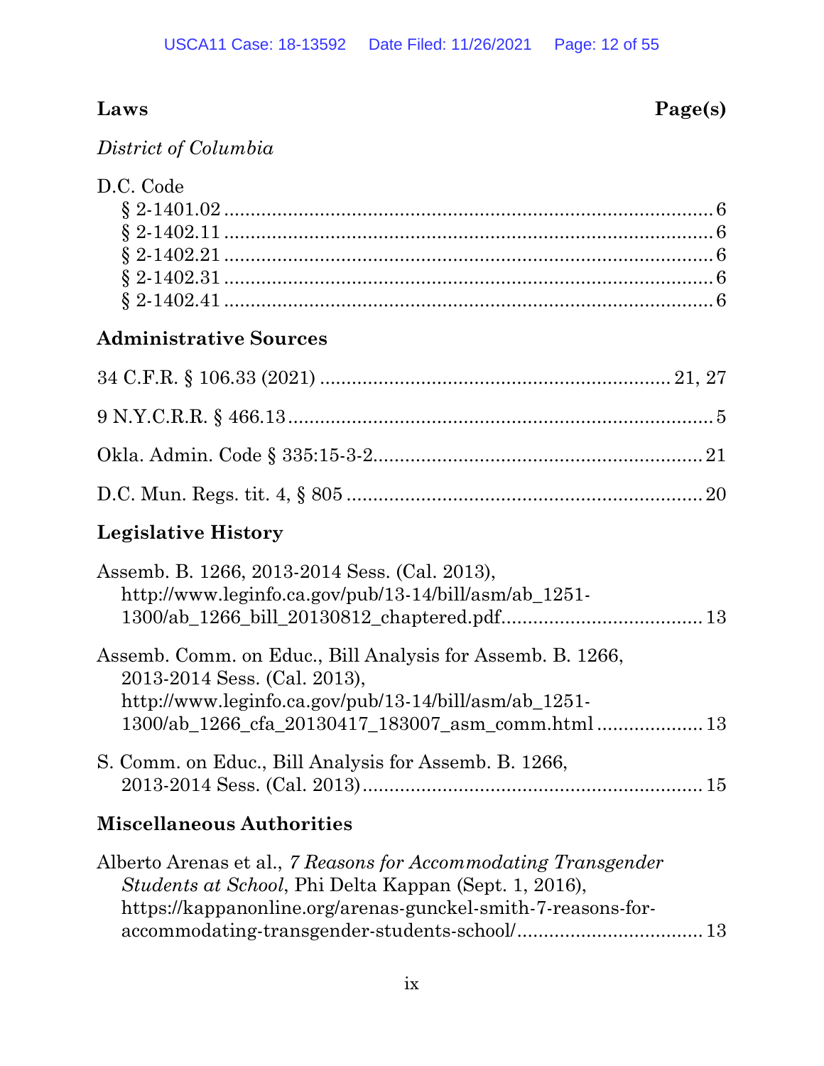**Laws** **Page(s)**

*District of Columbia*

D.C. Code
§ 2-1401.02 ........................................................................................ 6
§ 2-1402.11 ........................................................................................ 6
§ 2-1402.21 ........................................................................................ 6
§ 2-1402.31 ........................................................................................ 6
§ 2-1402.41 ........................................................................................ 6

## Administrative Sources

34 C.F.R. § 106.33 (2021) ................................................................ 21, 27

9 N.Y.C.R.R. § 466.13 ........................................................................... 5

Okla. Admin. Code § 335:15-3-2........................................................... 21

D.C. Mun. Regs. tit. 4, § 805 ................................................................ 20

## Legislative History

Assemb. B. 1266, 2013-2014 Sess. (Cal. 2013), http://www.leginfo.ca.gov/pub/13-14/bill/asm/ab_1251-1300/ab_1266_bill_20130812_chaptered.pdf....................................... 13

Assemb. Comm. on Educ., Bill Analysis for Assemb. B. 1266, 2013-2014 Sess. (Cal. 2013), http://www.leginfo.ca.gov/pub/13-14/bill/asm/ab_1251-1300/ab_1266_cfa_20130417_183007_asm_comm.html .................... 13

S. Comm. on Educ., Bill Analysis for Assemb. B. 1266, 2013-2014 Sess. (Cal. 2013)............................................................. 15

## Miscellaneous Authorities

Alberto Arenas et al., *7 Reasons for Accommodating Transgender Students at School*, Phi Delta Kappan (Sept. 1, 2016), https://kappanonline.org/arenas-gunckel-smith-7-reasons-for-accommodating-transgender-students-school/.................................. 13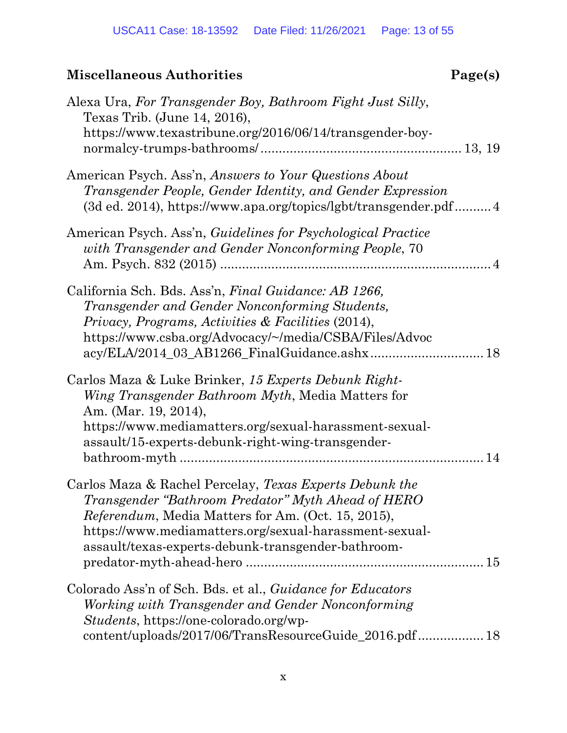## Miscellaneous Authorities — Page(s)

Alexa Ura, *For Transgender Boy, Bathroom Fight Just Silly*, Texas Trib. (June 14, 2016), https://www.texastribune.org/2016/06/14/transgender-boy-normalcy-trumps-bathrooms/ ....................................................... 13, 19

American Psych. Ass'n, *Answers to Your Questions About Transgender People, Gender Identity, and Gender Expression* (3d ed. 2014), https://www.apa.org/topics/lgbt/transgender.pdf .......... 4

American Psych. Ass'n, *Guidelines for Psychological Practice with Transgender and Gender Nonconforming People*, 70 Am. Psych. 832 (2015) .......................................................................... 4

California Sch. Bds. Ass'n, *Final Guidance: AB 1266, Transgender and Gender Nonconforming Students, Privacy, Programs, Activities & Facilities* (2014), https://www.csba.org/Advocacy/~/media/CSBA/Files/Advocacy/ELA/2014_03_AB1266_FinalGuidance.ashx ............................... 18

Carlos Maza & Luke Brinker, *15 Experts Debunk Right-Wing Transgender Bathroom Myth*, Media Matters for Am. (Mar. 19, 2014), https://www.mediamatters.org/sexual-harassment-sexual-assault/15-experts-debunk-right-wing-transgender-bathroom-myth .................................................................................. 14

Carlos Maza & Rachel Percelay, *Texas Experts Debunk the Transgender "Bathroom Predator" Myth Ahead of HERO Referendum*, Media Matters for Am. (Oct. 15, 2015), https://www.mediamatters.org/sexual-harassment-sexual-assault/texas-experts-debunk-transgender-bathroom-predator-myth-ahead-hero ................................................................ 15

Colorado Ass'n of Sch. Bds. et al., *Guidance for Educators Working with Transgender and Gender Nonconforming Students*, https://one-colorado.org/wp-content/uploads/2017/06/TransResourceGuide_2016.pdf .................. 18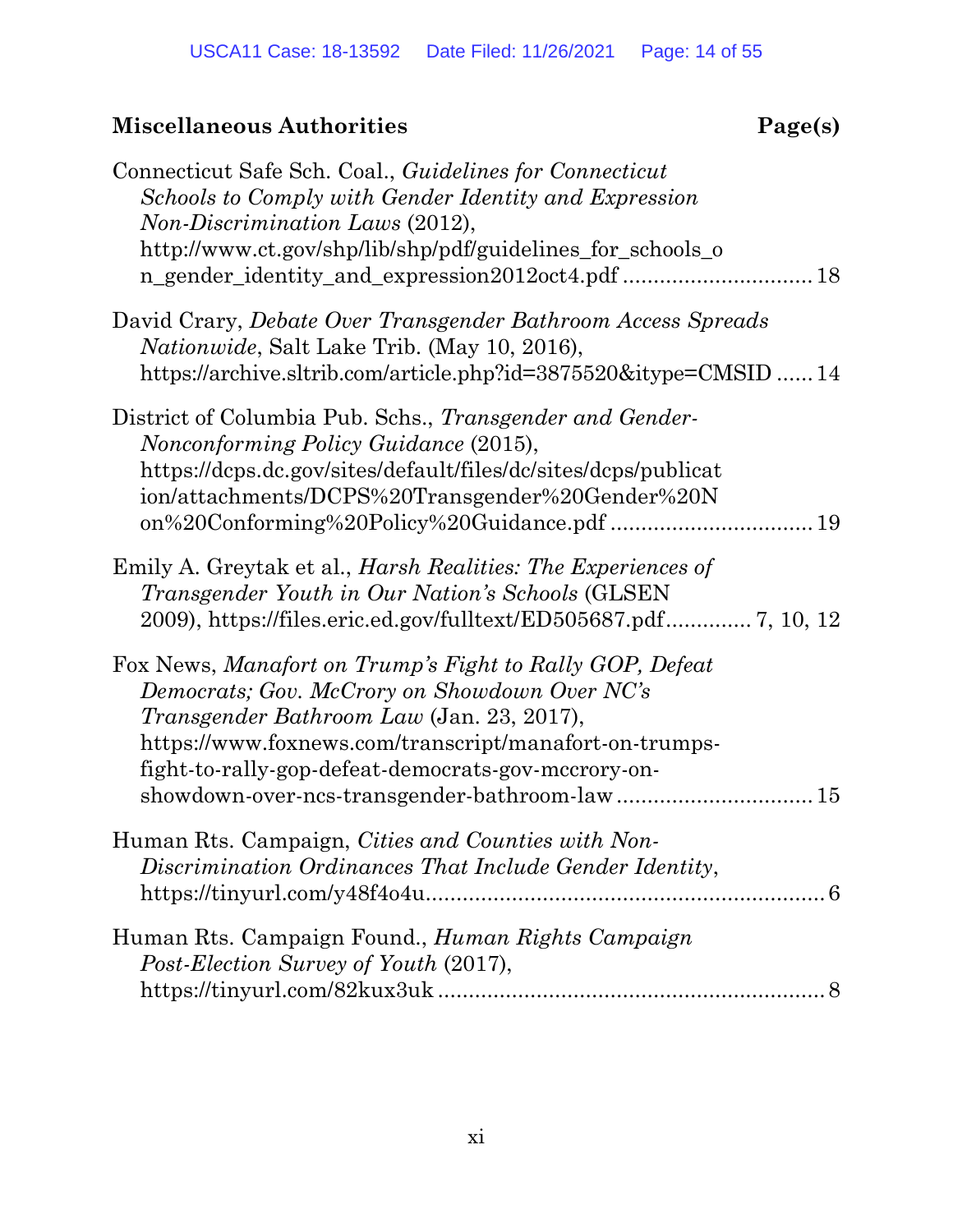## Miscellaneous Authorities

**Page(s)**

Connecticut Safe Sch. Coal., *Guidelines for Connecticut Schools to Comply with Gender Identity and Expression Non-Discrimination Laws* (2012), http://www.ct.gov/shp/lib/shp/pdf/guidelines_for_schools_on_gender_identity_and_expression2012oct4.pdf .............................. 18

David Crary, *Debate Over Transgender Bathroom Access Spreads Nationwide*, Salt Lake Trib. (May 10, 2016), https://archive.sltrib.com/article.php?id=3875520&itype=CMSID ...... 14

District of Columbia Pub. Schs., *Transgender and Gender-Nonconforming Policy Guidance* (2015), https://dcps.dc.gov/sites/default/files/dc/sites/dcps/publication/attachments/DCPS%20Transgender%20Gender%20Non%20Conforming%20Policy%20Guidance.pdf ................................ 19

Emily A. Greytak et al., *Harsh Realities: The Experiences of Transgender Youth in Our Nation's Schools* (GLSEN 2009), https://files.eric.ed.gov/fulltext/ED505687.pdf............. 7, 10, 12

Fox News, *Manafort on Trump's Fight to Rally GOP, Defeat Democrats; Gov. McCrory on Showdown Over NC's Transgender Bathroom Law* (Jan. 23, 2017), https://www.foxnews.com/transcript/manafort-on-trumps-fight-to-rally-gop-defeat-democrats-gov-mccrory-on-showdown-over-ncs-transgender-bathroom-law ............................... 15

Human Rts. Campaign, *Cities and Counties with Non-Discrimination Ordinances That Include Gender Identity*, https://tinyurl.com/y48f4o4u................................................................ 6

Human Rts. Campaign Found., *Human Rights Campaign Post-Election Survey of Youth* (2017), https://tinyurl.com/82kux3uk .............................................................. 8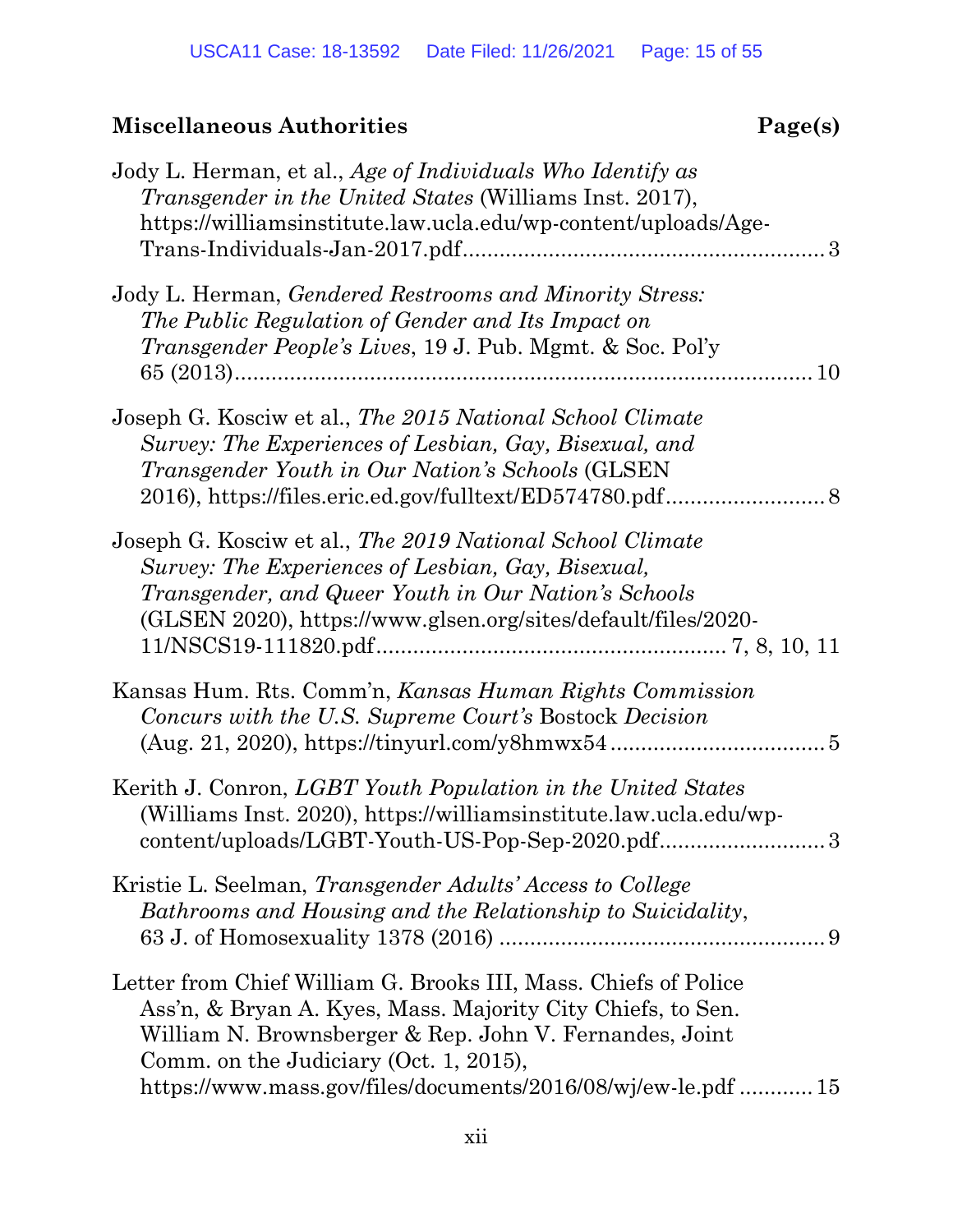**Miscellaneous Authorities** **Page(s)**

Jody L. Herman, et al., *Age of Individuals Who Identify as Transgender in the United States* (Williams Inst. 2017), https://williamsinstitute.law.ucla.edu/wp-content/uploads/Age-Trans-Individuals-Jan-2017.pdf.......................................................... 3

Jody L. Herman, *Gendered Restrooms and Minority Stress: The Public Regulation of Gender and Its Impact on Transgender People's Lives*, 19 J. Pub. Mgmt. & Soc. Pol'y 65 (2013)............................................................................................ 10

Joseph G. Kosciw et al., *The 2015 National School Climate Survey: The Experiences of Lesbian, Gay, Bisexual, and Transgender Youth in Our Nation's Schools* (GLSEN 2016), https://files.eric.ed.gov/fulltext/ED574780.pdf.......................... 8

Joseph G. Kosciw et al., *The 2019 National School Climate Survey: The Experiences of Lesbian, Gay, Bisexual, Transgender, and Queer Youth in Our Nation's Schools* (GLSEN 2020), https://www.glsen.org/sites/default/files/2020-11/NSCS19-111820.pdf........................................................ 7, 8, 10, 11

Kansas Hum. Rts. Comm'n, *Kansas Human Rights Commission Concurs with the U.S. Supreme Court's* Bostock *Decision* (Aug. 21, 2020), https://tinyurl.com/y8hmwx54 .................................. 5

Kerith J. Conron, *LGBT Youth Population in the United States* (Williams Inst. 2020), https://williamsinstitute.law.ucla.edu/wp-content/uploads/LGBT-Youth-US-Pop-Sep-2020.pdf.......................... 3

Kristie L. Seelman, *Transgender Adults' Access to College Bathrooms and Housing and the Relationship to Suicidality*, 63 J. of Homosexuality 1378 (2016) ..................................................... 9

Letter from Chief William G. Brooks III, Mass. Chiefs of Police Ass'n, & Bryan A. Kyes, Mass. Majority City Chiefs, to Sen. William N. Brownsberger & Rep. John V. Fernandes, Joint Comm. on the Judiciary (Oct. 1, 2015), https://www.mass.gov/files/documents/2016/08/wj/ew-le.pdf ............ 15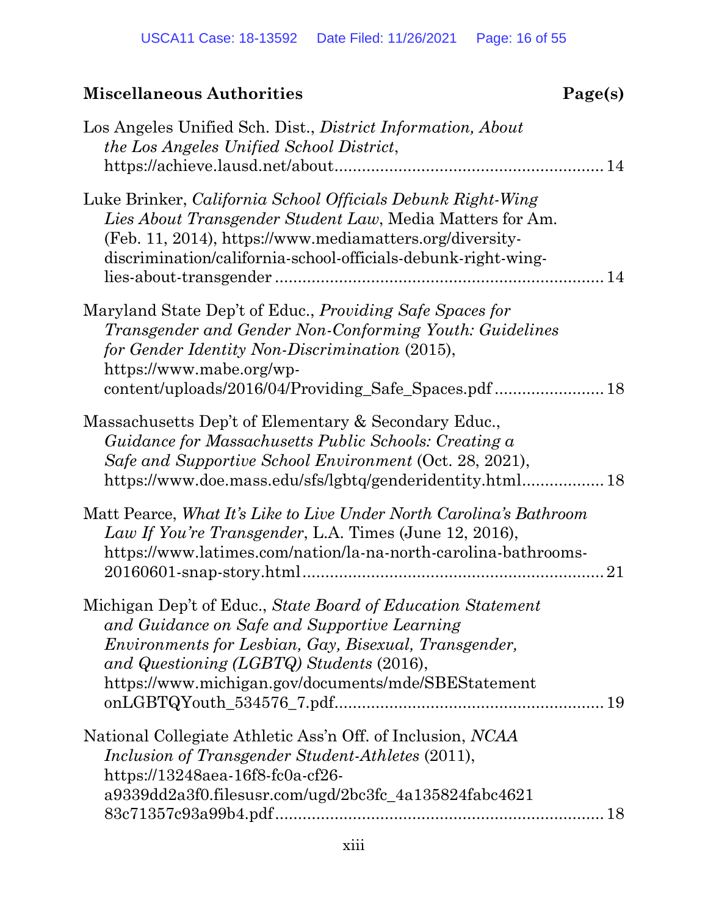**Miscellaneous Authorities** **Page(s)**

Los Angeles Unified Sch. Dist., *District Information, About the Los Angeles Unified School District*, https://achieve.lausd.net/about............................................................ 14

Luke Brinker, *California School Officials Debunk Right-Wing Lies About Transgender Student Law*, Media Matters for Am. (Feb. 11, 2014), https://www.mediamatters.org/diversity-discrimination/california-school-officials-debunk-right-wing-lies-about-transgender ........................................................................ 14

Maryland State Dep't of Educ., *Providing Safe Spaces for Transgender and Gender Non-Conforming Youth: Guidelines for Gender Identity Non-Discrimination* (2015), https://www.mabe.org/wp-content/uploads/2016/04/Providing_Safe_Spaces.pdf ........................ 18

Massachusetts Dep't of Elementary & Secondary Educ., *Guidance for Massachusetts Public Schools: Creating a Safe and Supportive School Environment* (Oct. 28, 2021), https://www.doe.mass.edu/sfs/lgbtq/genderidentity.html.................. 18

Matt Pearce, *What It's Like to Live Under North Carolina's Bathroom Law If You're Transgender*, L.A. Times (June 12, 2016), https://www.latimes.com/nation/la-na-north-carolina-bathrooms-20160601-snap-story.html.................................................................. 21

Michigan Dep't of Educ., *State Board of Education Statement and Guidance on Safe and Supportive Learning Environments for Lesbian, Gay, Bisexual, Transgender, and Questioning (LGBTQ) Students* (2016), https://www.michigan.gov/documents/mde/SBEStatement onLGBTQYouth_534576_7.pdf........................................................... 19

National Collegiate Athletic Ass'n Off. of Inclusion, *NCAA Inclusion of Transgender Student-Athletes* (2011), https://13248aea-16f8-fc0a-cf26-a9339dd2a3f0.filesusr.com/ugd/2bc3fc_4a135824fabc4621 83c71357c93a99b4.pdf ........................................................................ 18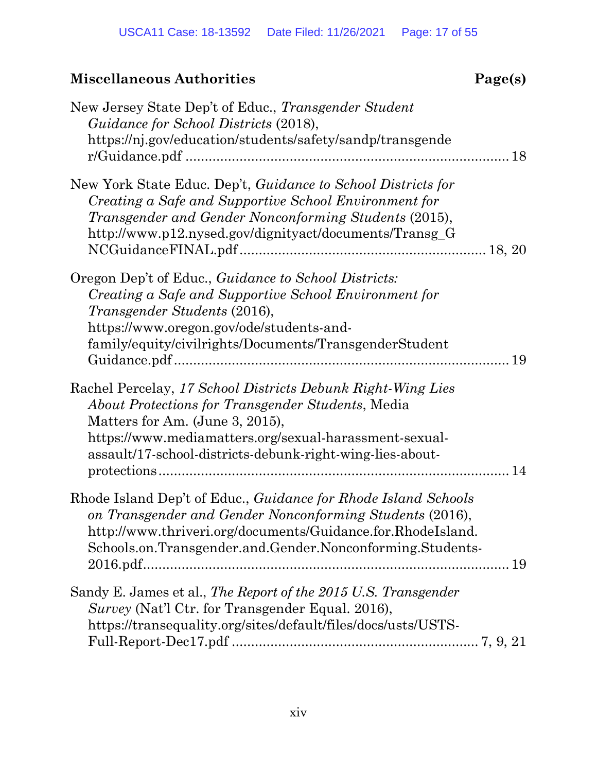**Miscellaneous Authorities** **Page(s)**

New Jersey State Dep't of Educ., *Transgender Student Guidance for School Districts* (2018), https://nj.gov/education/students/safety/sandp/transgender/Guidance.pdf ....................................................................................... 18

New York State Educ. Dep't, *Guidance to School Districts for Creating a Safe and Supportive School Environment for Transgender and Gender Nonconforming Students* (2015), http://www.p12.nysed.gov/dignityact/documents/Transg_GNCGuidanceFINAL.pdf ................................................................ 18, 20

Oregon Dep't of Educ., *Guidance to School Districts: Creating a Safe and Supportive School Environment for Transgender Students* (2016), https://www.oregon.gov/ode/students-and-family/equity/civilrights/Documents/TransgenderStudentGuidance.pdf ....................................................................................... 19

Rachel Percelay, *17 School Districts Debunk Right-Wing Lies About Protections for Transgender Students*, Media Matters for Am. (June 3, 2015), https://www.mediamatters.org/sexual-harassment-sexual-assault/17-school-districts-debunk-right-wing-lies-about-protections ....................................................................................... 14

Rhode Island Dep't of Educ., *Guidance for Rhode Island Schools on Transgender and Gender Nonconforming Students* (2016), http://www.thriveri.org/documents/Guidance.for.RhodeIsland.Schools.on.Transgender.and.Gender.Nonconforming.Students-2016.pdf ....................................................................................... 19

Sandy E. James et al., *The Report of the 2015 U.S. Transgender Survey* (Nat'l Ctr. for Transgender Equal. 2016), https://transequality.org/sites/default/files/docs/usts/USTS-Full-Report-Dec17.pdf ................................................................ 7, 9, 21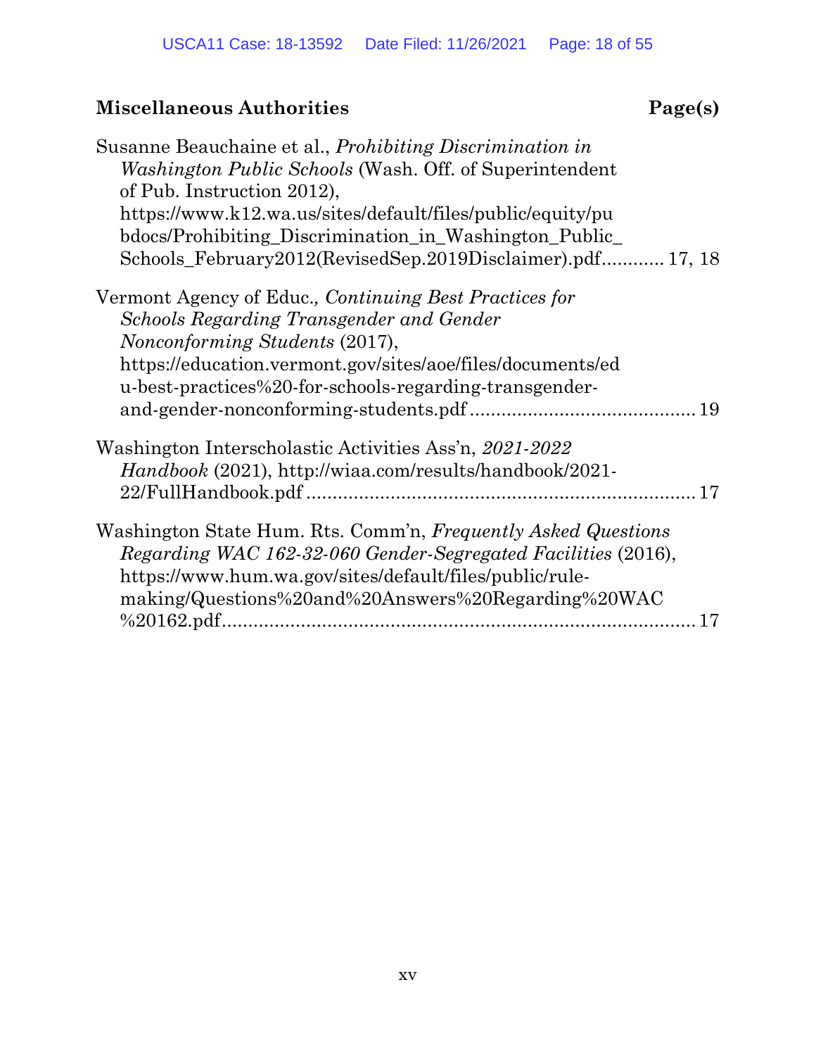**Miscellaneous Authorities** **Page(s)**

Susanne Beauchaine et al., *Prohibiting Discrimination in Washington Public Schools* (Wash. Off. of Superintendent of Pub. Instruction 2012), https://www.k12.wa.us/sites/default/files/public/equity/pubdocs/Prohibiting_Discrimination_in_Washington_Public_Schools_February2012(RevisedSep.2019Disclaimer).pdf............ 17, 18

Vermont Agency of Educ., *Continuing Best Practices for Schools Regarding Transgender and Gender Nonconforming Students* (2017), https://education.vermont.gov/sites/aoe/files/documents/edu-best-practices%20-for-schools-regarding-transgender-and-gender-nonconforming-students.pdf ........................................... 19

Washington Interscholastic Activities Ass'n, *2021-2022 Handbook* (2021), http://wiaa.com/results/handbook/2021-22/FullHandbook.pdf ........................................................................ 17

Washington State Hum. Rts. Comm'n, *Frequently Asked Questions Regarding WAC 162-32-060 Gender-Segregated Facilities* (2016), https://www.hum.wa.gov/sites/default/files/public/rule-making/Questions%20and%20Answers%20Regarding%20WAC%20162.pdf........................................................................................ 17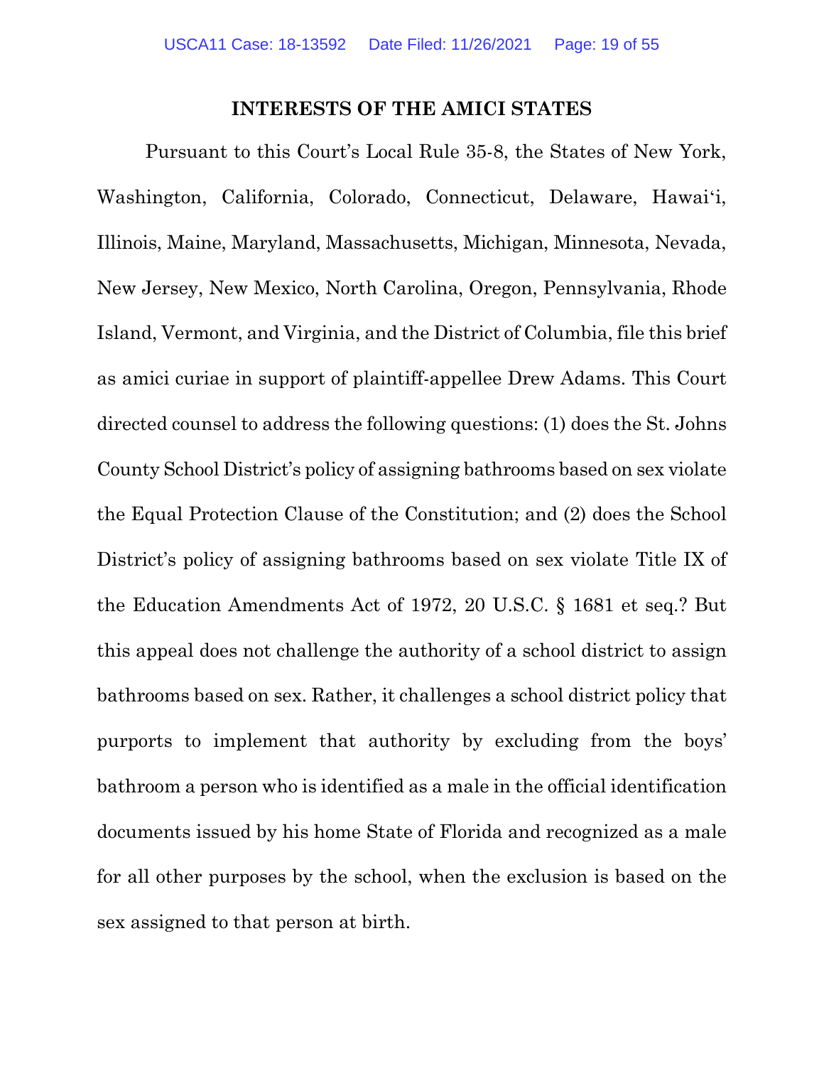## INTERESTS OF THE AMICI STATES

Pursuant to this Court's Local Rule 35-8, the States of New York, Washington, California, Colorado, Connecticut, Delaware, Hawai'i, Illinois, Maine, Maryland, Massachusetts, Michigan, Minnesota, Nevada, New Jersey, New Mexico, North Carolina, Oregon, Pennsylvania, Rhode Island, Vermont, and Virginia, and the District of Columbia, file this brief as amici curiae in support of plaintiff-appellee Drew Adams. This Court directed counsel to address the following questions: (1) does the St. Johns County School District's policy of assigning bathrooms based on sex violate the Equal Protection Clause of the Constitution; and (2) does the School District's policy of assigning bathrooms based on sex violate Title IX of the Education Amendments Act of 1972, 20 U.S.C. § 1681 et seq.? But this appeal does not challenge the authority of a school district to assign bathrooms based on sex. Rather, it challenges a school district policy that purports to implement that authority by excluding from the boys' bathroom a person who is identified as a male in the official identification documents issued by his home State of Florida and recognized as a male for all other purposes by the school, when the exclusion is based on the sex assigned to that person at birth.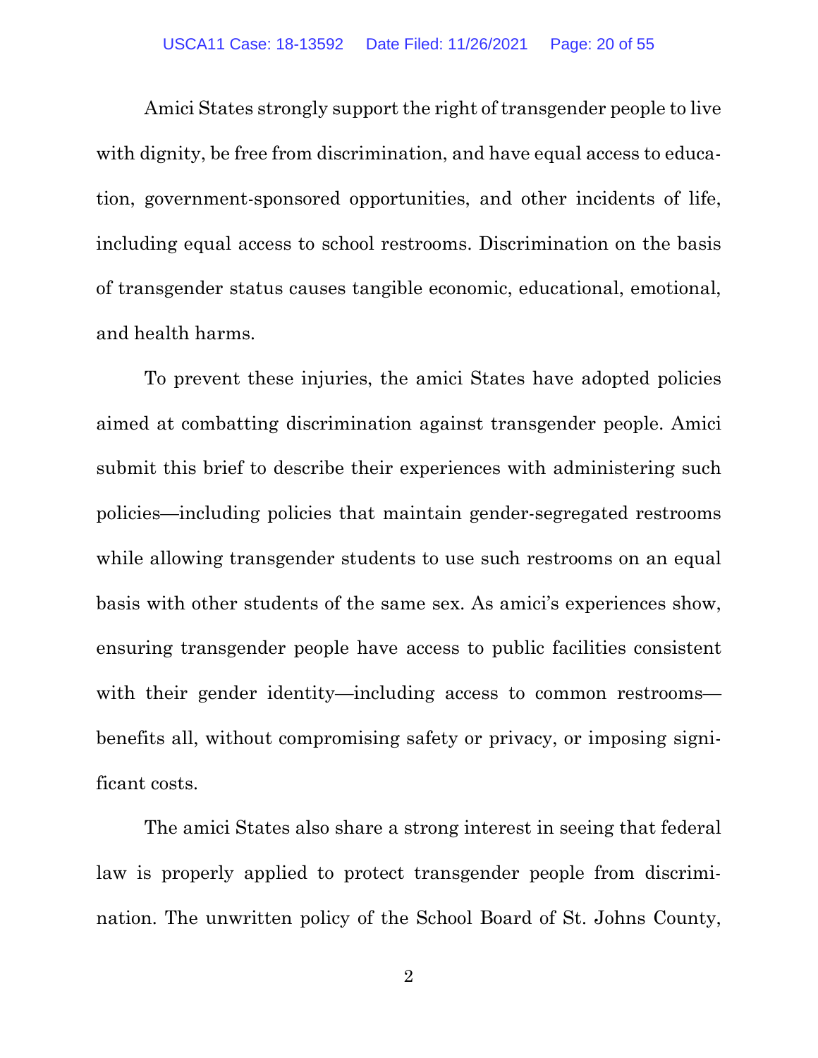Amici States strongly support the right of transgender people to live with dignity, be free from discrimination, and have equal access to education, government-sponsored opportunities, and other incidents of life, including equal access to school restrooms. Discrimination on the basis of transgender status causes tangible economic, educational, emotional, and health harms.

To prevent these injuries, the amici States have adopted policies aimed at combatting discrimination against transgender people. Amici submit this brief to describe their experiences with administering such policies—including policies that maintain gender-segregated restrooms while allowing transgender students to use such restrooms on an equal basis with other students of the same sex. As amici's experiences show, ensuring transgender people have access to public facilities consistent with their gender identity—including access to common restrooms—benefits all, without compromising safety or privacy, or imposing significant costs.

The amici States also share a strong interest in seeing that federal law is properly applied to protect transgender people from discrimination. The unwritten policy of the School Board of St. Johns County,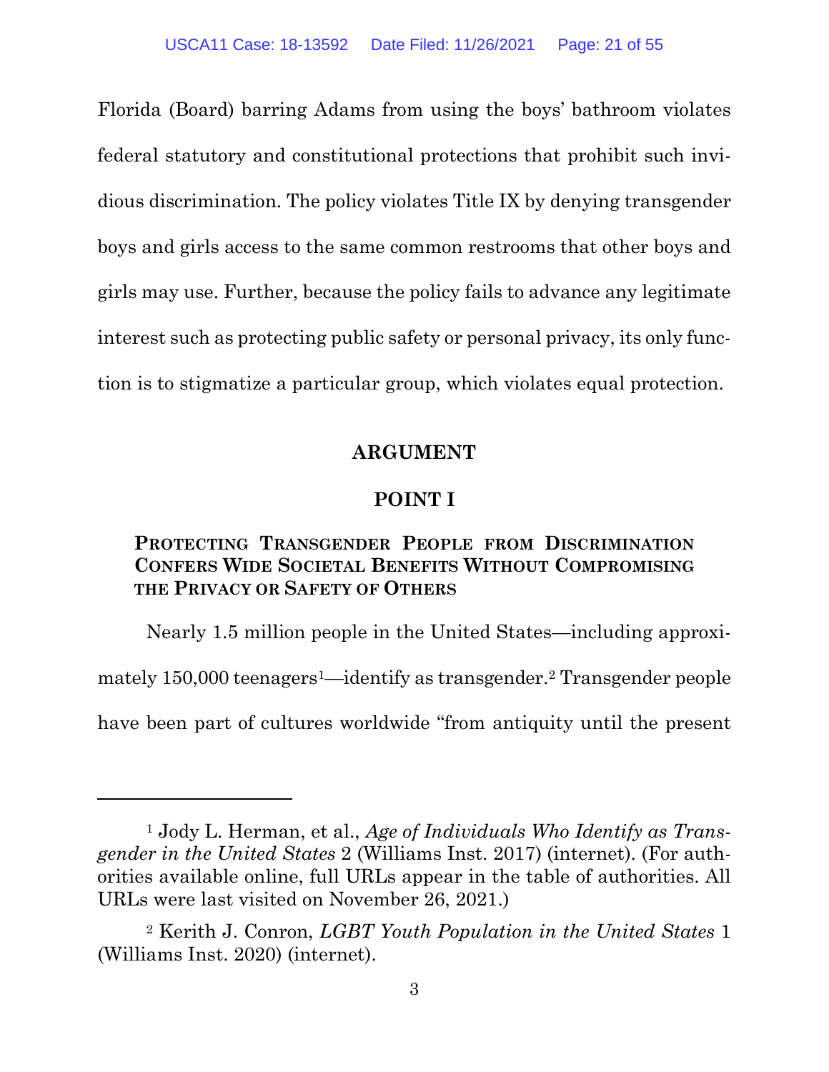Florida (Board) barring Adams from using the boys' bathroom violates federal statutory and constitutional protections that prohibit such invidious discrimination. The policy violates Title IX by denying transgender boys and girls access to the same common restrooms that other boys and girls may use. Further, because the policy fails to advance any legitimate interest such as protecting public safety or personal privacy, its only function is to stigmatize a particular group, which violates equal protection.

## ARGUMENT

## POINT I

### PROTECTING TRANSGENDER PEOPLE FROM DISCRIMINATION CONFERS WIDE SOCIETAL BENEFITS WITHOUT COMPROMISING THE PRIVACY OR SAFETY OF OTHERS

Nearly 1.5 million people in the United States—including approximately 150,000 teenagers[1]—identify as transgender.[2] Transgender people have been part of cultures worldwide "from antiquity until the present

---

[1] Jody L. Herman, et al., *Age of Individuals Who Identify as Transgender in the United States* 2 (Williams Inst. 2017) (internet). (For authorities available online, full URLs appear in the table of authorities. All URLs were last visited on November 26, 2021.)

[2] Kerith J. Conron, *LGBT Youth Population in the United States* 1 (Williams Inst. 2020) (internet).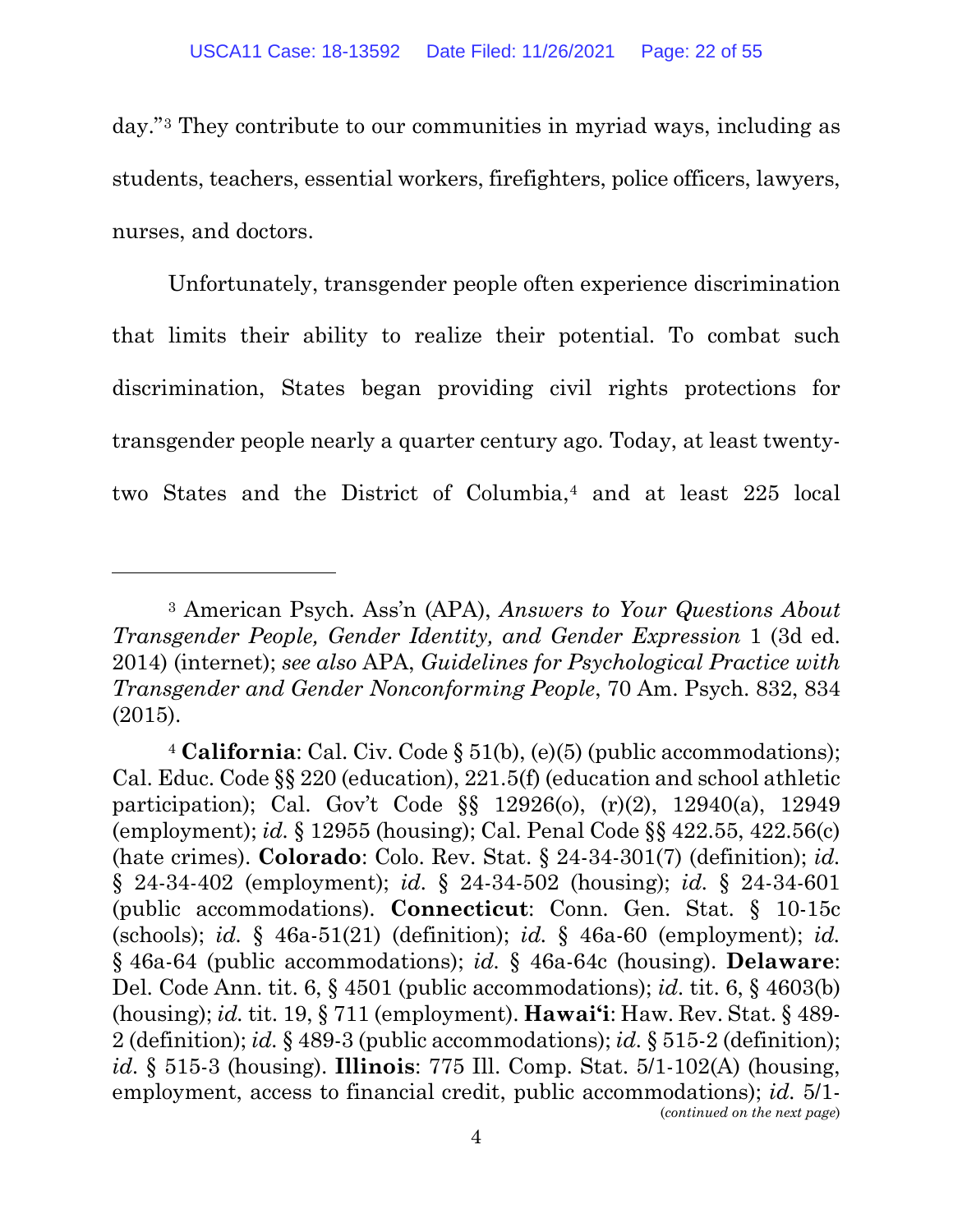day."[3] They contribute to our communities in myriad ways, including as students, teachers, essential workers, firefighters, police officers, lawyers, nurses, and doctors.

Unfortunately, transgender people often experience discrimination that limits their ability to realize their potential. To combat such discrimination, States began providing civil rights protections for transgender people nearly a quarter century ago. Today, at least twenty-two States and the District of Columbia,[4] and at least 225 local

---

[3] American Psych. Ass'n (APA), *Answers to Your Questions About Transgender People, Gender Identity, and Gender Expression* 1 (3d ed. 2014) (internet); *see also* APA, *Guidelines for Psychological Practice with Transgender and Gender Nonconforming People*, 70 Am. Psych. 832, 834 (2015).

[4] **California**: Cal. Civ. Code § 51(b), (e)(5) (public accommodations); Cal. Educ. Code §§ 220 (education), 221.5(f) (education and school athletic participation); Cal. Gov't Code §§ 12926(o), (r)(2), 12940(a), 12949 (employment); *id.* § 12955 (housing); Cal. Penal Code §§ 422.55, 422.56(c) (hate crimes). **Colorado**: Colo. Rev. Stat. § 24-34-301(7) (definition); *id.* § 24-34-402 (employment); *id.* § 24-34-502 (housing); *id.* § 24-34-601 (public accommodations). **Connecticut**: Conn. Gen. Stat. § 10-15c (schools); *id.* § 46a-51(21) (definition); *id.* § 46a-60 (employment); *id.* § 46a-64 (public accommodations); *id.* § 46a-64c (housing). **Delaware**: Del. Code Ann. tit. 6, § 4501 (public accommodations); *id.* tit. 6, § 4603(b) (housing); *id.* tit. 19, § 711 (employment). **Hawai'i**: Haw. Rev. Stat. § 489-2 (definition); *id.* § 489-3 (public accommodations); *id.* § 515-2 (definition); *id.* § 515-3 (housing). **Illinois**: 775 Ill. Comp. Stat. 5/1-102(A) (housing, employment, access to financial credit, public accommodations); *id.* 5/1-

(*continued on the next page*)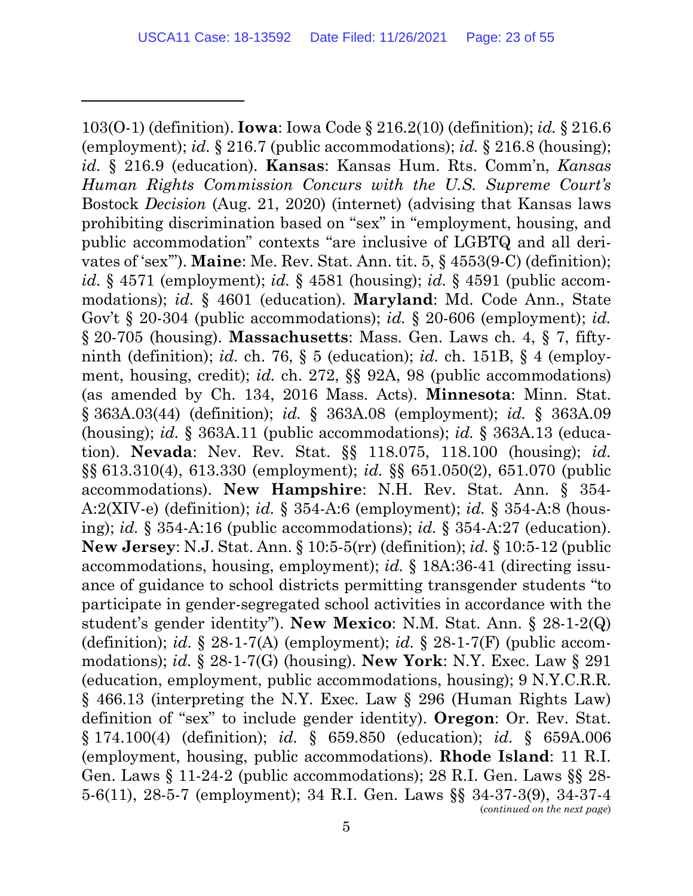103(O-1) (definition). **Iowa**: Iowa Code § 216.2(10) (definition); *id.* § 216.6 (employment); *id.* § 216.7 (public accommodations); *id.* § 216.8 (housing); *id.* § 216.9 (education). **Kansas**: Kansas Hum. Rts. Comm'n, *Kansas Human Rights Commission Concurs with the U.S. Supreme Court's* Bostock *Decision* (Aug. 21, 2020) (internet) (advising that Kansas laws prohibiting discrimination based on "sex" in "employment, housing, and public accommodation" contexts "are inclusive of LGBTQ and all derivates of 'sex'"). **Maine**: Me. Rev. Stat. Ann. tit. 5, § 4553(9-C) (definition); *id.* § 4571 (employment); *id.* § 4581 (housing); *id.* § 4591 (public accommodations); *id.* § 4601 (education). **Maryland**: Md. Code Ann., State Gov't § 20-304 (public accommodations); *id.* § 20-606 (employment); *id.* § 20-705 (housing). **Massachusetts**: Mass. Gen. Laws ch. 4, § 7, fifty-ninth (definition); *id.* ch. 76, § 5 (education); *id.* ch. 151B, § 4 (employment, housing, credit); *id.* ch. 272, §§ 92A, 98 (public accommodations) (as amended by Ch. 134, 2016 Mass. Acts). **Minnesota**: Minn. Stat. § 363A.03(44) (definition); *id.* § 363A.08 (employment); *id.* § 363A.09 (housing); *id.* § 363A.11 (public accommodations); *id.* § 363A.13 (education). **Nevada**: Nev. Rev. Stat. §§ 118.075, 118.100 (housing); *id.* §§ 613.310(4), 613.330 (employment); *id.* §§ 651.050(2), 651.070 (public accommodations). **New Hampshire**: N.H. Rev. Stat. Ann. § 354-A:2(XIV-e) (definition); *id.* § 354-A:6 (employment); *id.* § 354-A:8 (housing); *id.* § 354-A:16 (public accommodations); *id.* § 354-A:27 (education). **New Jersey**: N.J. Stat. Ann. § 10:5-5(rr) (definition); *id.* § 10:5-12 (public accommodations, housing, employment); *id.* § 18A:36-41 (directing issuance of guidance to school districts permitting transgender students "to participate in gender-segregated school activities in accordance with the student's gender identity"). **New Mexico**: N.M. Stat. Ann. § 28-1-2(Q) (definition); *id.* § 28-1-7(A) (employment); *id.* § 28-1-7(F) (public accommodations); *id.* § 28-1-7(G) (housing). **New York**: N.Y. Exec. Law § 291 (education, employment, public accommodations, housing); 9 N.Y.C.R.R. § 466.13 (interpreting the N.Y. Exec. Law § 296 (Human Rights Law) definition of "sex" to include gender identity). **Oregon**: Or. Rev. Stat. § 174.100(4) (definition); *id.* § 659.850 (education); *id.* § 659A.006 (employment, housing, public accommodations). **Rhode Island**: 11 R.I. Gen. Laws § 11-24-2 (public accommodations); 28 R.I. Gen. Laws §§ 28-5-6(11), 28-5-7 (employment); 34 R.I. Gen. Laws §§ 34-37-3(9), 34-37-4

(*continued on the next page*)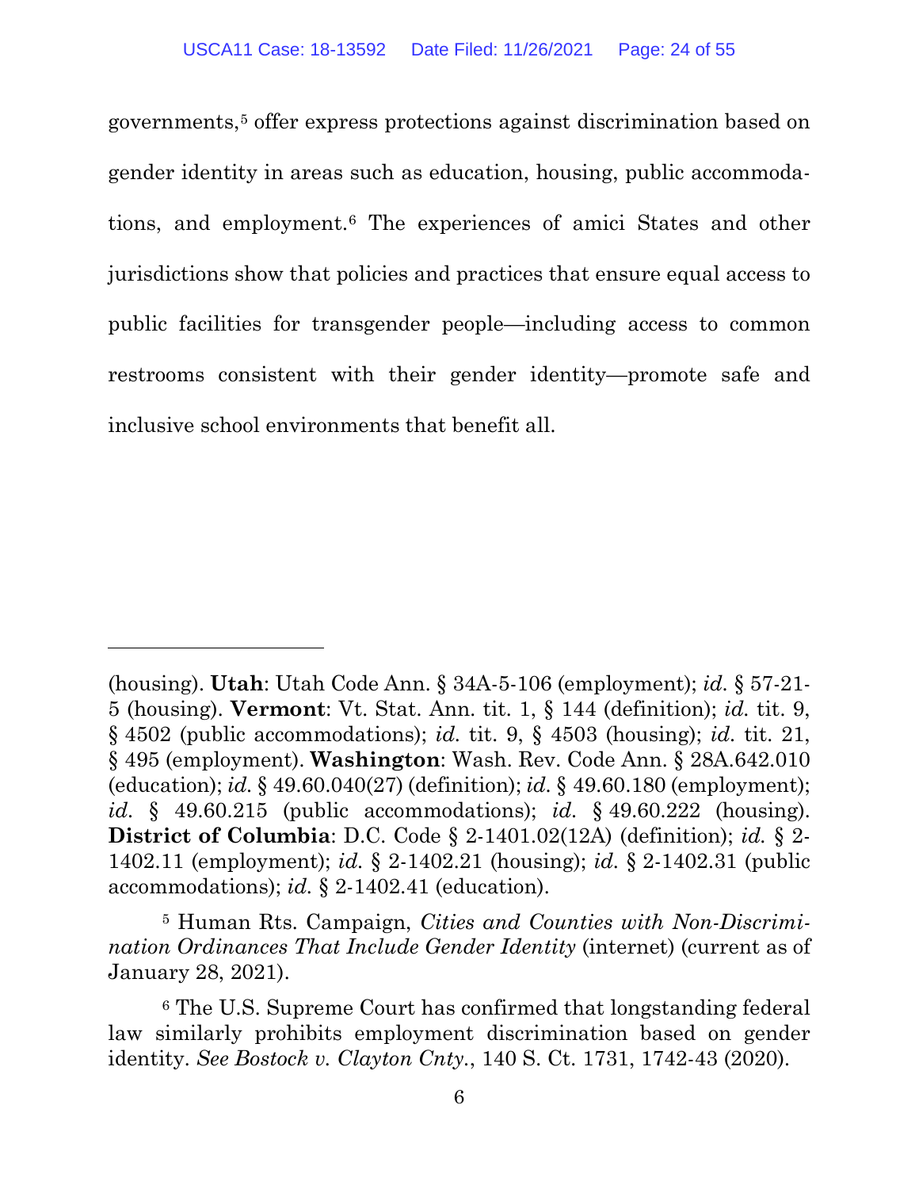governments,[5] offer express protections against discrimination based on gender identity in areas such as education, housing, public accommodations, and employment.[6] The experiences of amici States and other jurisdictions show that policies and practices that ensure equal access to public facilities for transgender people—including access to common restrooms consistent with their gender identity—promote safe and inclusive school environments that benefit all.

---

(housing). **Utah**: Utah Code Ann. § 34A-5-106 (employment); *id.* § 57-21-5 (housing). **Vermont**: Vt. Stat. Ann. tit. 1, § 144 (definition); *id.* tit. 9, § 4502 (public accommodations); *id.* tit. 9, § 4503 (housing); *id.* tit. 21, § 495 (employment). **Washington**: Wash. Rev. Code Ann. § 28A.642.010 (education); *id.* § 49.60.040(27) (definition); *id.* § 49.60.180 (employment); *id.* § 49.60.215 (public accommodations); *id.* § 49.60.222 (housing). **District of Columbia**: D.C. Code § 2-1401.02(12A) (definition); *id.* § 2-1402.11 (employment); *id.* § 2-1402.21 (housing); *id.* § 2-1402.31 (public accommodations); *id.* § 2-1402.41 (education).

[5] Human Rts. Campaign, *Cities and Counties with Non-Discrimination Ordinances That Include Gender Identity* (internet) (current as of January 28, 2021).

[6] The U.S. Supreme Court has confirmed that longstanding federal law similarly prohibits employment discrimination based on gender identity. *See Bostock v. Clayton Cnty.*, 140 S. Ct. 1731, 1742-43 (2020).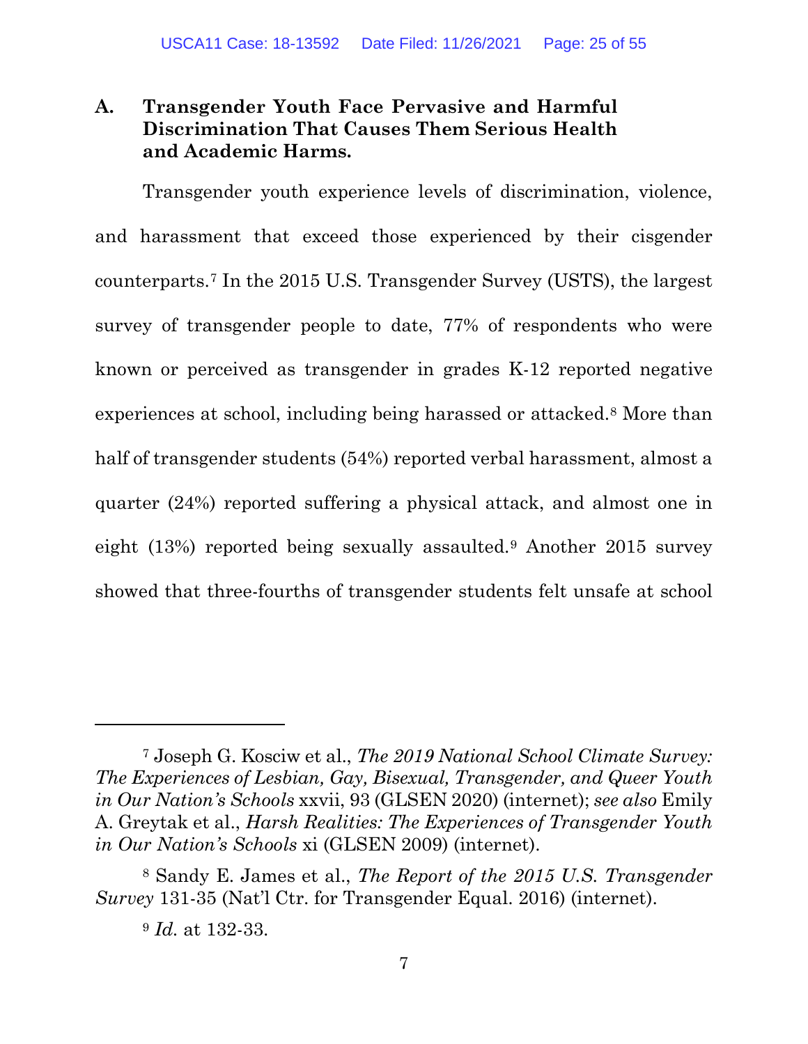### A. Transgender Youth Face Pervasive and Harmful Discrimination That Causes Them Serious Health and Academic Harms.

Transgender youth experience levels of discrimination, violence, and harassment that exceed those experienced by their cisgender counterparts.[7] In the 2015 U.S. Transgender Survey (USTS), the largest survey of transgender people to date, 77% of respondents who were known or perceived as transgender in grades K-12 reported negative experiences at school, including being harassed or attacked.[8] More than half of transgender students (54%) reported verbal harassment, almost a quarter (24%) reported suffering a physical attack, and almost one in eight (13%) reported being sexually assaulted.[9] Another 2015 survey showed that three-fourths of transgender students felt unsafe at school

---

[7] Joseph G. Kosciw et al., *The 2019 National School Climate Survey: The Experiences of Lesbian, Gay, Bisexual, Transgender, and Queer Youth in Our Nation's Schools* xxvii, 93 (GLSEN 2020) (internet); *see also* Emily A. Greytak et al., *Harsh Realities: The Experiences of Transgender Youth in Our Nation's Schools* xi (GLSEN 2009) (internet).

[8] Sandy E. James et al., *The Report of the 2015 U.S. Transgender Survey* 131-35 (Nat'l Ctr. for Transgender Equal. 2016) (internet).

[9] *Id.* at 132-33.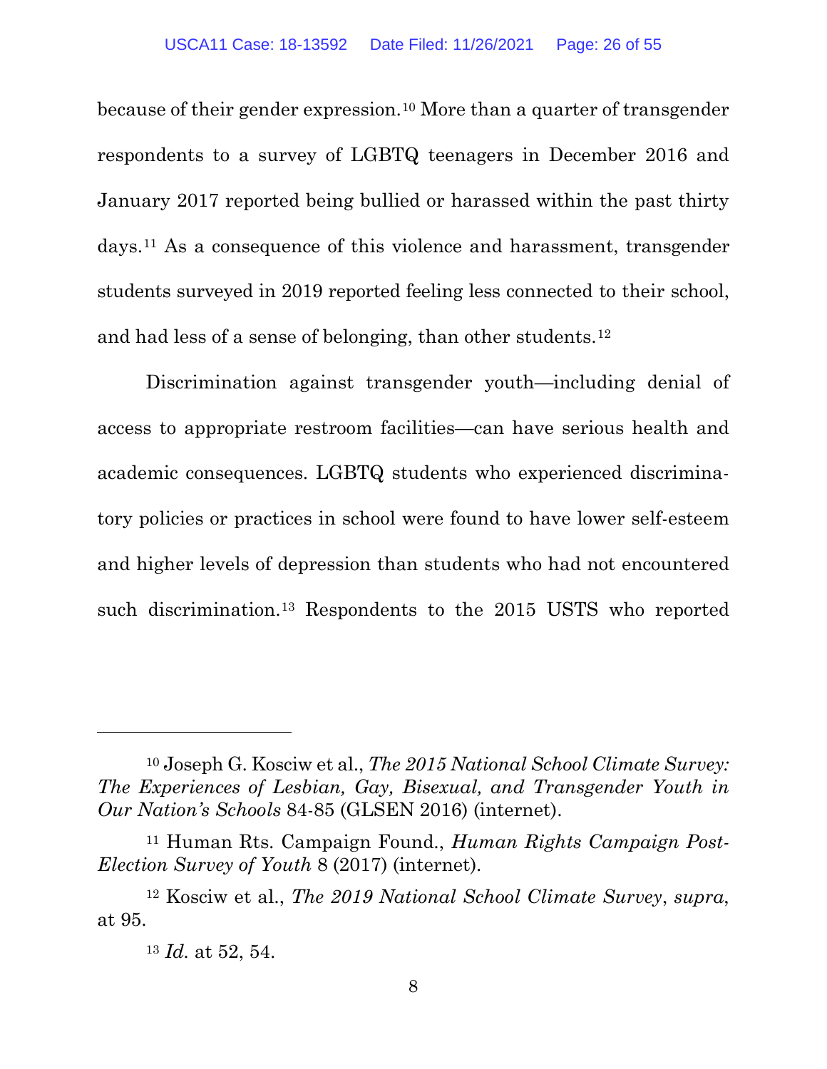because of their gender expression.[10] More than a quarter of transgender respondents to a survey of LGBTQ teenagers in December 2016 and January 2017 reported being bullied or harassed within the past thirty days.[11] As a consequence of this violence and harassment, transgender students surveyed in 2019 reported feeling less connected to their school, and had less of a sense of belonging, than other students.[12]

Discrimination against transgender youth—including denial of access to appropriate restroom facilities—can have serious health and academic consequences. LGBTQ students who experienced discriminatory policies or practices in school were found to have lower self-esteem and higher levels of depression than students who had not encountered such discrimination.[13] Respondents to the 2015 USTS who reported

---

[10] Joseph G. Kosciw et al., *The 2015 National School Climate Survey: The Experiences of Lesbian, Gay, Bisexual, and Transgender Youth in Our Nation's Schools* 84-85 (GLSEN 2016) (internet).

[11] Human Rts. Campaign Found., *Human Rights Campaign Post-Election Survey of Youth* 8 (2017) (internet).

[12] Kosciw et al., *The 2019 National School Climate Survey*, *supra*, at 95.

[13] *Id.* at 52, 54.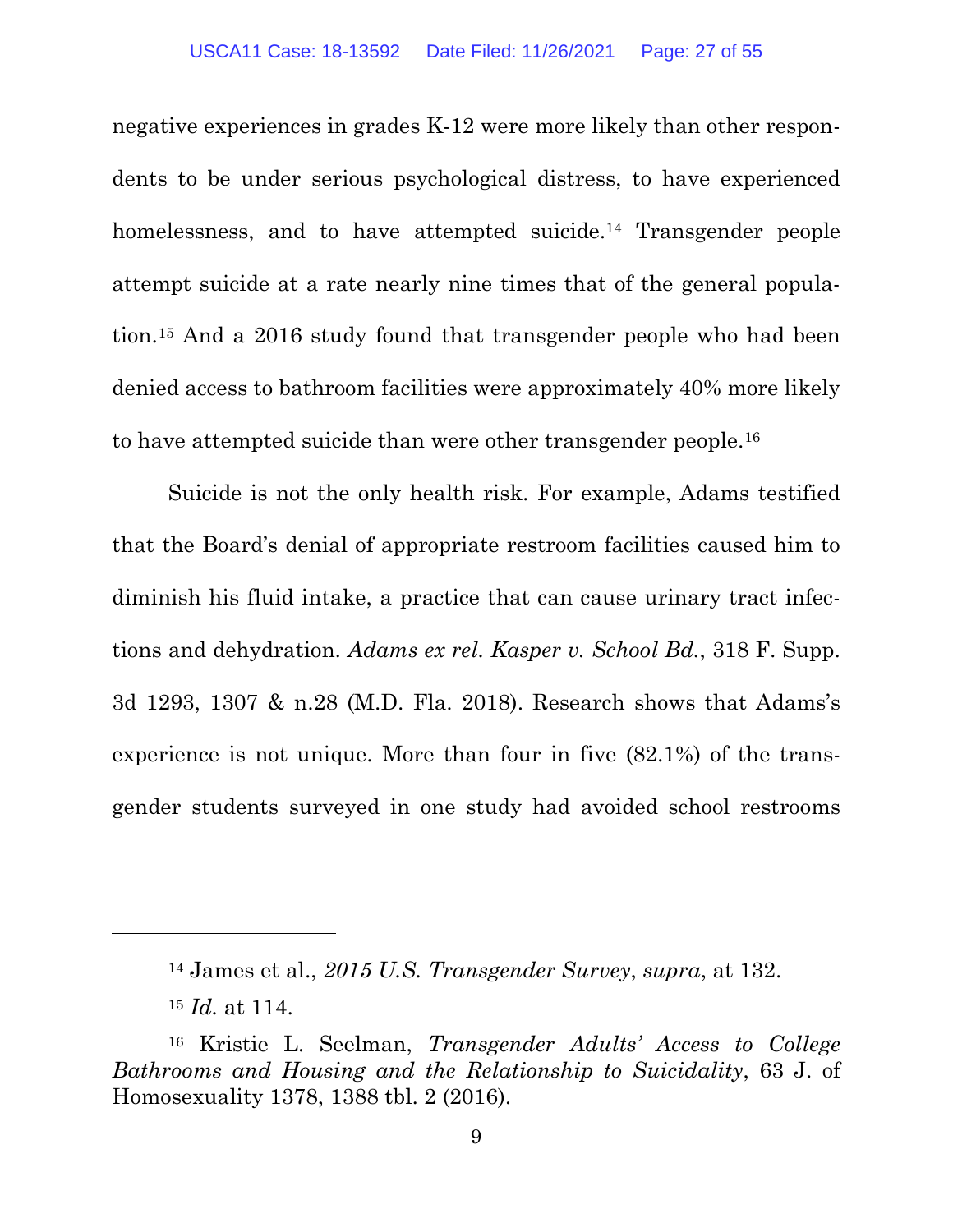negative experiences in grades K-12 were more likely than other respondents to be under serious psychological distress, to have experienced homelessness, and to have attempted suicide.[14] Transgender people attempt suicide at a rate nearly nine times that of the general population.[15] And a 2016 study found that transgender people who had been denied access to bathroom facilities were approximately 40% more likely to have attempted suicide than were other transgender people.[16]

Suicide is not the only health risk. For example, Adams testified that the Board's denial of appropriate restroom facilities caused him to diminish his fluid intake, a practice that can cause urinary tract infections and dehydration. *Adams ex rel. Kasper v. School Bd.*, 318 F. Supp. 3d 1293, 1307 & n.28 (M.D. Fla. 2018). Research shows that Adams's experience is not unique. More than four in five (82.1%) of the transgender students surveyed in one study had avoided school restrooms

---

[14] James et al., *2015 U.S. Transgender Survey*, *supra*, at 132.

[15] *Id.* at 114.

[16] Kristie L. Seelman, *Transgender Adults' Access to College Bathrooms and Housing and the Relationship to Suicidality*, 63 J. of Homosexuality 1378, 1388 tbl. 2 (2016).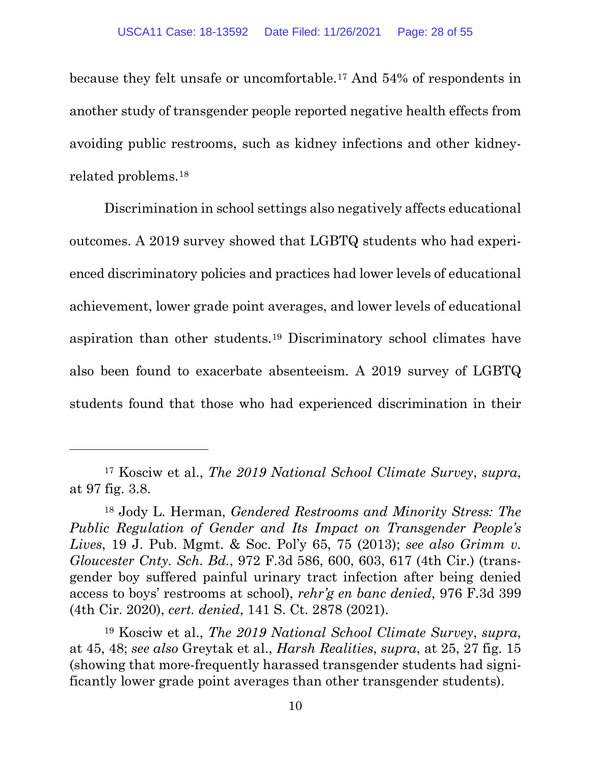because they felt unsafe or uncomfortable.[17] And 54% of respondents in another study of transgender people reported negative health effects from avoiding public restrooms, such as kidney infections and other kidney-related problems.[18]

Discrimination in school settings also negatively affects educational outcomes. A 2019 survey showed that LGBTQ students who had experienced discriminatory policies and practices had lower levels of educational achievement, lower grade point averages, and lower levels of educational aspiration than other students.[19] Discriminatory school climates have also been found to exacerbate absenteeism. A 2019 survey of LGBTQ students found that those who had experienced discrimination in their

---

[17] Kosciw et al., *The 2019 National School Climate Survey*, *supra*, at 97 fig. 3.8.

[18] Jody L. Herman, *Gendered Restrooms and Minority Stress: The Public Regulation of Gender and Its Impact on Transgender People's Lives*, 19 J. Pub. Mgmt. & Soc. Pol'y 65, 75 (2013); *see also Grimm v. Gloucester Cnty. Sch. Bd.*, 972 F.3d 586, 600, 603, 617 (4th Cir.) (transgender boy suffered painful urinary tract infection after being denied access to boys' restrooms at school), *rehr'g en banc denied*, 976 F.3d 399 (4th Cir. 2020), *cert. denied*, 141 S. Ct. 2878 (2021).

[19] Kosciw et al., *The 2019 National School Climate Survey*, *supra*, at 45, 48; *see also* Greytak et al., *Harsh Realities*, *supra*, at 25, 27 fig. 15 (showing that more-frequently harassed transgender students had significantly lower grade point averages than other transgender students).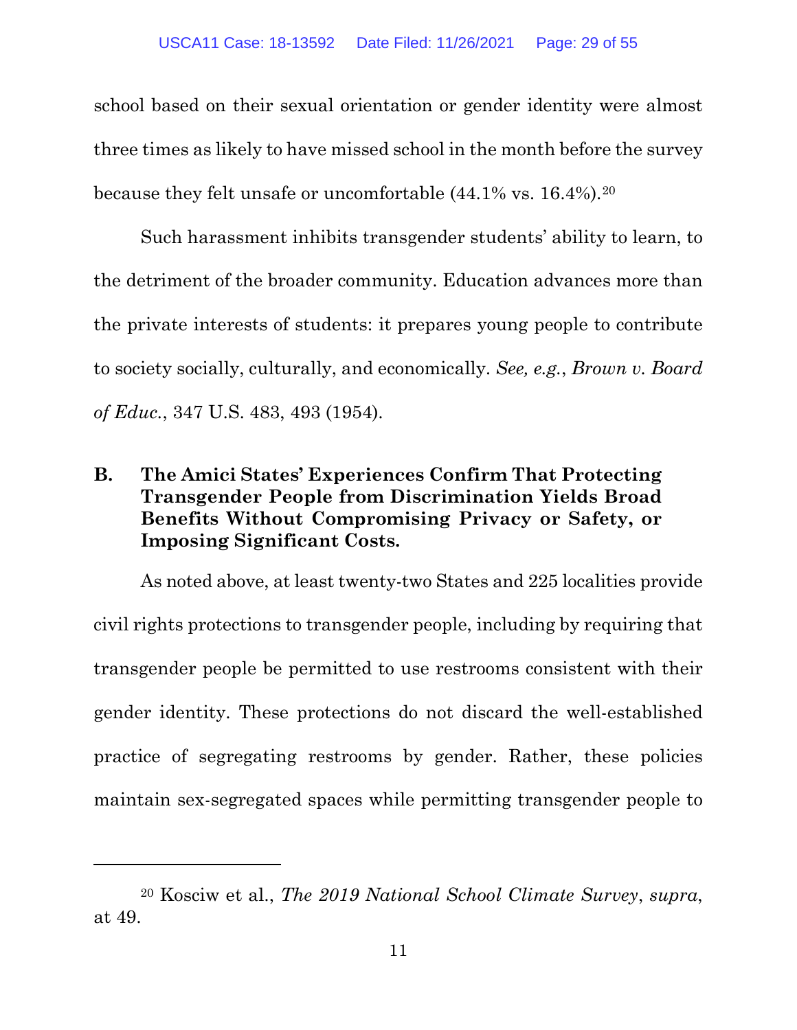school based on their sexual orientation or gender identity were almost three times as likely to have missed school in the month before the survey because they felt unsafe or uncomfortable (44.1% vs. 16.4%).[20]

Such harassment inhibits transgender students' ability to learn, to the detriment of the broader community. Education advances more than the private interests of students: it prepares young people to contribute to society socially, culturally, and economically. *See, e.g.*, *Brown v. Board of Educ.*, 347 U.S. 483, 493 (1954).

### B. The Amici States' Experiences Confirm That Protecting Transgender People from Discrimination Yields Broad Benefits Without Compromising Privacy or Safety, or Imposing Significant Costs.

As noted above, at least twenty-two States and 225 localities provide civil rights protections to transgender people, including by requiring that transgender people be permitted to use restrooms consistent with their gender identity. These protections do not discard the well-established practice of segregating restrooms by gender. Rather, these policies maintain sex-segregated spaces while permitting transgender people to

---

[20] Kosciw et al., *The 2019 National School Climate Survey*, *supra*, at 49.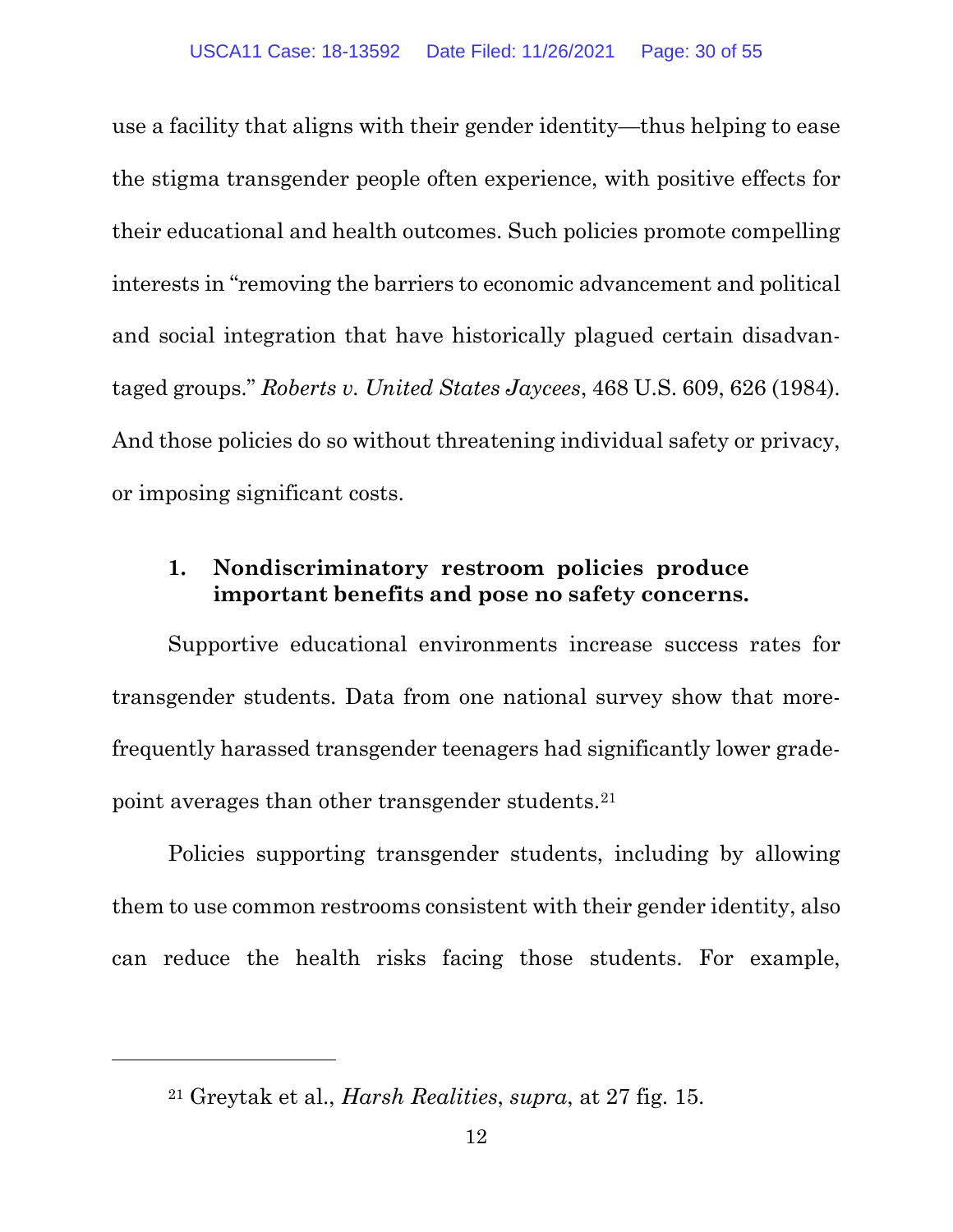use a facility that aligns with their gender identity—thus helping to ease the stigma transgender people often experience, with positive effects for their educational and health outcomes. Such policies promote compelling interests in "removing the barriers to economic advancement and political and social integration that have historically plagued certain disadvantaged groups." *Roberts v. United States Jaycees*, 468 U.S. 609, 626 (1984). And those policies do so without threatening individual safety or privacy, or imposing significant costs.

### 1. Nondiscriminatory restroom policies produce important benefits and pose no safety concerns.

Supportive educational environments increase success rates for transgender students. Data from one national survey show that more-frequently harassed transgender teenagers had significantly lower grade-point averages than other transgender students.[21]

Policies supporting transgender students, including by allowing them to use common restrooms consistent with their gender identity, also can reduce the health risks facing those students. For example,

---

[21] Greytak et al., *Harsh Realities*, *supra*, at 27 fig. 15.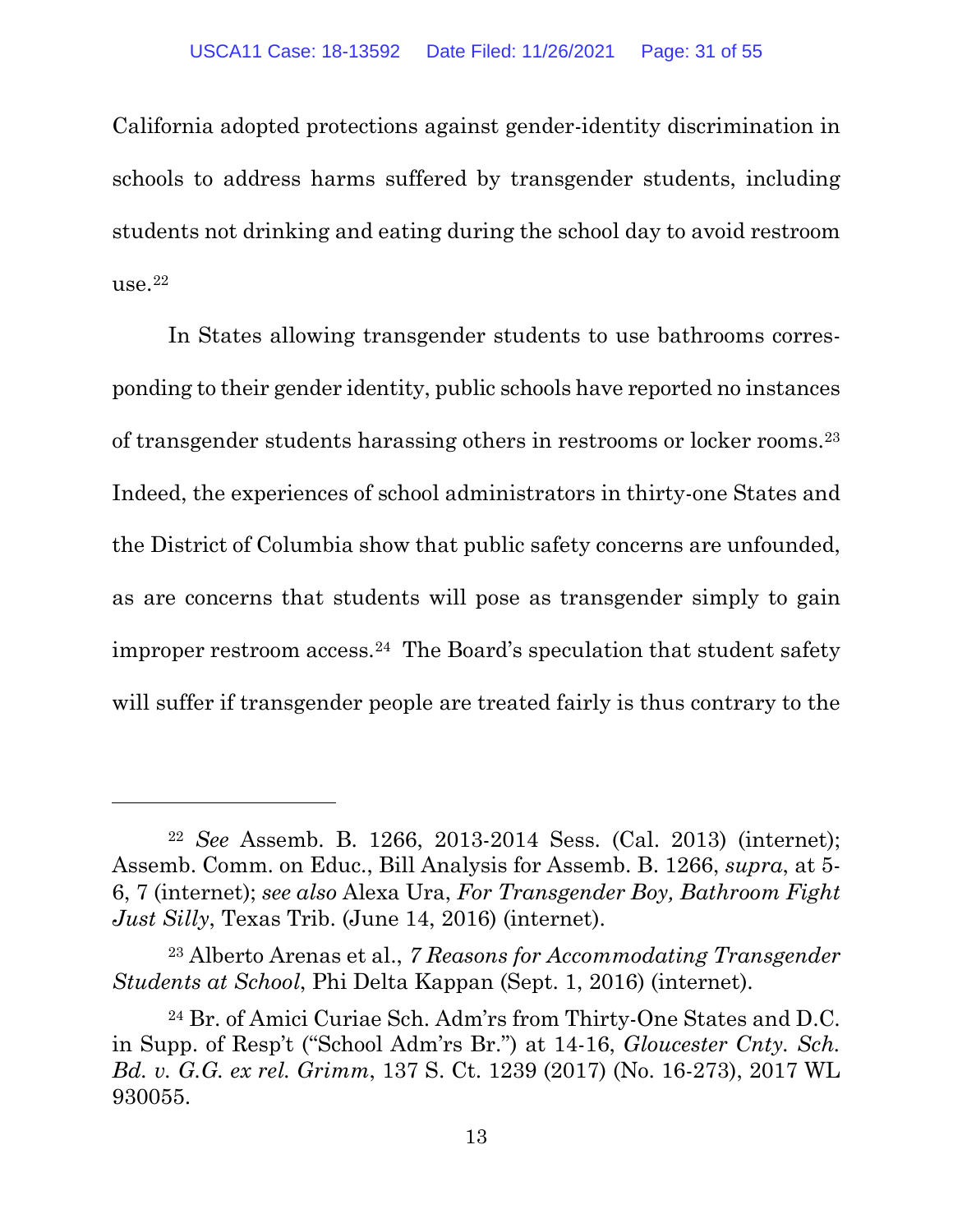California adopted protections against gender-identity discrimination in schools to address harms suffered by transgender students, including students not drinking and eating during the school day to avoid restroom use.[22]

In States allowing transgender students to use bathrooms corresponding to their gender identity, public schools have reported no instances of transgender students harassing others in restrooms or locker rooms.[23] Indeed, the experiences of school administrators in thirty-one States and the District of Columbia show that public safety concerns are unfounded, as are concerns that students will pose as transgender simply to gain improper restroom access.[24] The Board's speculation that student safety will suffer if transgender people are treated fairly is thus contrary to the

---

[22] *See* Assemb. B. 1266, 2013-2014 Sess. (Cal. 2013) (internet); Assemb. Comm. on Educ., Bill Analysis for Assemb. B. 1266, *supra*, at 5-6, 7 (internet); *see also* Alexa Ura, *For Transgender Boy, Bathroom Fight Just Silly*, Texas Trib. (June 14, 2016) (internet).

[23] Alberto Arenas et al., *7 Reasons for Accommodating Transgender Students at School*, Phi Delta Kappan (Sept. 1, 2016) (internet).

[24] Br. of Amici Curiae Sch. Adm'rs from Thirty-One States and D.C. in Supp. of Resp't ("School Adm'rs Br.") at 14-16, *Gloucester Cnty. Sch. Bd. v. G.G. ex rel. Grimm*, 137 S. Ct. 1239 (2017) (No. 16-273), 2017 WL 930055.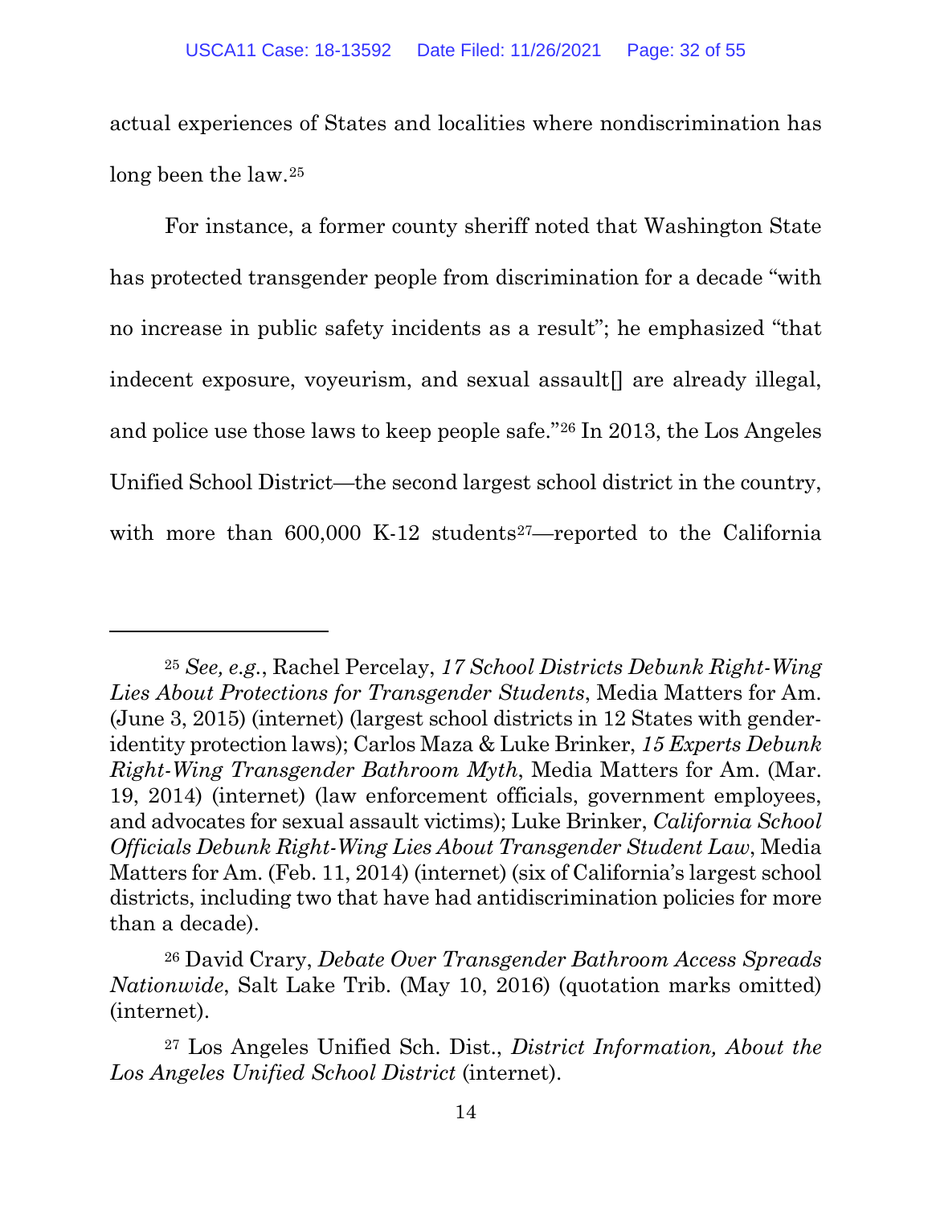actual experiences of States and localities where nondiscrimination has long been the law.[25]

For instance, a former county sheriff noted that Washington State has protected transgender people from discrimination for a decade "with no increase in public safety incidents as a result"; he emphasized "that indecent exposure, voyeurism, and sexual assault[] are already illegal, and police use those laws to keep people safe."[26] In 2013, the Los Angeles Unified School District—the second largest school district in the country, with more than 600,000 K-12 students[27]—reported to the California

---

[25] *See, e.g.*, Rachel Percelay, *17 School Districts Debunk Right-Wing Lies About Protections for Transgender Students*, Media Matters for Am. (June 3, 2015) (internet) (largest school districts in 12 States with gender-identity protection laws); Carlos Maza & Luke Brinker, *15 Experts Debunk Right-Wing Transgender Bathroom Myth*, Media Matters for Am. (Mar. 19, 2014) (internet) (law enforcement officials, government employees, and advocates for sexual assault victims); Luke Brinker, *California School Officials Debunk Right-Wing Lies About Transgender Student Law*, Media Matters for Am. (Feb. 11, 2014) (internet) (six of California's largest school districts, including two that have had antidiscrimination policies for more than a decade).

[26] David Crary, *Debate Over Transgender Bathroom Access Spreads Nationwide*, Salt Lake Trib. (May 10, 2016) (quotation marks omitted) (internet).

[27] Los Angeles Unified Sch. Dist., *District Information, About the Los Angeles Unified School District* (internet).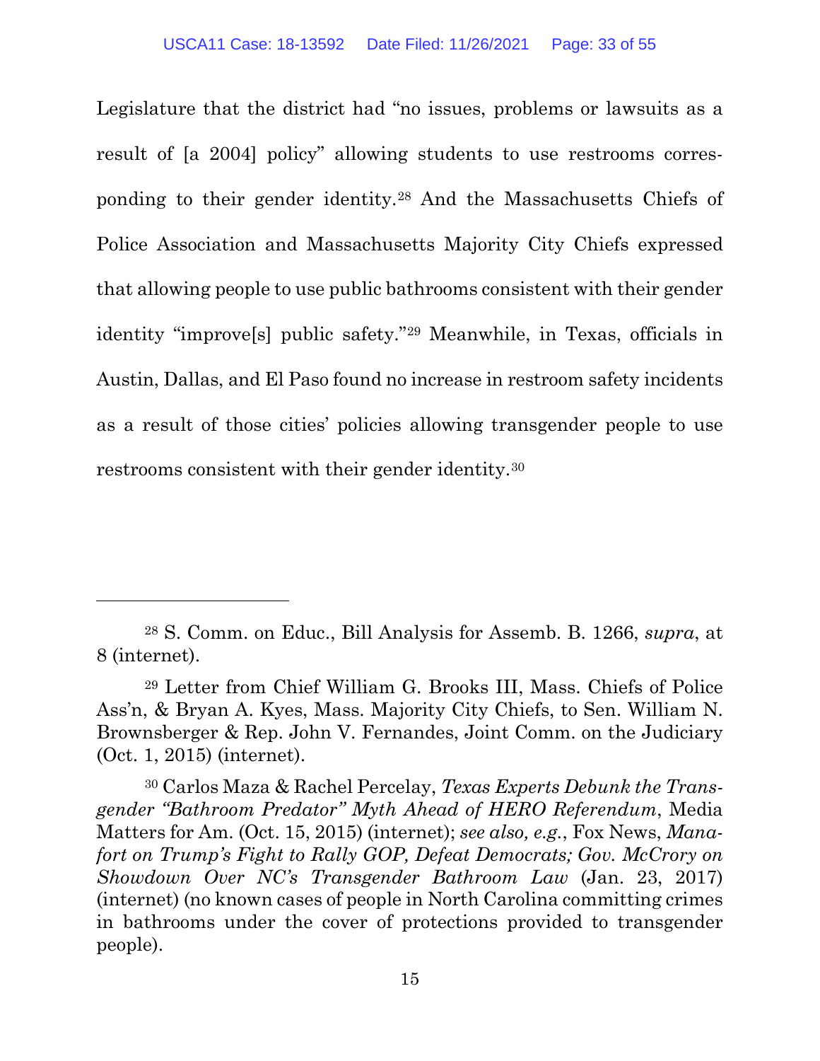Legislature that the district had "no issues, problems or lawsuits as a result of [a 2004] policy" allowing students to use restrooms corresponding to their gender identity.[28] And the Massachusetts Chiefs of Police Association and Massachusetts Majority City Chiefs expressed that allowing people to use public bathrooms consistent with their gender identity "improve[s] public safety."[29] Meanwhile, in Texas, officials in Austin, Dallas, and El Paso found no increase in restroom safety incidents as a result of those cities' policies allowing transgender people to use restrooms consistent with their gender identity.[30]

---

[28] S. Comm. on Educ., Bill Analysis for Assemb. B. 1266, *supra*, at 8 (internet).

[29] Letter from Chief William G. Brooks III, Mass. Chiefs of Police Ass'n, & Bryan A. Kyes, Mass. Majority City Chiefs, to Sen. William N. Brownsberger & Rep. John V. Fernandes, Joint Comm. on the Judiciary (Oct. 1, 2015) (internet).

[30] Carlos Maza & Rachel Percelay, *Texas Experts Debunk the Transgender "Bathroom Predator" Myth Ahead of HERO Referendum*, Media Matters for Am. (Oct. 15, 2015) (internet); *see also, e.g.*, Fox News, *Manafort on Trump's Fight to Rally GOP, Defeat Democrats; Gov. McCrory on Showdown Over NC's Transgender Bathroom Law* (Jan. 23, 2017) (internet) (no known cases of people in North Carolina committing crimes in bathrooms under the cover of protections provided to transgender people).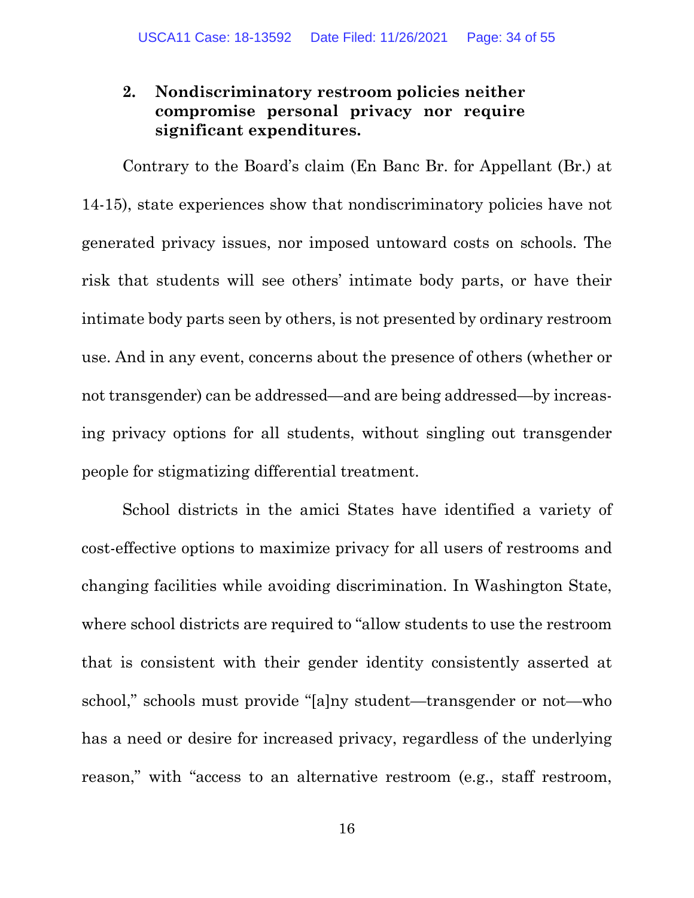### 2. Nondiscriminatory restroom policies neither compromise personal privacy nor require significant expenditures.

Contrary to the Board's claim (En Banc Br. for Appellant (Br.) at 14-15), state experiences show that nondiscriminatory policies have not generated privacy issues, nor imposed untoward costs on schools. The risk that students will see others' intimate body parts, or have their intimate body parts seen by others, is not presented by ordinary restroom use. And in any event, concerns about the presence of others (whether or not transgender) can be addressed—and are being addressed—by increasing privacy options for all students, without singling out transgender people for stigmatizing differential treatment.

School districts in the amici States have identified a variety of cost-effective options to maximize privacy for all users of restrooms and changing facilities while avoiding discrimination. In Washington State, where school districts are required to "allow students to use the restroom that is consistent with their gender identity consistently asserted at school," schools must provide "[a]ny student—transgender or not—who has a need or desire for increased privacy, regardless of the underlying reason," with "access to an alternative restroom (e.g., staff restroom,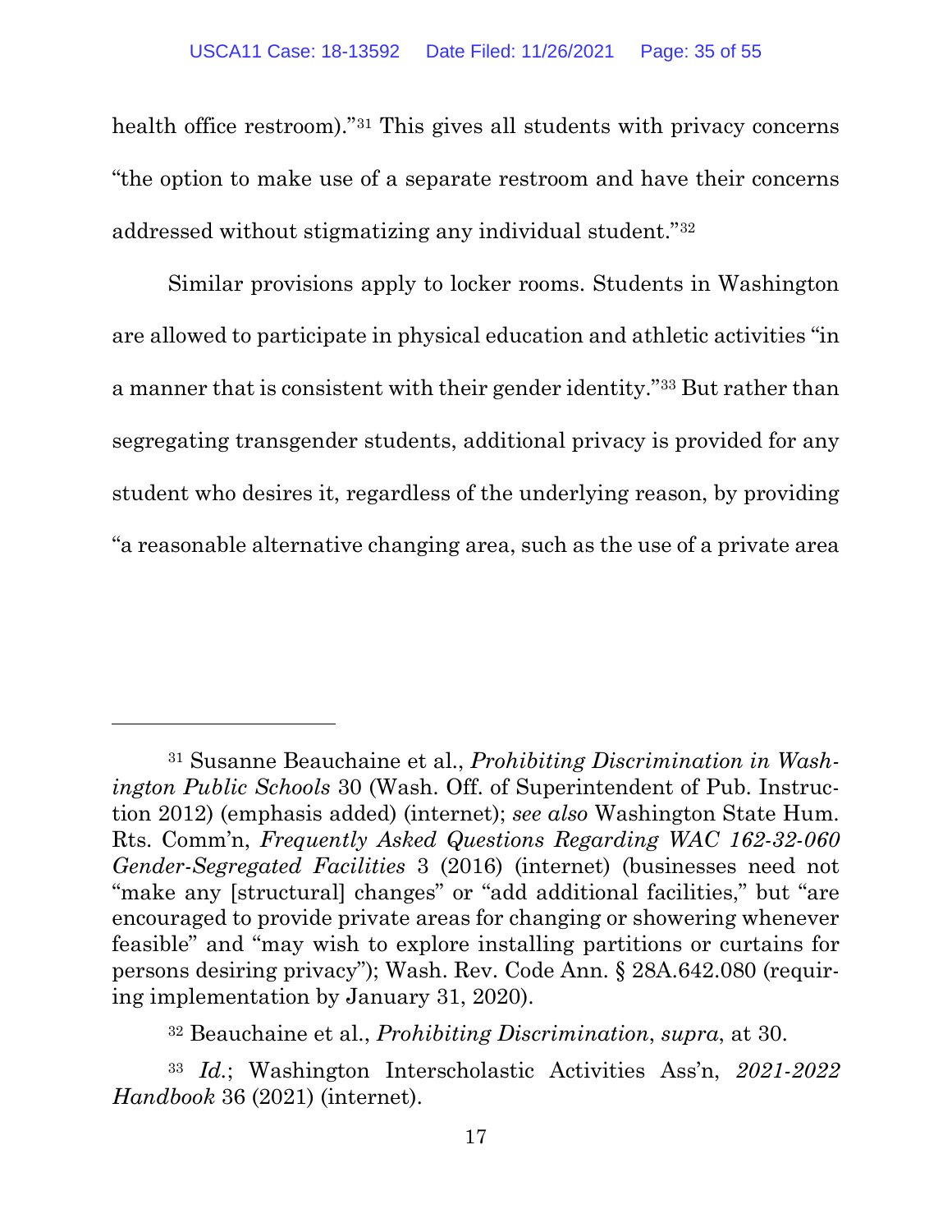health office restroom)."[31] This gives all students with privacy concerns "the option to make use of a separate restroom and have their concerns addressed without stigmatizing any individual student."[32]

Similar provisions apply to locker rooms. Students in Washington are allowed to participate in physical education and athletic activities "in a manner that is consistent with their gender identity."[33] But rather than segregating transgender students, additional privacy is provided for any student who desires it, regardless of the underlying reason, by providing "a reasonable alternative changing area, such as the use of a private area

---

[31] Susanne Beauchaine et al., *Prohibiting Discrimination in Washington Public Schools* 30 (Wash. Off. of Superintendent of Pub. Instruction 2012) (emphasis added) (internet); *see also* Washington State Hum. Rts. Comm'n, *Frequently Asked Questions Regarding WAC 162-32-060 Gender-Segregated Facilities* 3 (2016) (internet) (businesses need not "make any [structural] changes" or "add additional facilities," but "are encouraged to provide private areas for changing or showering whenever feasible" and "may wish to explore installing partitions or curtains for persons desiring privacy"); Wash. Rev. Code Ann. § 28A.642.080 (requiring implementation by January 31, 2020).

[32] Beauchaine et al., *Prohibiting Discrimination*, *supra*, at 30.

[33] *Id.*; Washington Interscholastic Activities Ass'n, *2021-2022 Handbook* 36 (2021) (internet).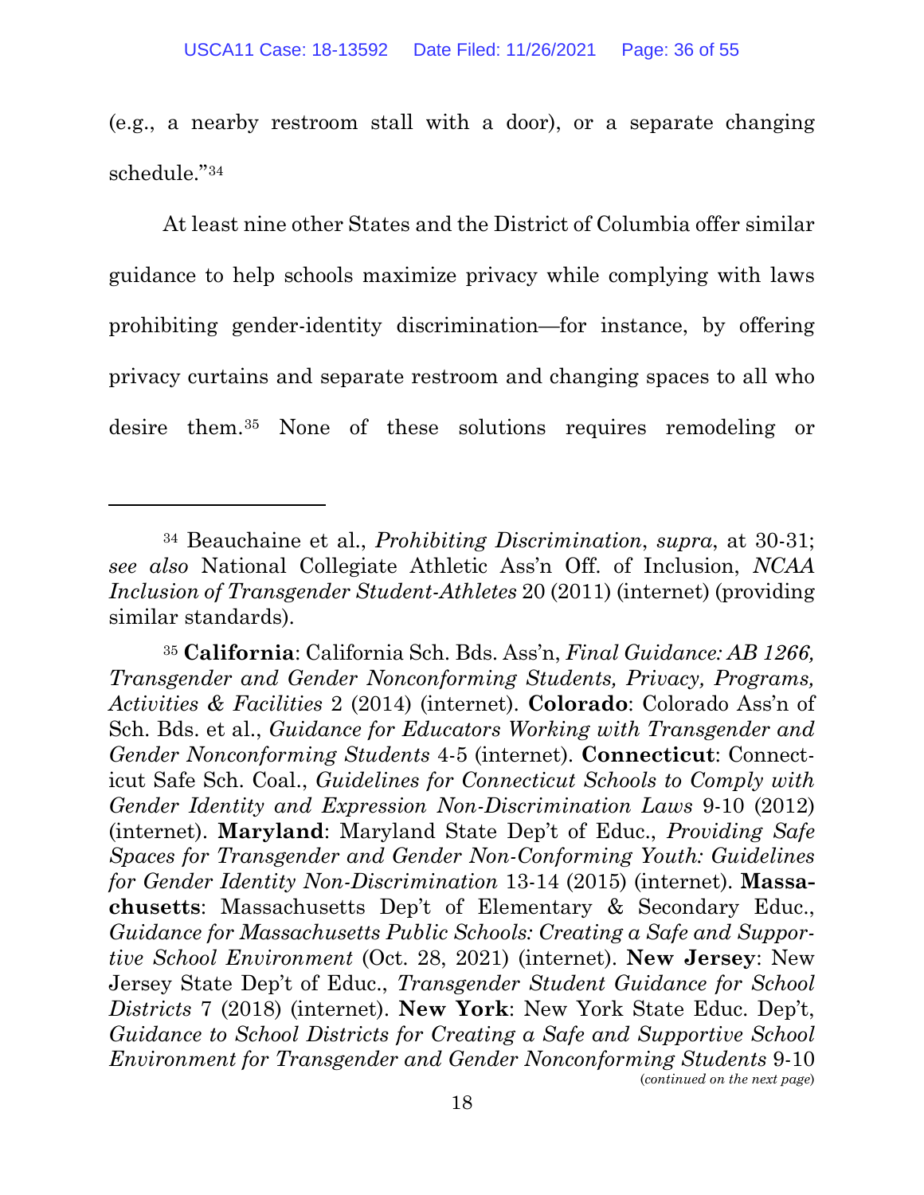(e.g., a nearby restroom stall with a door), or a separate changing schedule."[34]

At least nine other States and the District of Columbia offer similar guidance to help schools maximize privacy while complying with laws prohibiting gender-identity discrimination—for instance, by offering privacy curtains and separate restroom and changing spaces to all who desire them.[35] None of these solutions requires remodeling or

---

[34] Beauchaine et al., *Prohibiting Discrimination*, *supra*, at 30-31; *see also* National Collegiate Athletic Ass'n Off. of Inclusion, *NCAA Inclusion of Transgender Student-Athletes* 20 (2011) (internet) (providing similar standards).

[35] **California**: California Sch. Bds. Ass'n, *Final Guidance: AB 1266, Transgender and Gender Nonconforming Students, Privacy, Programs, Activities & Facilities* 2 (2014) (internet). **Colorado**: Colorado Ass'n of Sch. Bds. et al., *Guidance for Educators Working with Transgender and Gender Nonconforming Students* 4-5 (internet). **Connecticut**: Connecticut Safe Sch. Coal., *Guidelines for Connecticut Schools to Comply with Gender Identity and Expression Non-Discrimination Laws* 9-10 (2012) (internet). **Maryland**: Maryland State Dep't of Educ., *Providing Safe Spaces for Transgender and Gender Non-Conforming Youth: Guidelines for Gender Identity Non-Discrimination* 13-14 (2015) (internet). **Massachusetts**: Massachusetts Dep't of Elementary & Secondary Educ., *Guidance for Massachusetts Public Schools: Creating a Safe and Supportive School Environment* (Oct. 28, 2021) (internet). **New Jersey**: New Jersey State Dep't of Educ., *Transgender Student Guidance for School Districts* 7 (2018) (internet). **New York**: New York State Educ. Dep't, *Guidance to School Districts for Creating a Safe and Supportive School Environment for Transgender and Gender Nonconforming Students* 9-10

(*continued on the next page*)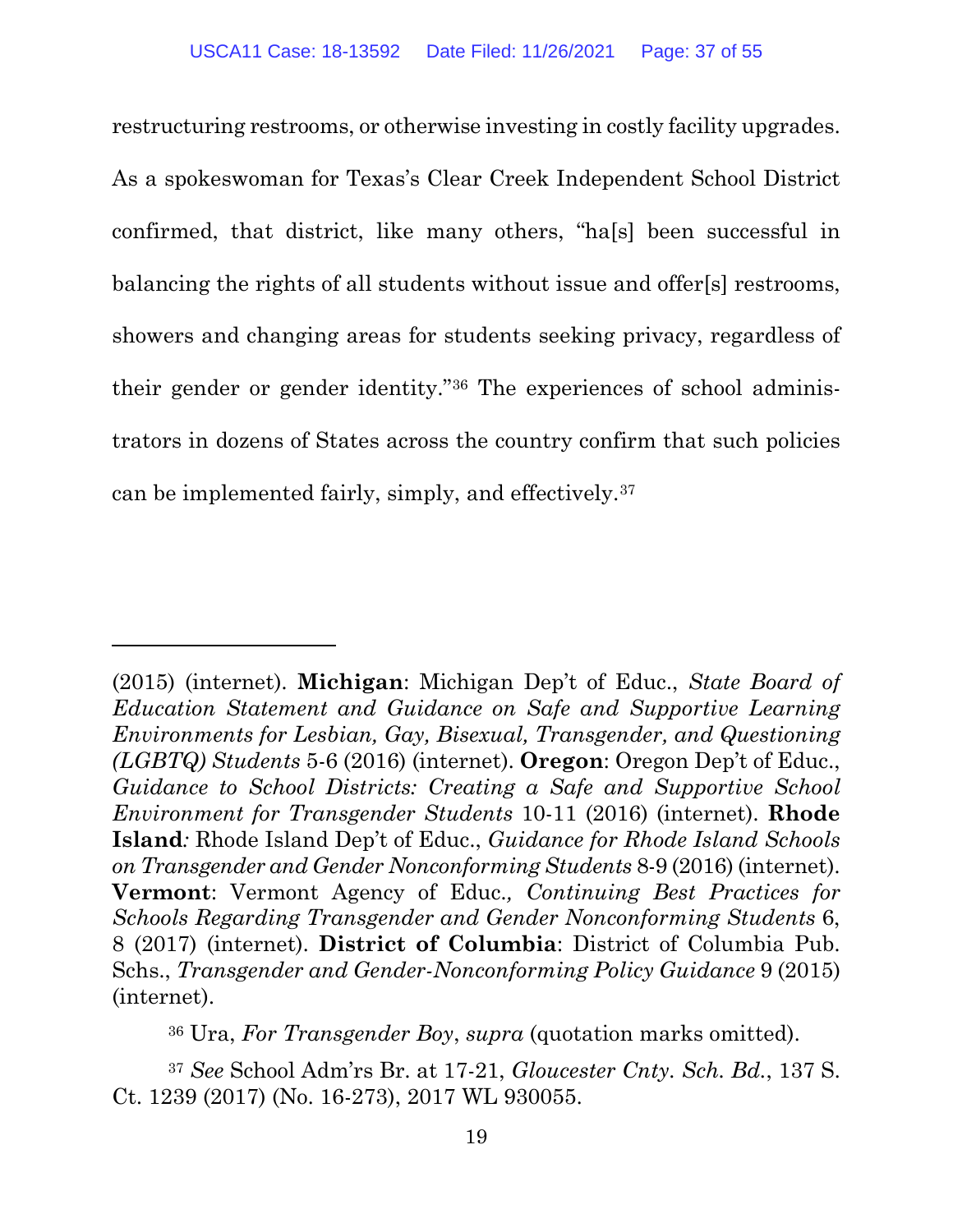restructuring restrooms, or otherwise investing in costly facility upgrades. As a spokeswoman for Texas's Clear Creek Independent School District confirmed, that district, like many others, "ha[s] been successful in balancing the rights of all students without issue and offer[s] restrooms, showers and changing areas for students seeking privacy, regardless of their gender or gender identity."[36] The experiences of school administrators in dozens of States across the country confirm that such policies can be implemented fairly, simply, and effectively.[37]

---

(2015) (internet). **Michigan**: Michigan Dep't of Educ., *State Board of Education Statement and Guidance on Safe and Supportive Learning Environments for Lesbian, Gay, Bisexual, Transgender, and Questioning (LGBTQ) Students* 5-6 (2016) (internet). **Oregon**: Oregon Dep't of Educ., *Guidance to School Districts: Creating a Safe and Supportive School Environment for Transgender Students* 10-11 (2016) (internet). **Rhode Island***:* Rhode Island Dep't of Educ., *Guidance for Rhode Island Schools on Transgender and Gender Nonconforming Students* 8-9 (2016) (internet). **Vermont**: Vermont Agency of Educ.*, Continuing Best Practices for Schools Regarding Transgender and Gender Nonconforming Students* 6, 8 (2017) (internet). **District of Columbia**: District of Columbia Pub. Schs., *Transgender and Gender-Nonconforming Policy Guidance* 9 (2015) (internet).

[36] Ura, *For Transgender Boy*, *supra* (quotation marks omitted).

[37] *See* School Adm'rs Br. at 17-21, *Gloucester Cnty. Sch. Bd.*, 137 S. Ct. 1239 (2017) (No. 16-273), 2017 WL 930055.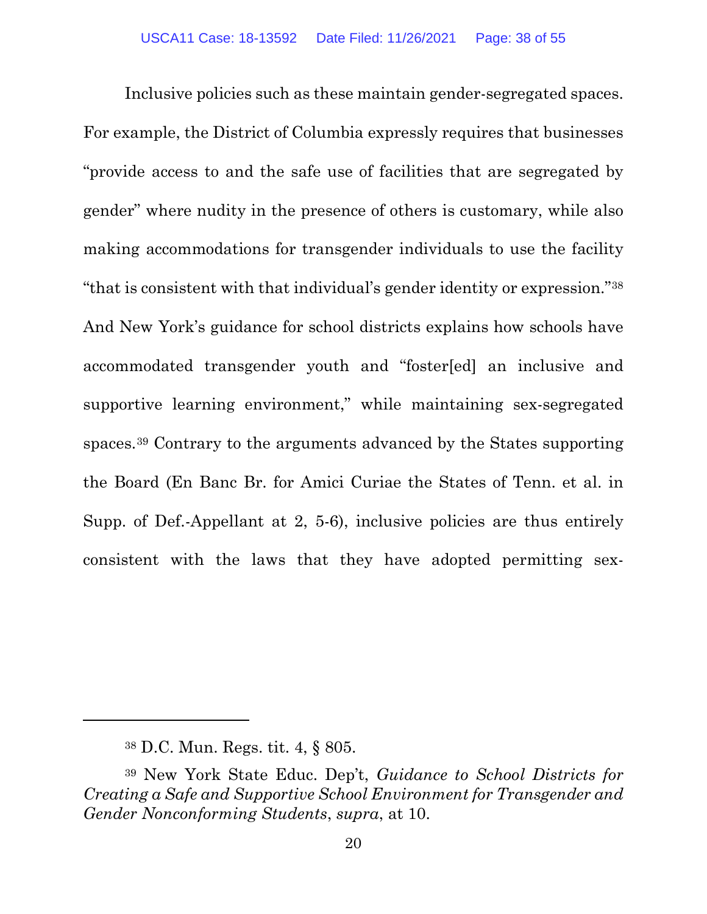Inclusive policies such as these maintain gender-segregated spaces. For example, the District of Columbia expressly requires that businesses "provide access to and the safe use of facilities that are segregated by gender" where nudity in the presence of others is customary, while also making accommodations for transgender individuals to use the facility "that is consistent with that individual's gender identity or expression."[38] And New York's guidance for school districts explains how schools have accommodated transgender youth and "foster[ed] an inclusive and supportive learning environment," while maintaining sex-segregated spaces.[39] Contrary to the arguments advanced by the States supporting the Board (En Banc Br. for Amici Curiae the States of Tenn. et al. in Supp. of Def.-Appellant at 2, 5-6), inclusive policies are thus entirely consistent with the laws that they have adopted permitting sex-

---

[38] D.C. Mun. Regs. tit. 4, § 805.

[39] New York State Educ. Dep't, *Guidance to School Districts for Creating a Safe and Supportive School Environment for Transgender and Gender Nonconforming Students*, *supra*, at 10.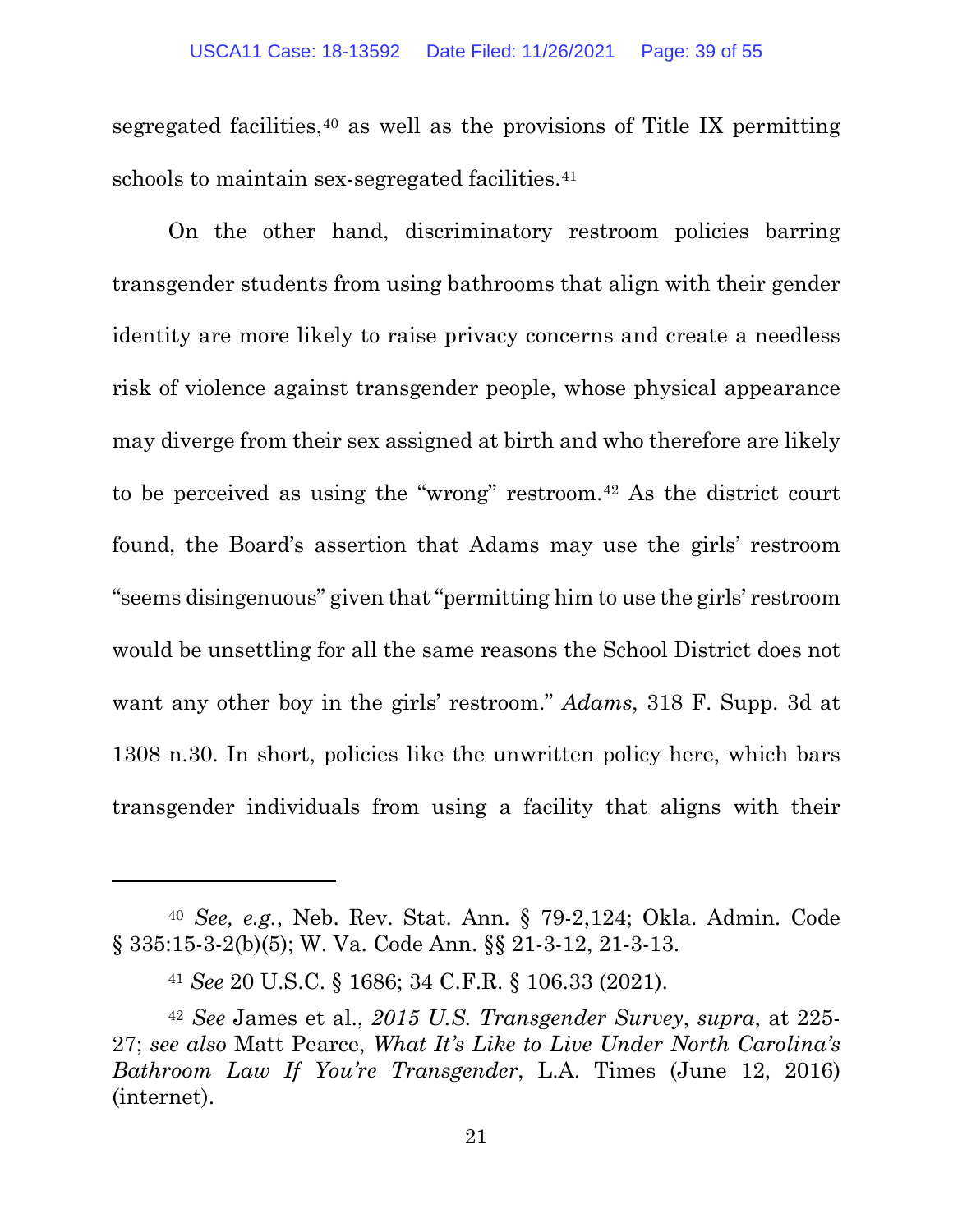segregated facilities,[40] as well as the provisions of Title IX permitting schools to maintain sex-segregated facilities.[41]

On the other hand, discriminatory restroom policies barring transgender students from using bathrooms that align with their gender identity are more likely to raise privacy concerns and create a needless risk of violence against transgender people, whose physical appearance may diverge from their sex assigned at birth and who therefore are likely to be perceived as using the "wrong" restroom.[42] As the district court found, the Board's assertion that Adams may use the girls' restroom "seems disingenuous" given that "permitting him to use the girls' restroom would be unsettling for all the same reasons the School District does not want any other boy in the girls' restroom." *Adams*, 318 F. Supp. 3d at 1308 n.30. In short, policies like the unwritten policy here, which bars transgender individuals from using a facility that aligns with their

---

[40] *See, e.g.*, Neb. Rev. Stat. Ann. § 79-2,124; Okla. Admin. Code § 335:15-3-2(b)(5); W. Va. Code Ann. §§ 21-3-12, 21-3-13.

[41] *See* 20 U.S.C. § 1686; 34 C.F.R. § 106.33 (2021).

[42] *See* James et al., *2015 U.S. Transgender Survey*, *supra*, at 225-27; *see also* Matt Pearce, *What It's Like to Live Under North Carolina's Bathroom Law If You're Transgender*, L.A. Times (June 12, 2016) (internet).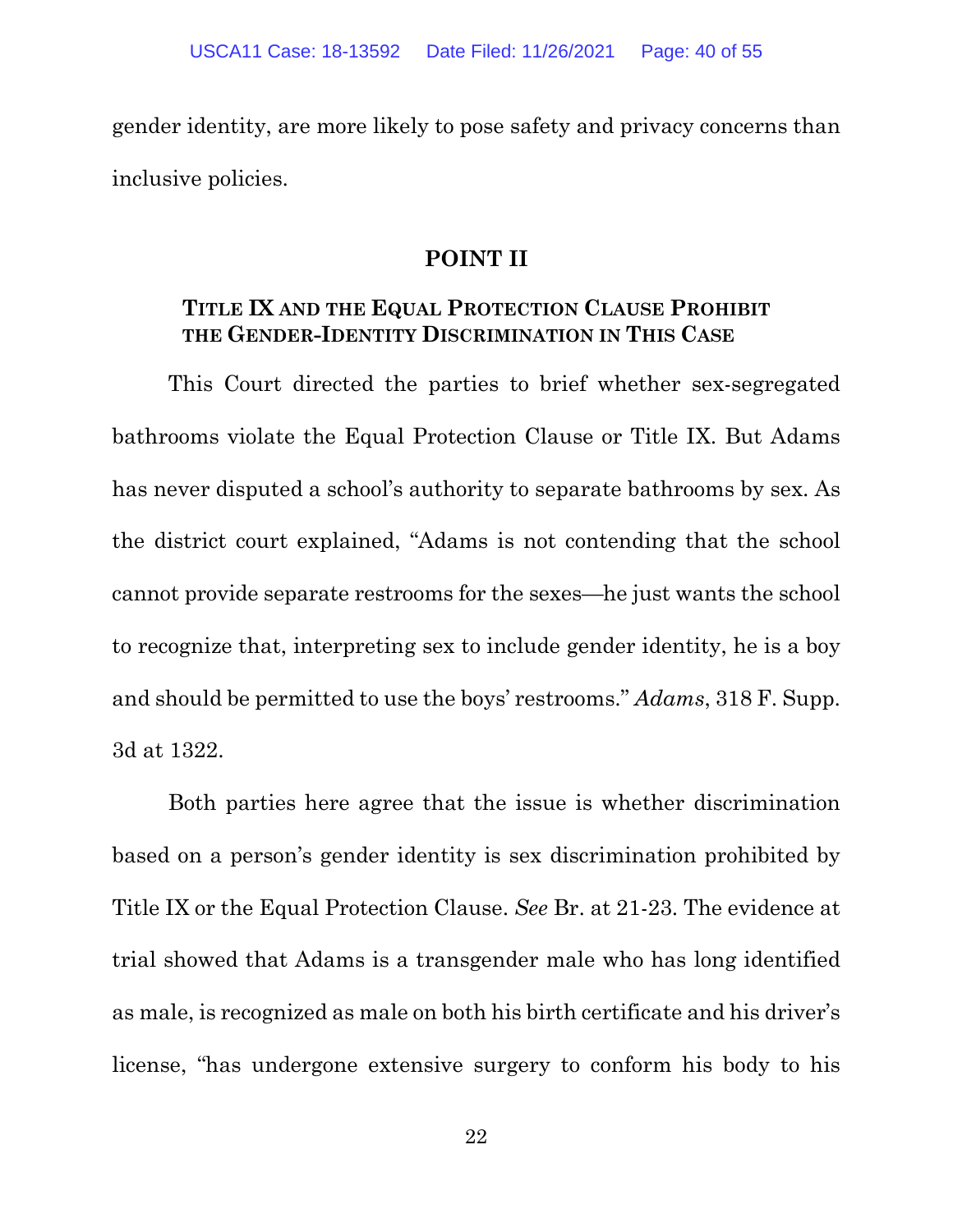gender identity, are more likely to pose safety and privacy concerns than inclusive policies.

## POINT II

### TITLE IX AND THE EQUAL PROTECTION CLAUSE PROHIBIT THE GENDER-IDENTITY DISCRIMINATION IN THIS CASE

This Court directed the parties to brief whether sex-segregated bathrooms violate the Equal Protection Clause or Title IX. But Adams has never disputed a school's authority to separate bathrooms by sex. As the district court explained, "Adams is not contending that the school cannot provide separate restrooms for the sexes—he just wants the school to recognize that, interpreting sex to include gender identity, he is a boy and should be permitted to use the boys' restrooms." *Adams*, 318 F. Supp. 3d at 1322.

Both parties here agree that the issue is whether discrimination based on a person's gender identity is sex discrimination prohibited by Title IX or the Equal Protection Clause. *See* Br. at 21-23. The evidence at trial showed that Adams is a transgender male who has long identified as male, is recognized as male on both his birth certificate and his driver's license, "has undergone extensive surgery to conform his body to his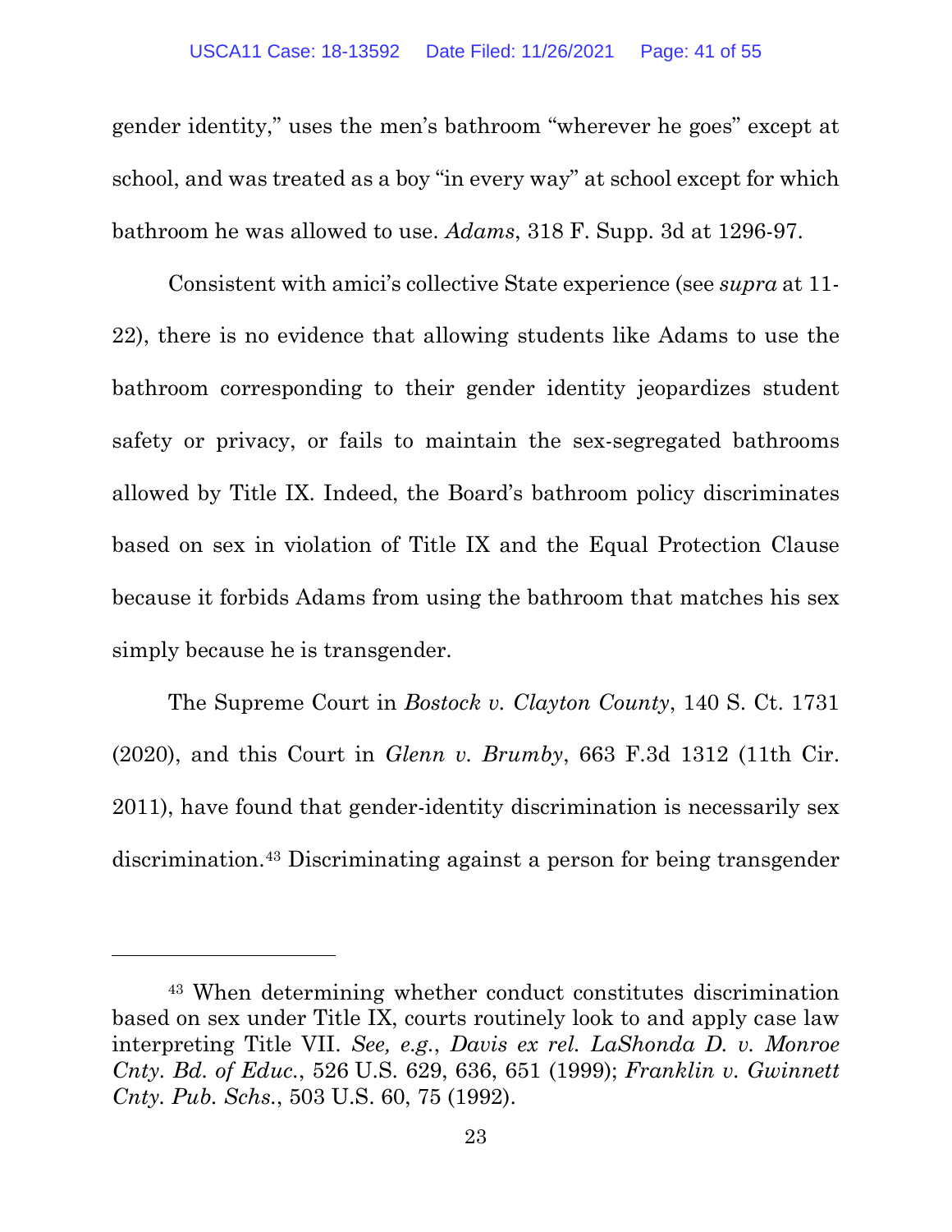gender identity," uses the men's bathroom "wherever he goes" except at school, and was treated as a boy "in every way" at school except for which bathroom he was allowed to use. *Adams*, 318 F. Supp. 3d at 1296-97.

Consistent with amici's collective State experience (see *supra* at 11-22), there is no evidence that allowing students like Adams to use the bathroom corresponding to their gender identity jeopardizes student safety or privacy, or fails to maintain the sex-segregated bathrooms allowed by Title IX. Indeed, the Board's bathroom policy discriminates based on sex in violation of Title IX and the Equal Protection Clause because it forbids Adams from using the bathroom that matches his sex simply because he is transgender.

The Supreme Court in *Bostock v. Clayton County*, 140 S. Ct. 1731 (2020), and this Court in *Glenn v. Brumby*, 663 F.3d 1312 (11th Cir. 2011), have found that gender-identity discrimination is necessarily sex discrimination.[43] Discriminating against a person for being transgender

---

[43] When determining whether conduct constitutes discrimination based on sex under Title IX, courts routinely look to and apply case law interpreting Title VII. *See, e.g.*, *Davis ex rel. LaShonda D. v. Monroe Cnty. Bd. of Educ.*, 526 U.S. 629, 636, 651 (1999); *Franklin v. Gwinnett Cnty. Pub. Schs.*, 503 U.S. 60, 75 (1992).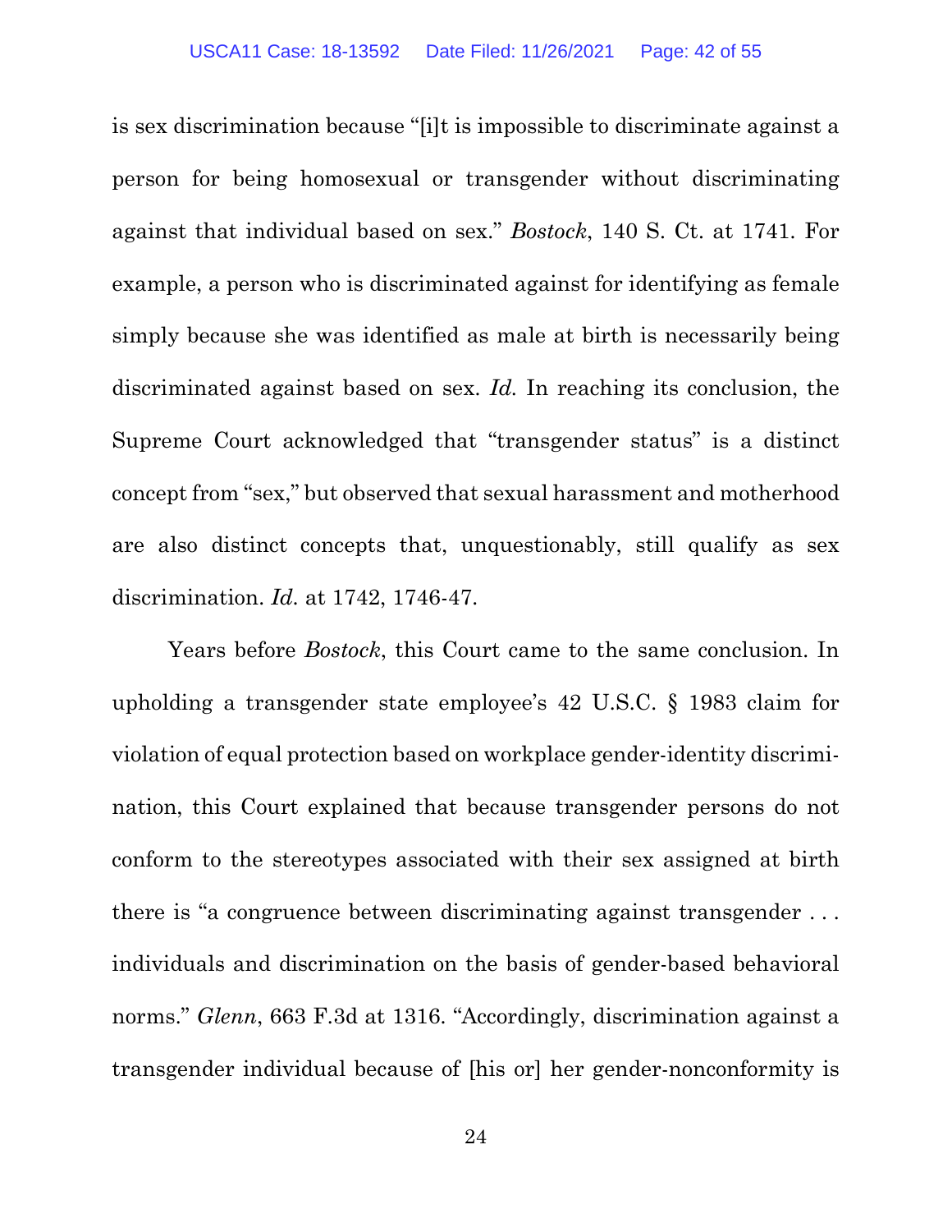is sex discrimination because "[i]t is impossible to discriminate against a person for being homosexual or transgender without discriminating against that individual based on sex." *Bostock*, 140 S. Ct. at 1741. For example, a person who is discriminated against for identifying as female simply because she was identified as male at birth is necessarily being discriminated against based on sex. *Id.* In reaching its conclusion, the Supreme Court acknowledged that "transgender status" is a distinct concept from "sex," but observed that sexual harassment and motherhood are also distinct concepts that, unquestionably, still qualify as sex discrimination. *Id.* at 1742, 1746-47.

Years before *Bostock*, this Court came to the same conclusion. In upholding a transgender state employee's 42 U.S.C. § 1983 claim for violation of equal protection based on workplace gender-identity discrimination, this Court explained that because transgender persons do not conform to the stereotypes associated with their sex assigned at birth there is "a congruence between discriminating against transgender . . . individuals and discrimination on the basis of gender-based behavioral norms." *Glenn*, 663 F.3d at 1316. "Accordingly, discrimination against a transgender individual because of [his or] her gender-nonconformity is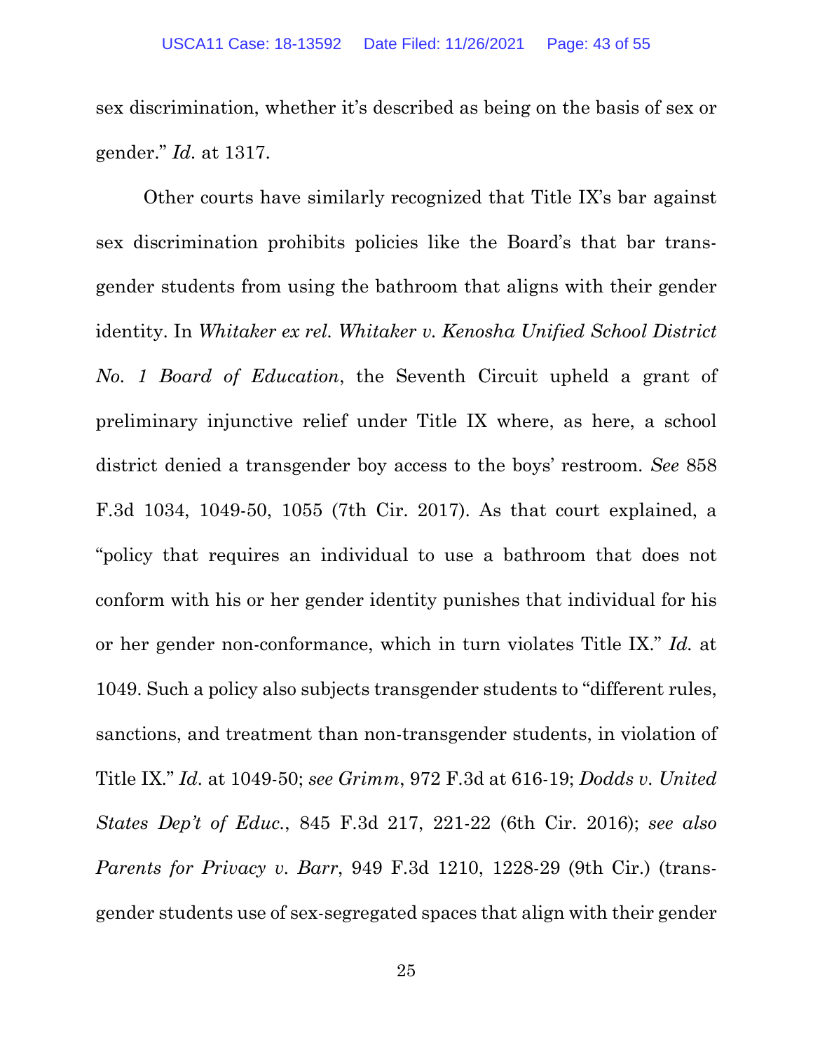sex discrimination, whether it's described as being on the basis of sex or gender." *Id.* at 1317.

Other courts have similarly recognized that Title IX's bar against sex discrimination prohibits policies like the Board's that bar transgender students from using the bathroom that aligns with their gender identity. In *Whitaker ex rel. Whitaker v. Kenosha Unified School District No. 1 Board of Education*, the Seventh Circuit upheld a grant of preliminary injunctive relief under Title IX where, as here, a school district denied a transgender boy access to the boys' restroom. *See* 858 F.3d 1034, 1049-50, 1055 (7th Cir. 2017). As that court explained, a "policy that requires an individual to use a bathroom that does not conform with his or her gender identity punishes that individual for his or her gender non-conformance, which in turn violates Title IX." *Id.* at 1049. Such a policy also subjects transgender students to "different rules, sanctions, and treatment than non-transgender students, in violation of Title IX." *Id.* at 1049-50; *see Grimm*, 972 F.3d at 616-19; *Dodds v. United States Dep't of Educ.*, 845 F.3d 217, 221-22 (6th Cir. 2016); *see also Parents for Privacy v. Barr*, 949 F.3d 1210, 1228-29 (9th Cir.) (transgender students use of sex-segregated spaces that align with their gender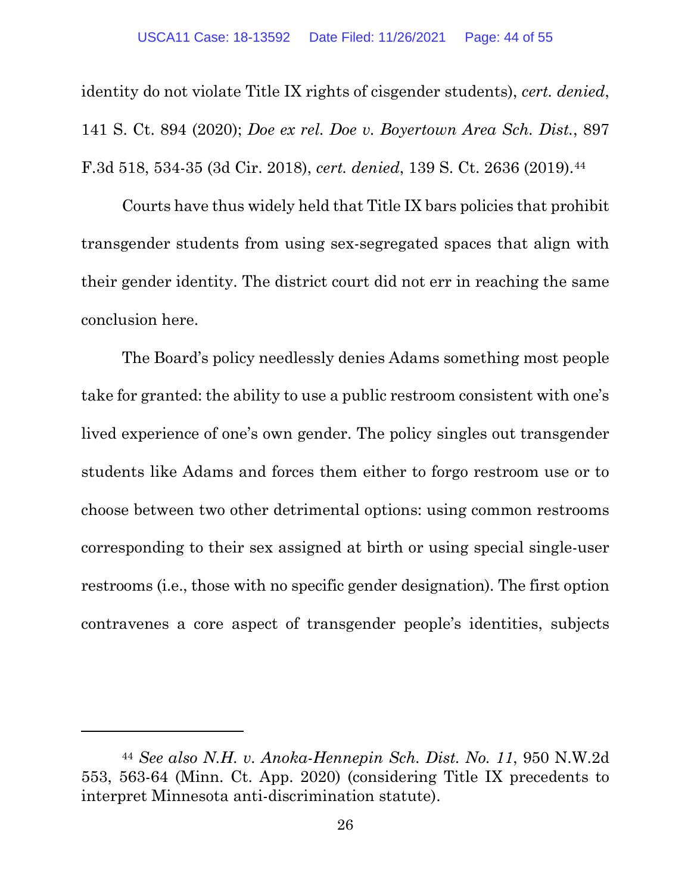identity do not violate Title IX rights of cisgender students), *cert. denied*, 141 S. Ct. 894 (2020); *Doe ex rel. Doe v. Boyertown Area Sch. Dist.*, 897 F.3d 518, 534-35 (3d Cir. 2018), *cert. denied*, 139 S. Ct. 2636 (2019).[44]

Courts have thus widely held that Title IX bars policies that prohibit transgender students from using sex-segregated spaces that align with their gender identity. The district court did not err in reaching the same conclusion here.

The Board's policy needlessly denies Adams something most people take for granted: the ability to use a public restroom consistent with one's lived experience of one's own gender. The policy singles out transgender students like Adams and forces them either to forgo restroom use or to choose between two other detrimental options: using common restrooms corresponding to their sex assigned at birth or using special single-user restrooms (i.e., those with no specific gender designation). The first option contravenes a core aspect of transgender people's identities, subjects

---

[44] *See also N.H. v. Anoka-Hennepin Sch. Dist. No. 11*, 950 N.W.2d 553, 563-64 (Minn. Ct. App. 2020) (considering Title IX precedents to interpret Minnesota anti-discrimination statute).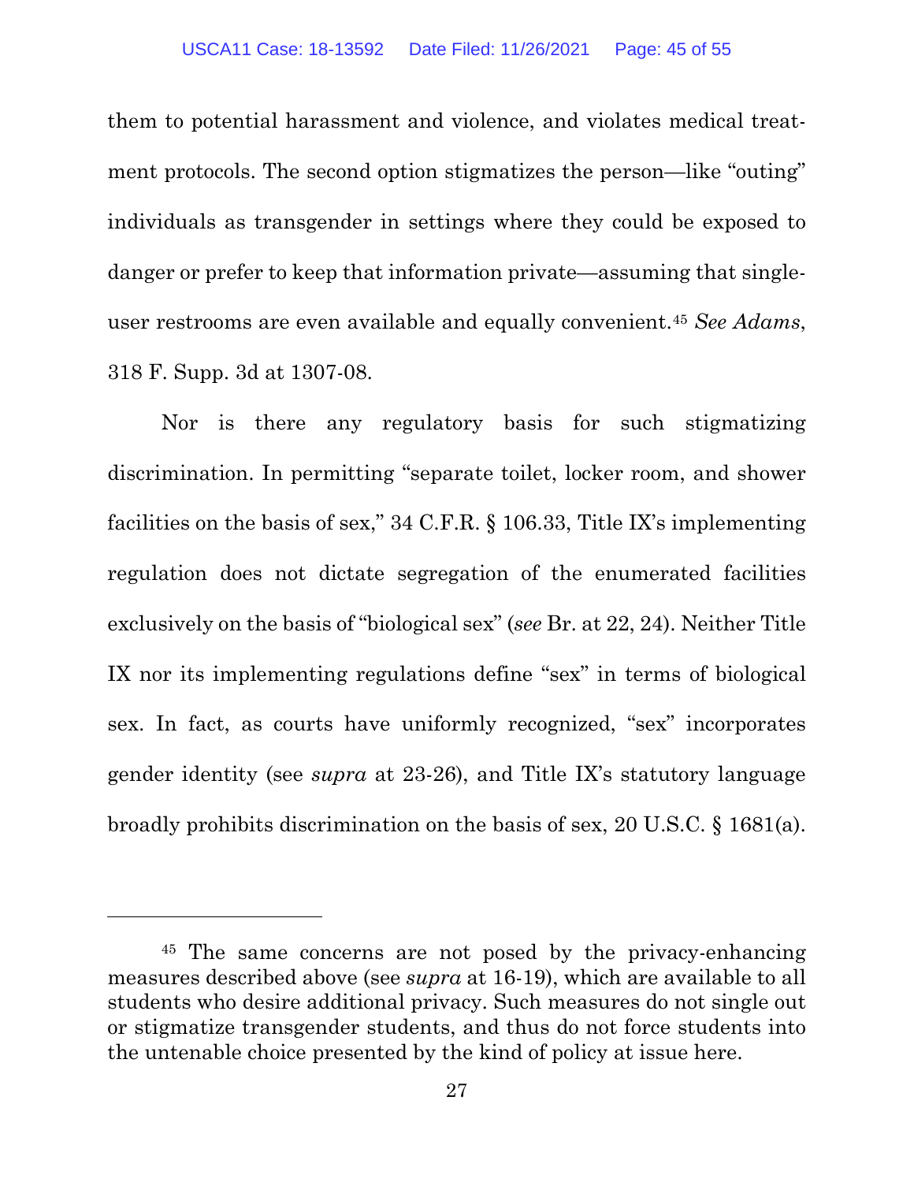them to potential harassment and violence, and violates medical treatment protocols. The second option stigmatizes the person—like "outing" individuals as transgender in settings where they could be exposed to danger or prefer to keep that information private—assuming that single-user restrooms are even available and equally convenient.[45] *See Adams*, 318 F. Supp. 3d at 1307-08.

Nor is there any regulatory basis for such stigmatizing discrimination. In permitting "separate toilet, locker room, and shower facilities on the basis of sex," 34 C.F.R. § 106.33, Title IX's implementing regulation does not dictate segregation of the enumerated facilities exclusively on the basis of "biological sex" (*see* Br. at 22, 24). Neither Title IX nor its implementing regulations define "sex" in terms of biological sex. In fact, as courts have uniformly recognized, "sex" incorporates gender identity (see *supra* at 23-26), and Title IX's statutory language broadly prohibits discrimination on the basis of sex, 20 U.S.C. § 1681(a).

---

[45] The same concerns are not posed by the privacy-enhancing measures described above (see *supra* at 16-19), which are available to all students who desire additional privacy. Such measures do not single out or stigmatize transgender students, and thus do not force students into the untenable choice presented by the kind of policy at issue here.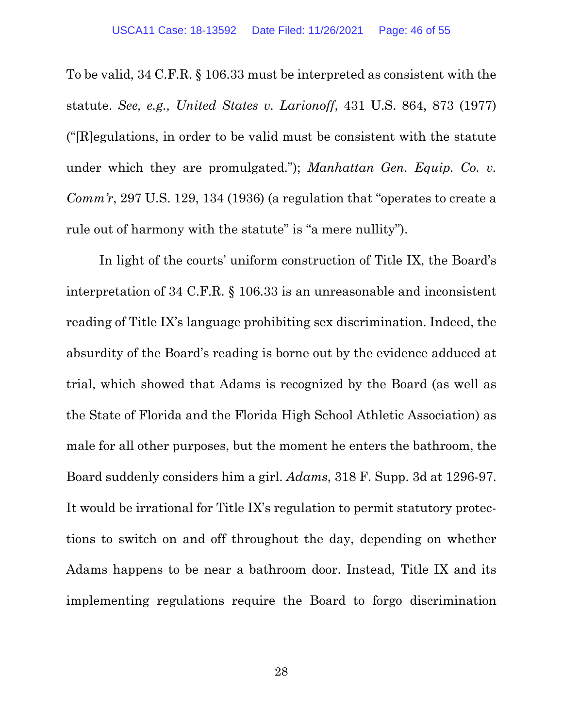To be valid, 34 C.F.R. § 106.33 must be interpreted as consistent with the statute. *See, e.g., United States v. Larionoff*, 431 U.S. 864, 873 (1977) ("[R]egulations, in order to be valid must be consistent with the statute under which they are promulgated."); *Manhattan Gen. Equip. Co. v. Comm'r*, 297 U.S. 129, 134 (1936) (a regulation that "operates to create a rule out of harmony with the statute" is "a mere nullity").

In light of the courts' uniform construction of Title IX, the Board's interpretation of 34 C.F.R. § 106.33 is an unreasonable and inconsistent reading of Title IX's language prohibiting sex discrimination. Indeed, the absurdity of the Board's reading is borne out by the evidence adduced at trial, which showed that Adams is recognized by the Board (as well as the State of Florida and the Florida High School Athletic Association) as male for all other purposes, but the moment he enters the bathroom, the Board suddenly considers him a girl. *Adams*, 318 F. Supp. 3d at 1296-97. It would be irrational for Title IX's regulation to permit statutory protections to switch on and off throughout the day, depending on whether Adams happens to be near a bathroom door. Instead, Title IX and its implementing regulations require the Board to forgo discrimination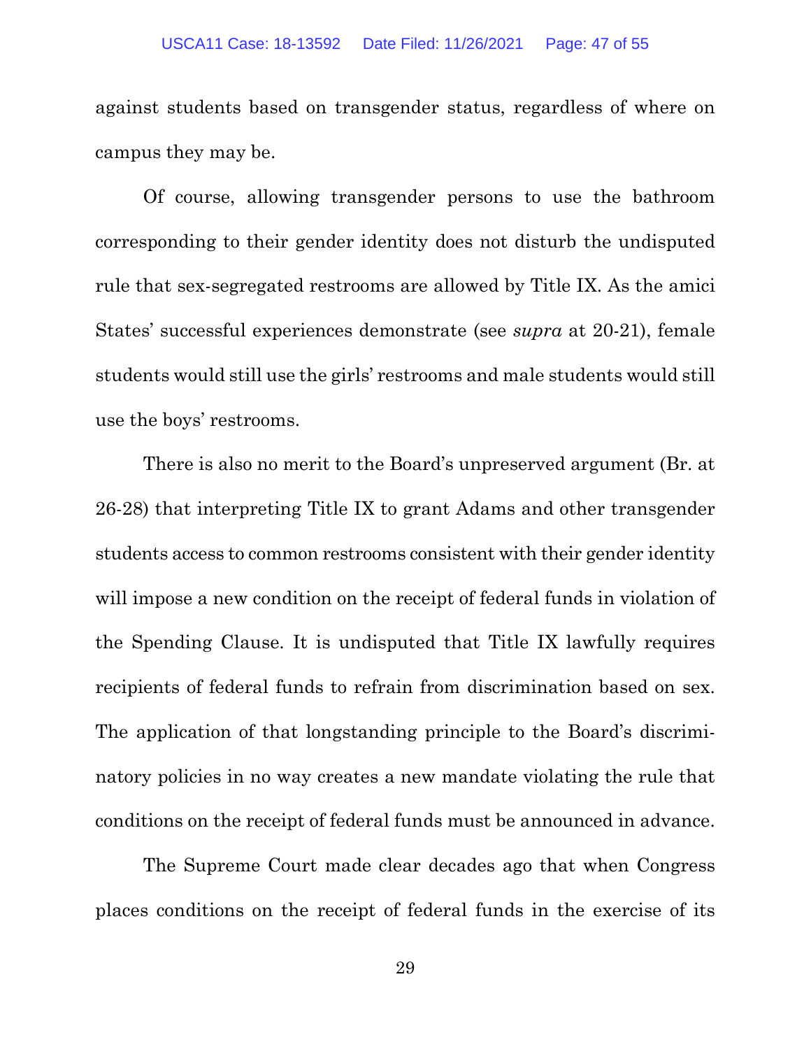against students based on transgender status, regardless of where on campus they may be.

Of course, allowing transgender persons to use the bathroom corresponding to their gender identity does not disturb the undisputed rule that sex-segregated restrooms are allowed by Title IX. As the amici States' successful experiences demonstrate (see *supra* at 20-21), female students would still use the girls' restrooms and male students would still use the boys' restrooms.

There is also no merit to the Board's unpreserved argument (Br. at 26-28) that interpreting Title IX to grant Adams and other transgender students access to common restrooms consistent with their gender identity will impose a new condition on the receipt of federal funds in violation of the Spending Clause. It is undisputed that Title IX lawfully requires recipients of federal funds to refrain from discrimination based on sex. The application of that longstanding principle to the Board's discriminatory policies in no way creates a new mandate violating the rule that conditions on the receipt of federal funds must be announced in advance.

The Supreme Court made clear decades ago that when Congress places conditions on the receipt of federal funds in the exercise of its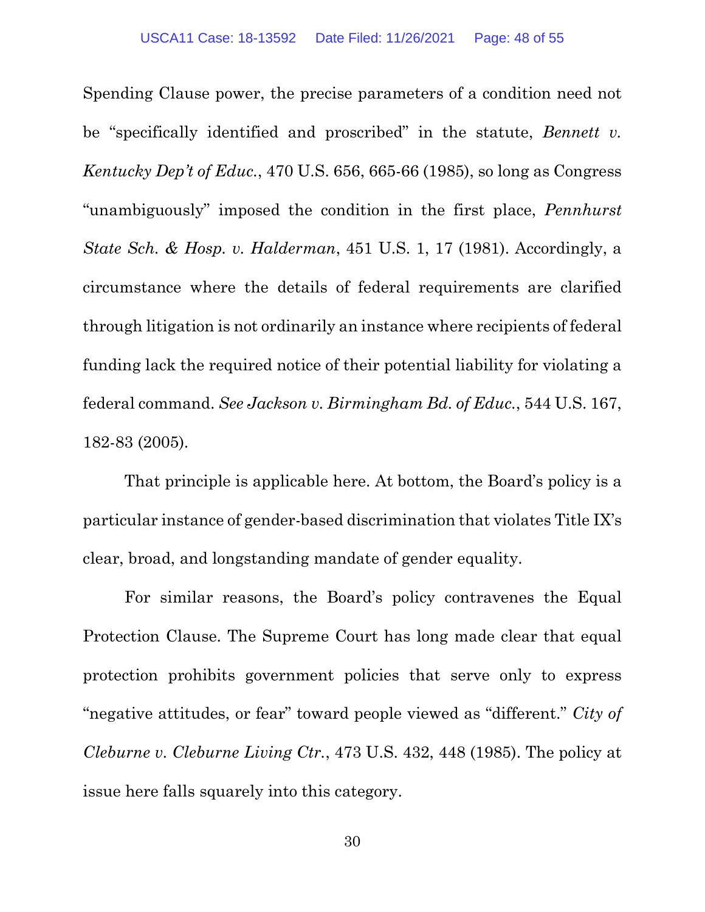Spending Clause power, the precise parameters of a condition need not be "specifically identified and proscribed" in the statute, *Bennett v. Kentucky Dep't of Educ.*, 470 U.S. 656, 665-66 (1985), so long as Congress "unambiguously" imposed the condition in the first place, *Pennhurst State Sch. & Hosp. v. Halderman*, 451 U.S. 1, 17 (1981). Accordingly, a circumstance where the details of federal requirements are clarified through litigation is not ordinarily an instance where recipients of federal funding lack the required notice of their potential liability for violating a federal command. *See Jackson v. Birmingham Bd. of Educ.*, 544 U.S. 167, 182-83 (2005).

That principle is applicable here. At bottom, the Board's policy is a particular instance of gender-based discrimination that violates Title IX's clear, broad, and longstanding mandate of gender equality.

For similar reasons, the Board's policy contravenes the Equal Protection Clause. The Supreme Court has long made clear that equal protection prohibits government policies that serve only to express "negative attitudes, or fear" toward people viewed as "different." *City of Cleburne v. Cleburne Living Ctr.*, 473 U.S. 432, 448 (1985). The policy at issue here falls squarely into this category.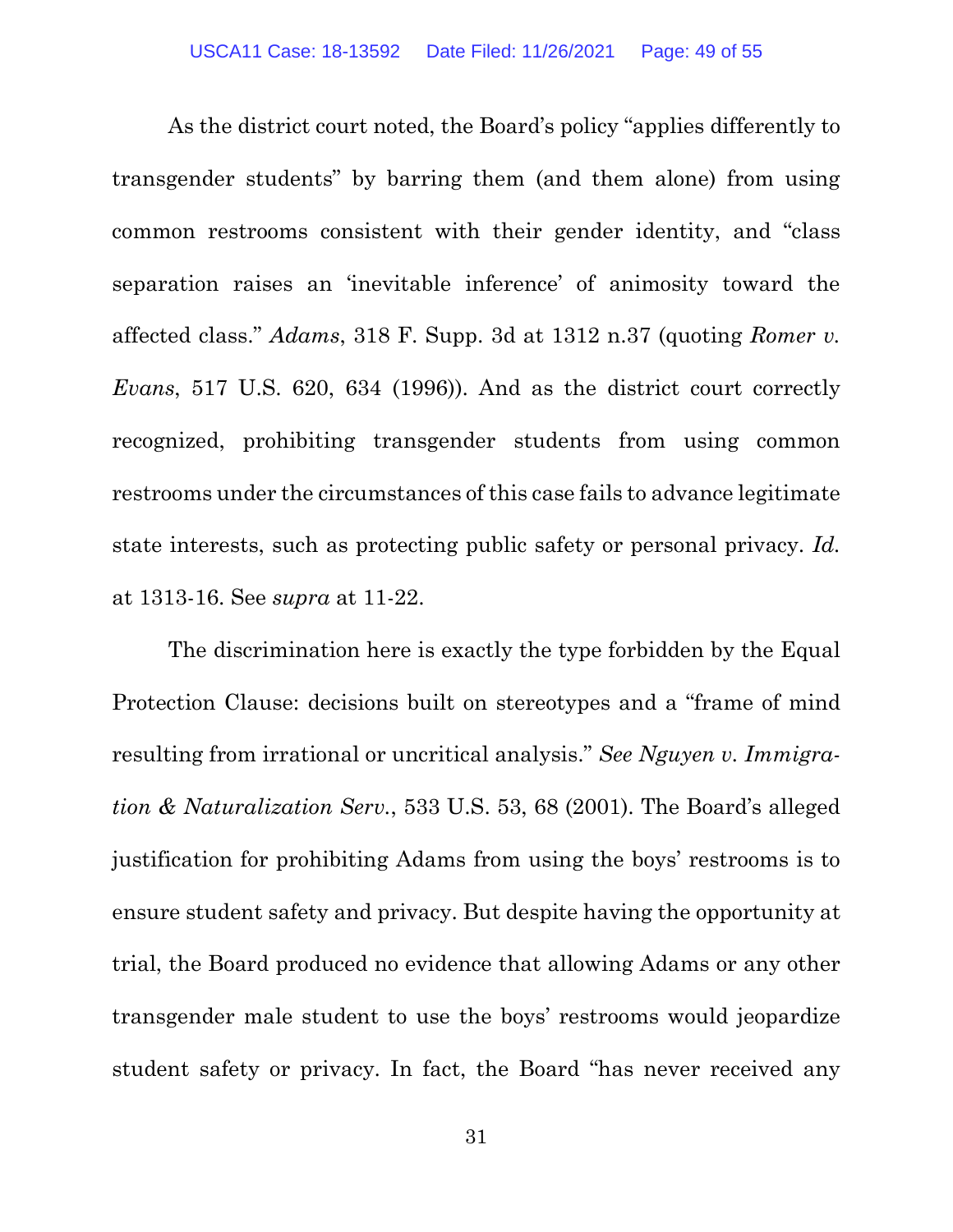As the district court noted, the Board's policy "applies differently to transgender students" by barring them (and them alone) from using common restrooms consistent with their gender identity, and "class separation raises an 'inevitable inference' of animosity toward the affected class." *Adams*, 318 F. Supp. 3d at 1312 n.37 (quoting *Romer v. Evans*, 517 U.S. 620, 634 (1996)). And as the district court correctly recognized, prohibiting transgender students from using common restrooms under the circumstances of this case fails to advance legitimate state interests, such as protecting public safety or personal privacy. *Id.* at 1313-16. See *supra* at 11-22.

The discrimination here is exactly the type forbidden by the Equal Protection Clause: decisions built on stereotypes and a "frame of mind resulting from irrational or uncritical analysis." *See Nguyen v. Immigration & Naturalization Serv.*, 533 U.S. 53, 68 (2001). The Board's alleged justification for prohibiting Adams from using the boys' restrooms is to ensure student safety and privacy. But despite having the opportunity at trial, the Board produced no evidence that allowing Adams or any other transgender male student to use the boys' restrooms would jeopardize student safety or privacy. In fact, the Board "has never received any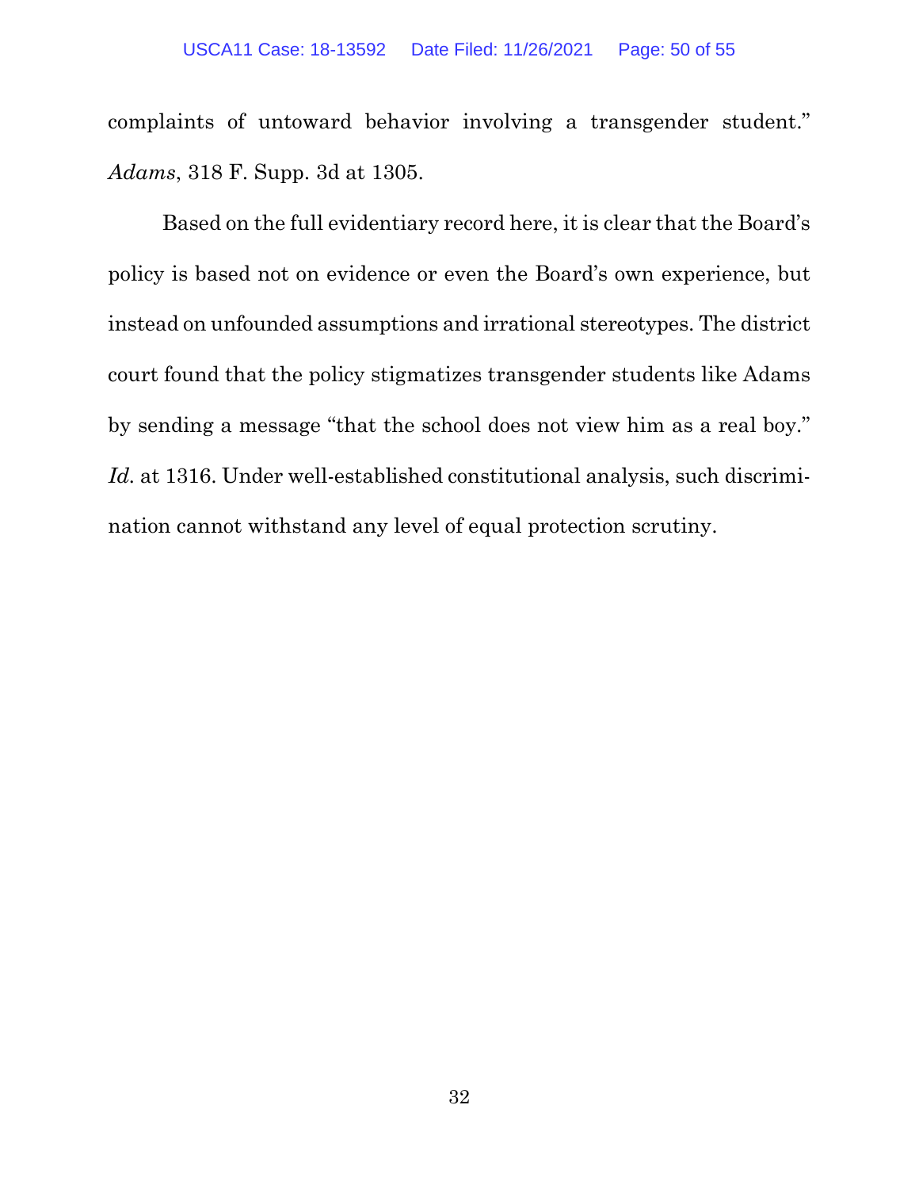complaints of untoward behavior involving a transgender student." *Adams*, 318 F. Supp. 3d at 1305.

Based on the full evidentiary record here, it is clear that the Board's policy is based not on evidence or even the Board's own experience, but instead on unfounded assumptions and irrational stereotypes. The district court found that the policy stigmatizes transgender students like Adams by sending a message "that the school does not view him as a real boy." *Id.* at 1316. Under well-established constitutional analysis, such discrimination cannot withstand any level of equal protection scrutiny.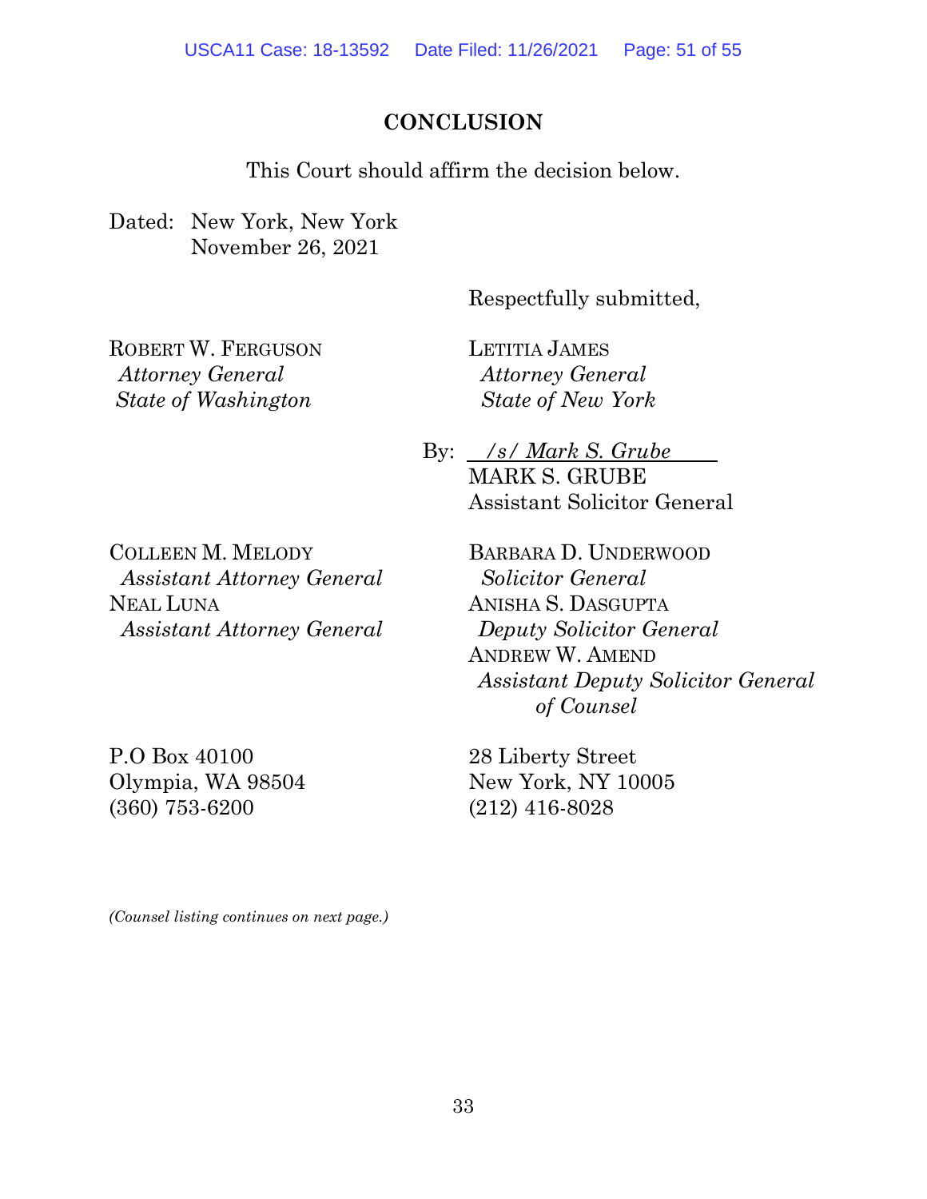## CONCLUSION

This Court should affirm the decision below.

Dated: New York, New York
November 26, 2021

Respectfully submitted,

ROBERT W. FERGUSON
*Attorney General*
*State of Washington*

LETITIA JAMES
*Attorney General*
*State of New York*

By: */s/ Mark S. Grube*
MARK S. GRUBE
Assistant Solicitor General

COLLEEN M. MELODY
*Assistant Attorney General*
NEAL LUNA
*Assistant Attorney General*

BARBARA D. UNDERWOOD
*Solicitor General*
ANISHA S. DASGUPTA
*Deputy Solicitor General*
ANDREW W. AMEND
*Assistant Deputy Solicitor General*
*of Counsel*

P.O Box 40100
Olympia, WA 98504
(360) 753-6200

28 Liberty Street
New York, NY 10005
(212) 416-8028

*(Counsel listing continues on next page.)*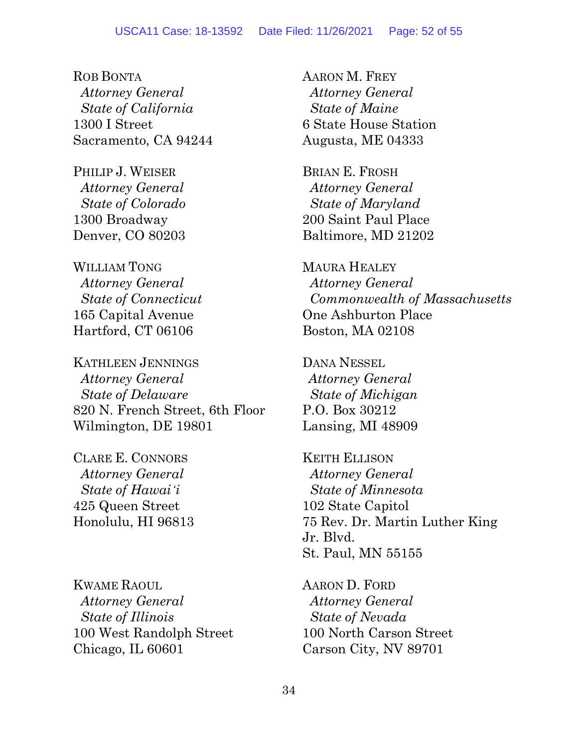ROB BONTA
*Attorney General*
*State of California*
1300 I Street
Sacramento, CA 94244

PHILIP J. WEISER
*Attorney General*
*State of Colorado*
1300 Broadway
Denver, CO 80203

WILLIAM TONG
*Attorney General*
*State of Connecticut*
165 Capital Avenue
Hartford, CT 06106

KATHLEEN JENNINGS
*Attorney General*
*State of Delaware*
820 N. French Street, 6th Floor
Wilmington, DE 19801

CLARE E. CONNORS
*Attorney General*
*State of Hawai'i*
425 Queen Street
Honolulu, HI 96813

KWAME RAOUL
*Attorney General*
*State of Illinois*
100 West Randolph Street
Chicago, IL 60601

AARON M. FREY
*Attorney General*
*State of Maine*
6 State House Station
Augusta, ME 04333

BRIAN E. FROSH
*Attorney General*
*State of Maryland*
200 Saint Paul Place
Baltimore, MD 21202

MAURA HEALEY
*Attorney General*
*Commonwealth of Massachusetts*
One Ashburton Place
Boston, MA 02108

DANA NESSEL
*Attorney General*
*State of Michigan*
P.O. Box 30212
Lansing, MI 48909

KEITH ELLISON
*Attorney General*
*State of Minnesota*
102 State Capitol
75 Rev. Dr. Martin Luther King Jr. Blvd.
St. Paul, MN 55155

AARON D. FORD
*Attorney General*
*State of Nevada*
100 North Carson Street
Carson City, NV 89701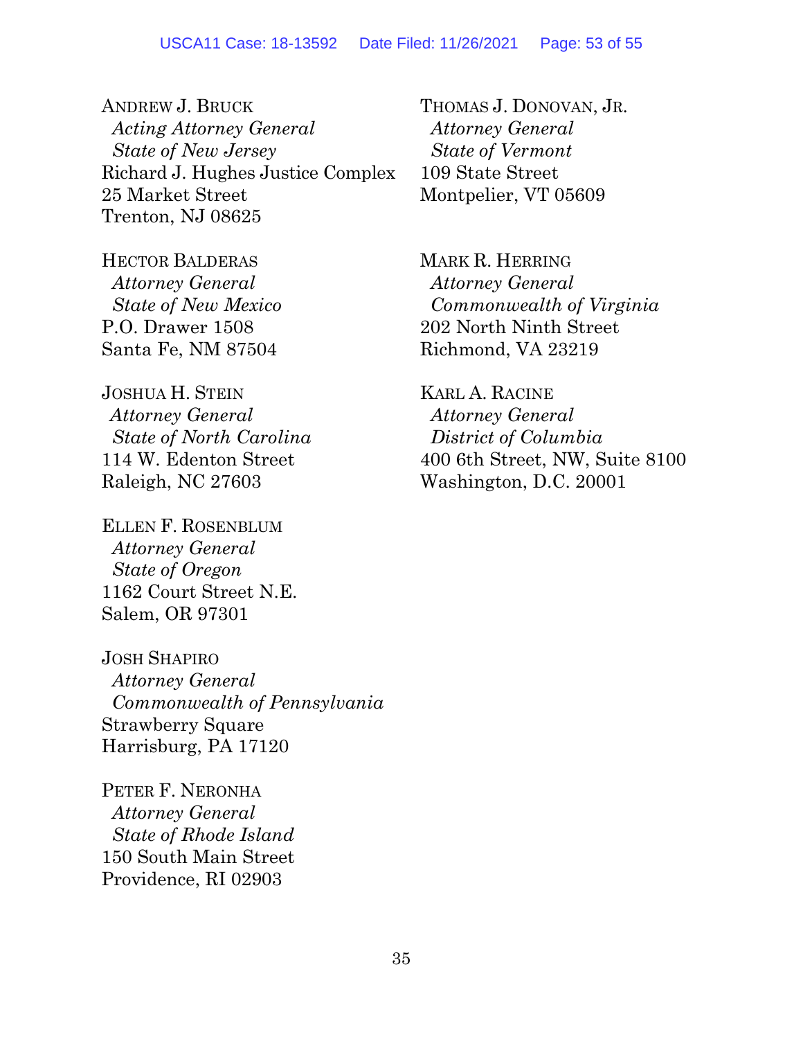ANDREW J. BRUCK
*Acting Attorney General*
*State of New Jersey*
Richard J. Hughes Justice Complex
25 Market Street
Trenton, NJ 08625

HECTOR BALDERAS
*Attorney General*
*State of New Mexico*
P.O. Drawer 1508
Santa Fe, NM 87504

JOSHUA H. STEIN
*Attorney General*
*State of North Carolina*
114 W. Edenton Street
Raleigh, NC 27603

ELLEN F. ROSENBLUM
*Attorney General*
*State of Oregon*
1162 Court Street N.E.
Salem, OR 97301

JOSH SHAPIRO
*Attorney General*
*Commonwealth of Pennsylvania*
Strawberry Square
Harrisburg, PA 17120

PETER F. NERONHA
*Attorney General*
*State of Rhode Island*
150 South Main Street
Providence, RI 02903

THOMAS J. DONOVAN, JR.
*Attorney General*
*State of Vermont*
109 State Street
Montpelier, VT 05609

MARK R. HERRING
*Attorney General*
*Commonwealth of Virginia*
202 North Ninth Street
Richmond, VA 23219

KARL A. RACINE
*Attorney General*
*District of Columbia*
400 6th Street, NW, Suite 8100
Washington, D.C. 20001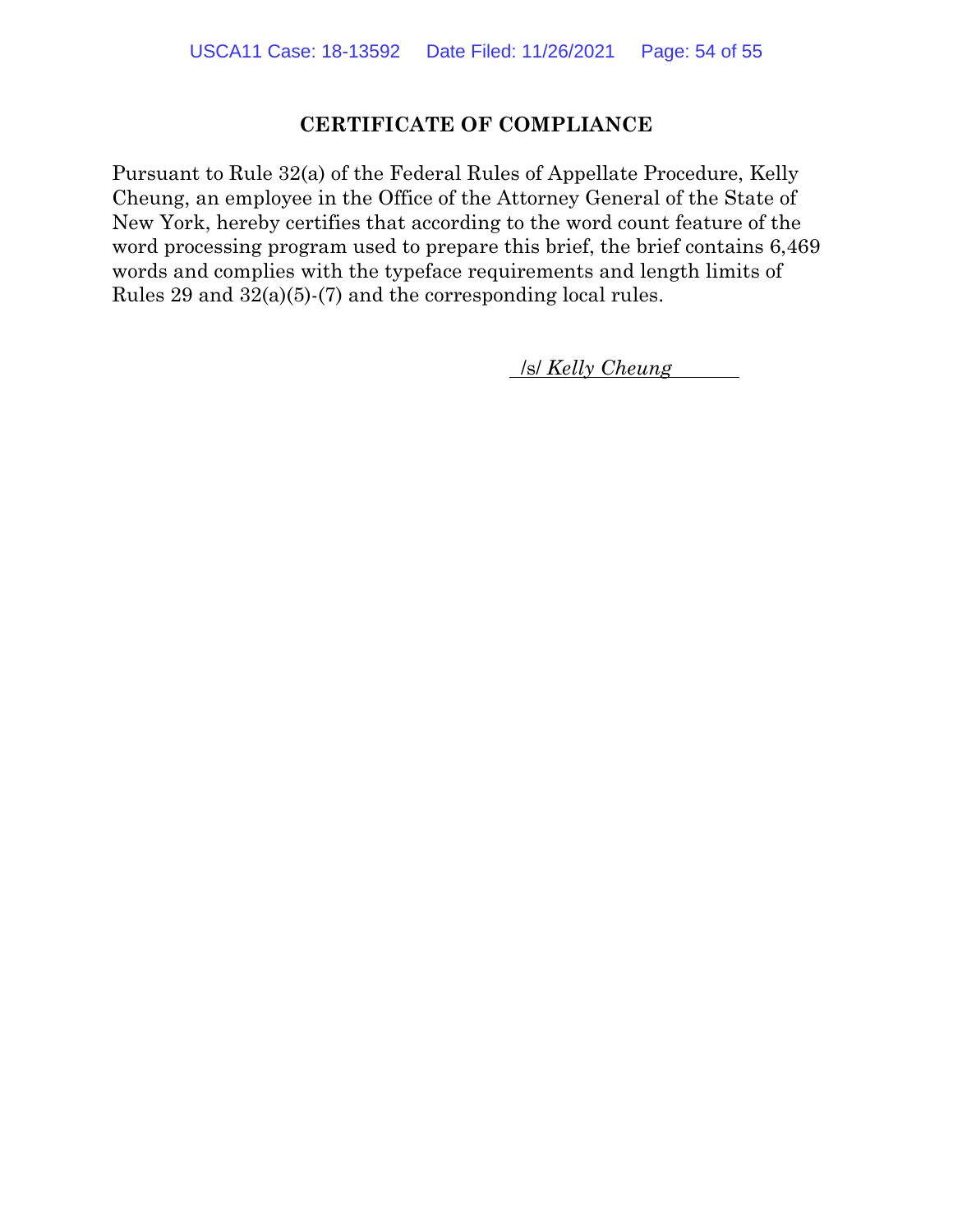## CERTIFICATE OF COMPLIANCE

Pursuant to Rule 32(a) of the Federal Rules of Appellate Procedure, Kelly Cheung, an employee in the Office of the Attorney General of the State of New York, hereby certifies that according to the word count feature of the word processing program used to prepare this brief, the brief contains 6,469 words and complies with the typeface requirements and length limits of Rules 29 and 32(a)(5)-(7) and the corresponding local rules.

/s/ *Kelly Cheung*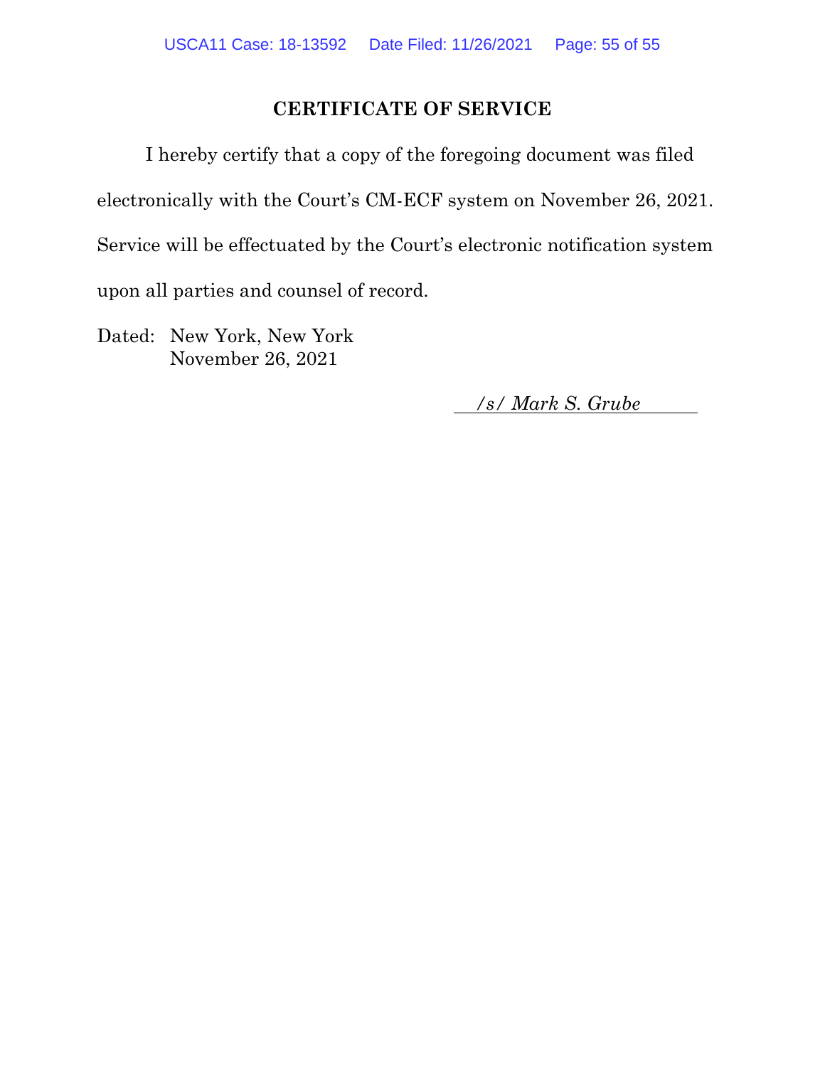## CERTIFICATE OF SERVICE

I hereby certify that a copy of the foregoing document was filed electronically with the Court's CM-ECF system on November 26, 2021. Service will be effectuated by the Court's electronic notification system upon all parties and counsel of record.

Dated: New York, New York
November 26, 2021

*/s/ Mark S. Grube*